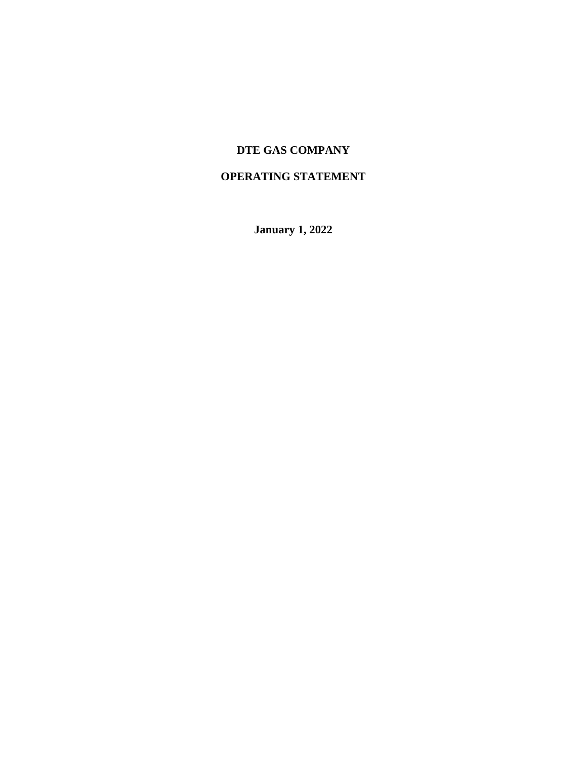# DTE GAS COMPANY

## OPERATING STATEMENT

**January 1, 2022**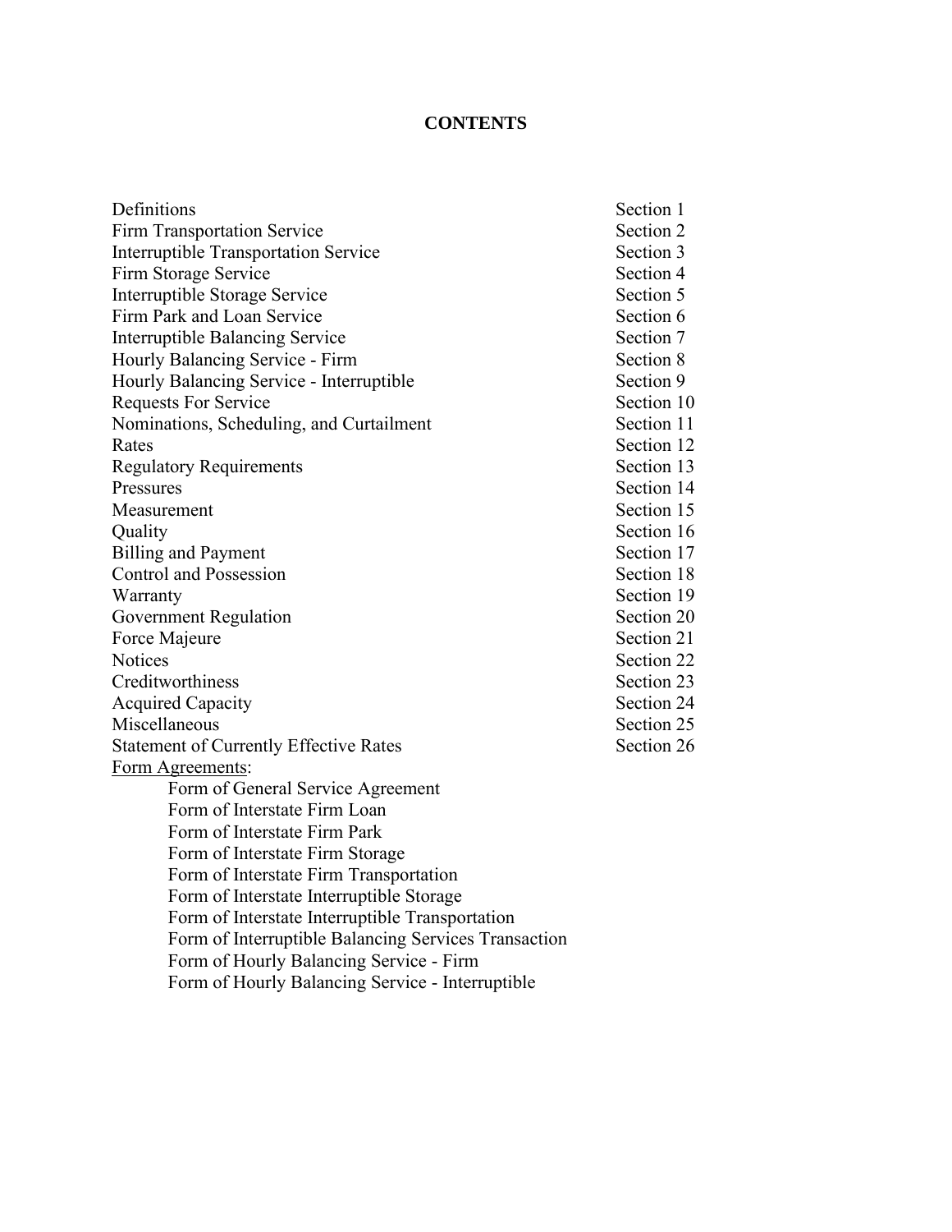# CONTENTS

| | |
|---|---|
| Definitions | Section 1 |
| Firm Transportation Service | Section 2 |
| Interruptible Transportation Service | Section 3 |
| Firm Storage Service | Section 4 |
| Interruptible Storage Service | Section 5 |
| Firm Park and Loan Service | Section 6 |
| Interruptible Balancing Service | Section 7 |
| Hourly Balancing Service - Firm | Section 8 |
| Hourly Balancing Service - Interruptible | Section 9 |
| Requests For Service | Section 10 |
| Nominations, Scheduling, and Curtailment | Section 11 |
| Rates | Section 12 |
| Regulatory Requirements | Section 13 |
| Pressures | Section 14 |
| Measurement | Section 15 |
| Quality | Section 16 |
| Billing and Payment | Section 17 |
| Control and Possession | Section 18 |
| Warranty | Section 19 |
| Government Regulation | Section 20 |
| Force Majeure | Section 21 |
| Notices | Section 22 |
| Creditworthiness | Section 23 |
| Acquired Capacity | Section 24 |
| Miscellaneous | Section 25 |
| Statement of Currently Effective Rates | Section 26 |

<u>Form Agreements</u>:

- Form of General Service Agreement
- Form of Interstate Firm Loan
- Form of Interstate Firm Park
- Form of Interstate Firm Storage
- Form of Interstate Firm Transportation
- Form of Interstate Interruptible Storage
- Form of Interstate Interruptible Transportation
- Form of Interruptible Balancing Services Transaction
- Form of Hourly Balancing Service - Firm
- Form of Hourly Balancing Service - Interruptible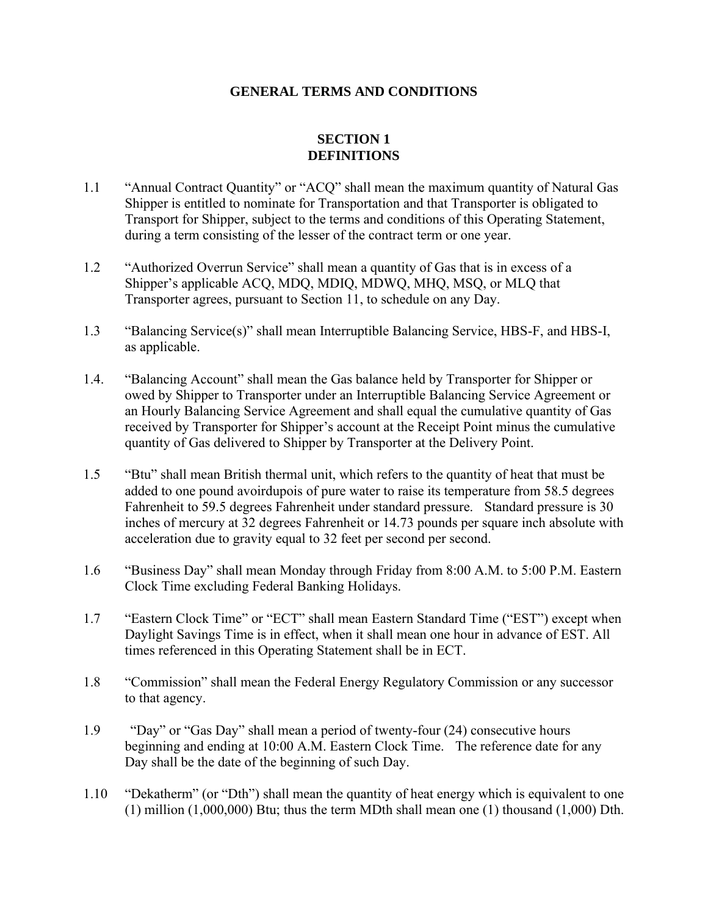# GENERAL TERMS AND CONDITIONS

## SECTION 1
## DEFINITIONS

1.1 "Annual Contract Quantity" or "ACQ" shall mean the maximum quantity of Natural Gas Shipper is entitled to nominate for Transportation and that Transporter is obligated to Transport for Shipper, subject to the terms and conditions of this Operating Statement, during a term consisting of the lesser of the contract term or one year.

1.2 "Authorized Overrun Service" shall mean a quantity of Gas that is in excess of a Shipper's applicable ACQ, MDQ, MDIQ, MDWQ, MHQ, MSQ, or MLQ that Transporter agrees, pursuant to Section 11, to schedule on any Day.

1.3 "Balancing Service(s)" shall mean Interruptible Balancing Service, HBS-F, and HBS-I, as applicable.

1.4. "Balancing Account" shall mean the Gas balance held by Transporter for Shipper or owed by Shipper to Transporter under an Interruptible Balancing Service Agreement or an Hourly Balancing Service Agreement and shall equal the cumulative quantity of Gas received by Transporter for Shipper's account at the Receipt Point minus the cumulative quantity of Gas delivered to Shipper by Transporter at the Delivery Point.

1.5 "Btu" shall mean British thermal unit, which refers to the quantity of heat that must be added to one pound avoirdupois of pure water to raise its temperature from 58.5 degrees Fahrenheit to 59.5 degrees Fahrenheit under standard pressure. Standard pressure is 30 inches of mercury at 32 degrees Fahrenheit or 14.73 pounds per square inch absolute with acceleration due to gravity equal to 32 feet per second per second.

1.6 "Business Day" shall mean Monday through Friday from 8:00 A.M. to 5:00 P.M. Eastern Clock Time excluding Federal Banking Holidays.

1.7 "Eastern Clock Time" or "ECT" shall mean Eastern Standard Time ("EST") except when Daylight Savings Time is in effect, when it shall mean one hour in advance of EST. All times referenced in this Operating Statement shall be in ECT.

1.8 "Commission" shall mean the Federal Energy Regulatory Commission or any successor to that agency.

1.9 "Day" or "Gas Day" shall mean a period of twenty-four (24) consecutive hours beginning and ending at 10:00 A.M. Eastern Clock Time. The reference date for any Day shall be the date of the beginning of such Day.

1.10 "Dekatherm" (or "Dth") shall mean the quantity of heat energy which is equivalent to one (1) million (1,000,000) Btu; thus the term MDth shall mean one (1) thousand (1,000) Dth.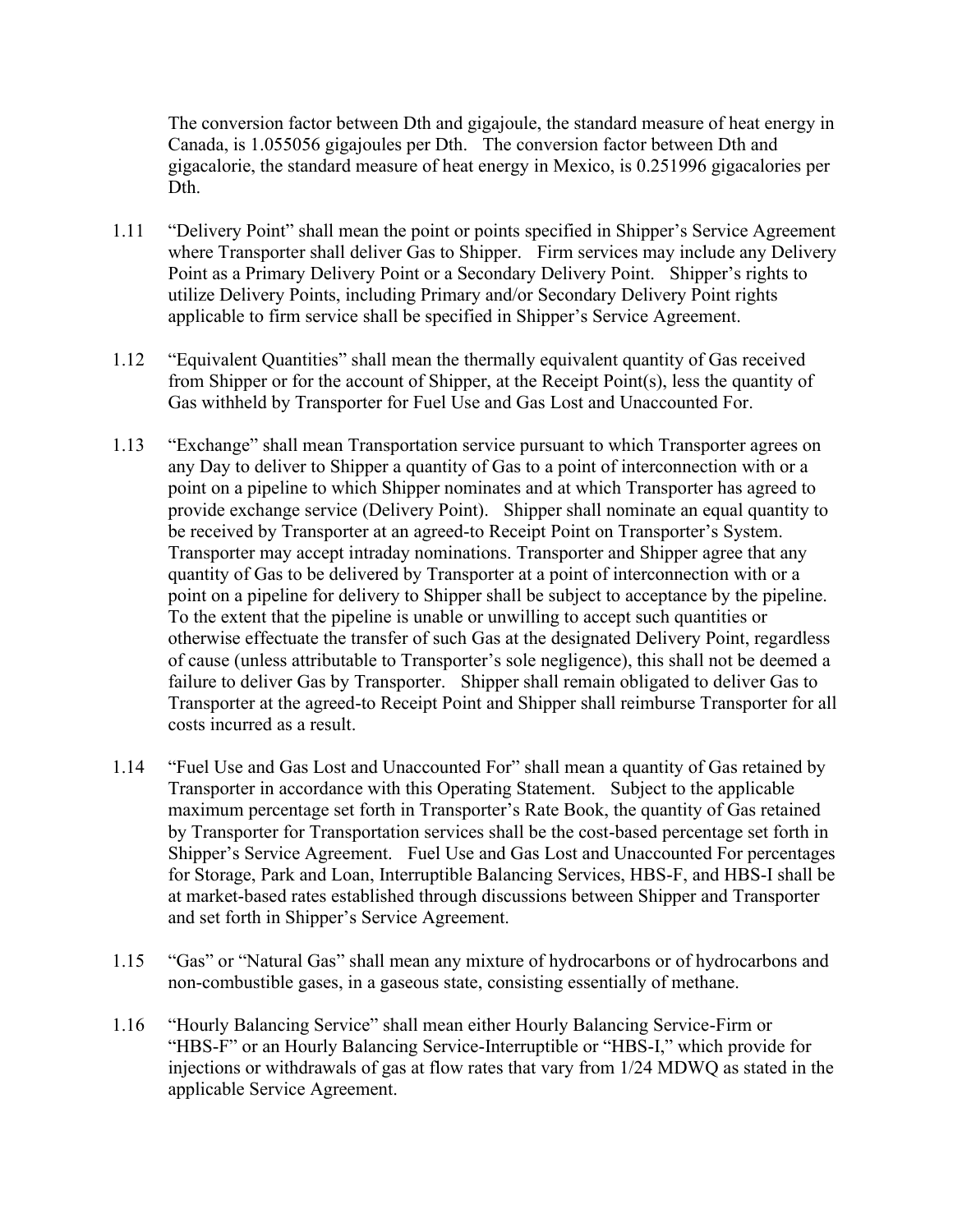The conversion factor between Dth and gigajoule, the standard measure of heat energy in Canada, is 1.055056 gigajoules per Dth. The conversion factor between Dth and gigacalorie, the standard measure of heat energy in Mexico, is 0.251996 gigacalories per Dth.

1.11 "Delivery Point" shall mean the point or points specified in Shipper's Service Agreement where Transporter shall deliver Gas to Shipper. Firm services may include any Delivery Point as a Primary Delivery Point or a Secondary Delivery Point. Shipper's rights to utilize Delivery Points, including Primary and/or Secondary Delivery Point rights applicable to firm service shall be specified in Shipper's Service Agreement.

1.12 "Equivalent Quantities" shall mean the thermally equivalent quantity of Gas received from Shipper or for the account of Shipper, at the Receipt Point(s), less the quantity of Gas withheld by Transporter for Fuel Use and Gas Lost and Unaccounted For.

1.13 "Exchange" shall mean Transportation service pursuant to which Transporter agrees on any Day to deliver to Shipper a quantity of Gas to a point of interconnection with or a point on a pipeline to which Shipper nominates and at which Transporter has agreed to provide exchange service (Delivery Point). Shipper shall nominate an equal quantity to be received by Transporter at an agreed-to Receipt Point on Transporter's System. Transporter may accept intraday nominations. Transporter and Shipper agree that any quantity of Gas to be delivered by Transporter at a point of interconnection with or a point on a pipeline for delivery to Shipper shall be subject to acceptance by the pipeline. To the extent that the pipeline is unable or unwilling to accept such quantities or otherwise effectuate the transfer of such Gas at the designated Delivery Point, regardless of cause (unless attributable to Transporter's sole negligence), this shall not be deemed a failure to deliver Gas by Transporter. Shipper shall remain obligated to deliver Gas to Transporter at the agreed-to Receipt Point and Shipper shall reimburse Transporter for all costs incurred as a result.

1.14 "Fuel Use and Gas Lost and Unaccounted For" shall mean a quantity of Gas retained by Transporter in accordance with this Operating Statement. Subject to the applicable maximum percentage set forth in Transporter's Rate Book, the quantity of Gas retained by Transporter for Transportation services shall be the cost-based percentage set forth in Shipper's Service Agreement. Fuel Use and Gas Lost and Unaccounted For percentages for Storage, Park and Loan, Interruptible Balancing Services, HBS-F, and HBS-I shall be at market-based rates established through discussions between Shipper and Transporter and set forth in Shipper's Service Agreement.

1.15 "Gas" or "Natural Gas" shall mean any mixture of hydrocarbons or of hydrocarbons and non-combustible gases, in a gaseous state, consisting essentially of methane.

1.16 "Hourly Balancing Service" shall mean either Hourly Balancing Service-Firm or "HBS-F" or an Hourly Balancing Service-Interruptible or "HBS-I," which provide for injections or withdrawals of gas at flow rates that vary from 1/24 MDWQ as stated in the applicable Service Agreement.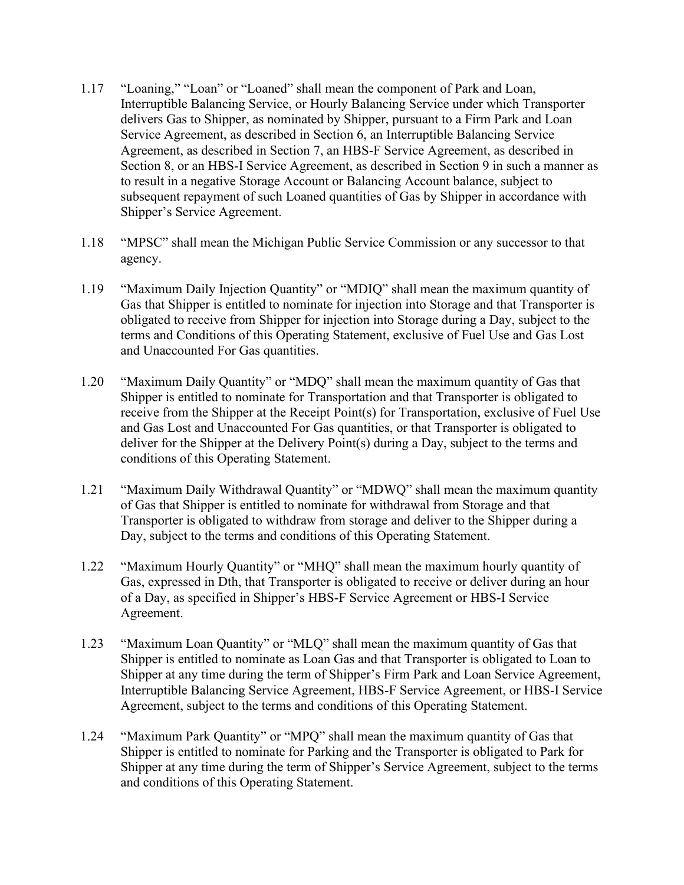1.17 "Loaning," "Loan" or "Loaned" shall mean the component of Park and Loan, Interruptible Balancing Service, or Hourly Balancing Service under which Transporter delivers Gas to Shipper, as nominated by Shipper, pursuant to a Firm Park and Loan Service Agreement, as described in Section 6, an Interruptible Balancing Service Agreement, as described in Section 7, an HBS-F Service Agreement, as described in Section 8, or an HBS-I Service Agreement, as described in Section 9 in such a manner as to result in a negative Storage Account or Balancing Account balance, subject to subsequent repayment of such Loaned quantities of Gas by Shipper in accordance with Shipper's Service Agreement.

1.18 "MPSC" shall mean the Michigan Public Service Commission or any successor to that agency.

1.19 "Maximum Daily Injection Quantity" or "MDIQ" shall mean the maximum quantity of Gas that Shipper is entitled to nominate for injection into Storage and that Transporter is obligated to receive from Shipper for injection into Storage during a Day, subject to the terms and Conditions of this Operating Statement, exclusive of Fuel Use and Gas Lost and Unaccounted For Gas quantities.

1.20 "Maximum Daily Quantity" or "MDQ" shall mean the maximum quantity of Gas that Shipper is entitled to nominate for Transportation and that Transporter is obligated to receive from the Shipper at the Receipt Point(s) for Transportation, exclusive of Fuel Use and Gas Lost and Unaccounted For Gas quantities, or that Transporter is obligated to deliver for the Shipper at the Delivery Point(s) during a Day, subject to the terms and conditions of this Operating Statement.

1.21 "Maximum Daily Withdrawal Quantity" or "MDWQ" shall mean the maximum quantity of Gas that Shipper is entitled to nominate for withdrawal from Storage and that Transporter is obligated to withdraw from storage and deliver to the Shipper during a Day, subject to the terms and conditions of this Operating Statement.

1.22 "Maximum Hourly Quantity" or "MHQ" shall mean the maximum hourly quantity of Gas, expressed in Dth, that Transporter is obligated to receive or deliver during an hour of a Day, as specified in Shipper's HBS-F Service Agreement or HBS-I Service Agreement.

1.23 "Maximum Loan Quantity" or "MLQ" shall mean the maximum quantity of Gas that Shipper is entitled to nominate as Loan Gas and that Transporter is obligated to Loan to Shipper at any time during the term of Shipper's Firm Park and Loan Service Agreement, Interruptible Balancing Service Agreement, HBS-F Service Agreement, or HBS-I Service Agreement, subject to the terms and conditions of this Operating Statement.

1.24 "Maximum Park Quantity" or "MPQ" shall mean the maximum quantity of Gas that Shipper is entitled to nominate for Parking and the Transporter is obligated to Park for Shipper at any time during the term of Shipper's Service Agreement, subject to the terms and conditions of this Operating Statement.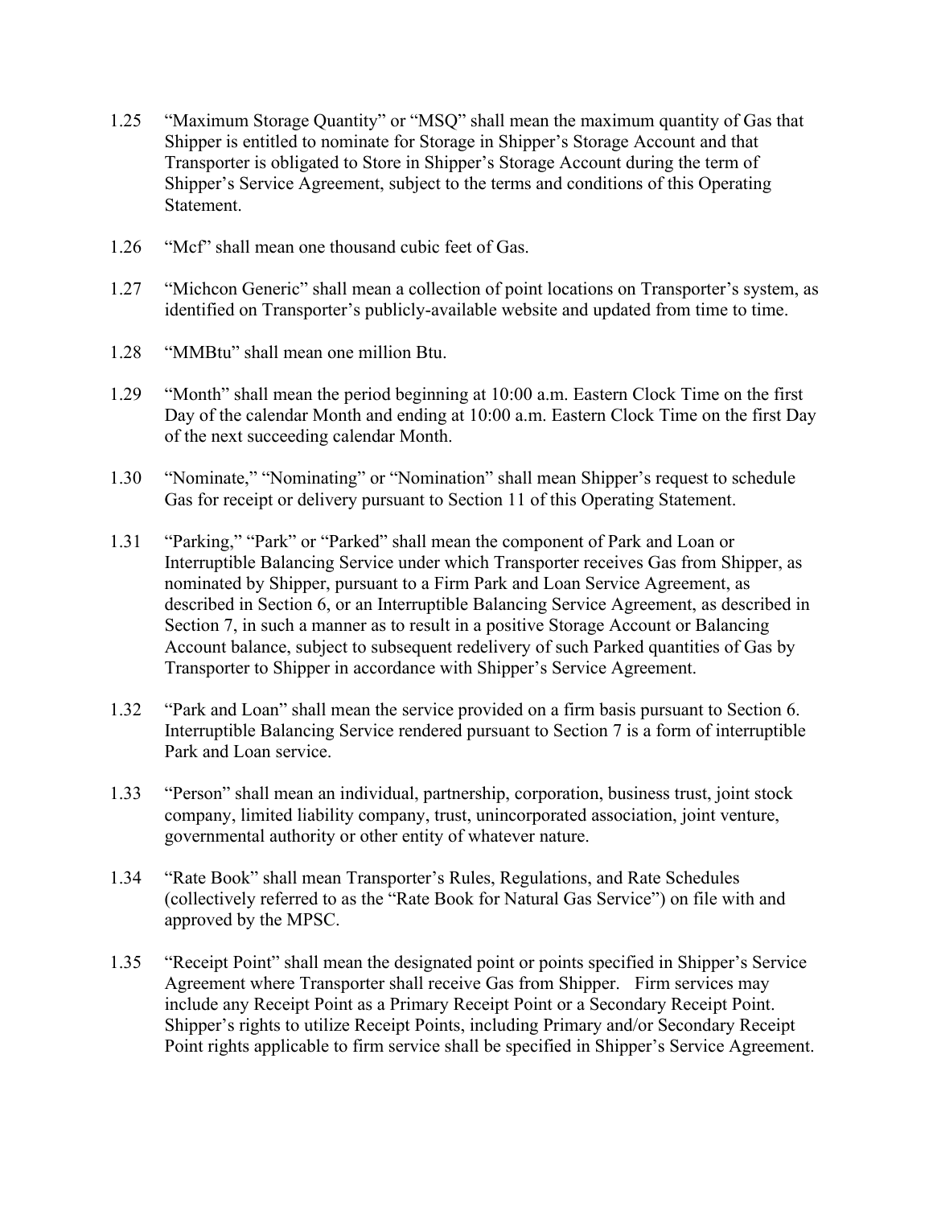1.25 "Maximum Storage Quantity" or "MSQ" shall mean the maximum quantity of Gas that Shipper is entitled to nominate for Storage in Shipper's Storage Account and that Transporter is obligated to Store in Shipper's Storage Account during the term of Shipper's Service Agreement, subject to the terms and conditions of this Operating Statement.

1.26 "Mcf" shall mean one thousand cubic feet of Gas.

1.27 "Michcon Generic" shall mean a collection of point locations on Transporter's system, as identified on Transporter's publicly-available website and updated from time to time.

1.28 "MMBtu" shall mean one million Btu.

1.29 "Month" shall mean the period beginning at 10:00 a.m. Eastern Clock Time on the first Day of the calendar Month and ending at 10:00 a.m. Eastern Clock Time on the first Day of the next succeeding calendar Month.

1.30 "Nominate," "Nominating" or "Nomination" shall mean Shipper's request to schedule Gas for receipt or delivery pursuant to Section 11 of this Operating Statement.

1.31 "Parking," "Park" or "Parked" shall mean the component of Park and Loan or Interruptible Balancing Service under which Transporter receives Gas from Shipper, as nominated by Shipper, pursuant to a Firm Park and Loan Service Agreement, as described in Section 6, or an Interruptible Balancing Service Agreement, as described in Section 7, in such a manner as to result in a positive Storage Account or Balancing Account balance, subject to subsequent redelivery of such Parked quantities of Gas by Transporter to Shipper in accordance with Shipper's Service Agreement.

1.32 "Park and Loan" shall mean the service provided on a firm basis pursuant to Section 6. Interruptible Balancing Service rendered pursuant to Section 7 is a form of interruptible Park and Loan service.

1.33 "Person" shall mean an individual, partnership, corporation, business trust, joint stock company, limited liability company, trust, unincorporated association, joint venture, governmental authority or other entity of whatever nature.

1.34 "Rate Book" shall mean Transporter's Rules, Regulations, and Rate Schedules (collectively referred to as the "Rate Book for Natural Gas Service") on file with and approved by the MPSC.

1.35 "Receipt Point" shall mean the designated point or points specified in Shipper's Service Agreement where Transporter shall receive Gas from Shipper. Firm services may include any Receipt Point as a Primary Receipt Point or a Secondary Receipt Point. Shipper's rights to utilize Receipt Points, including Primary and/or Secondary Receipt Point rights applicable to firm service shall be specified in Shipper's Service Agreement.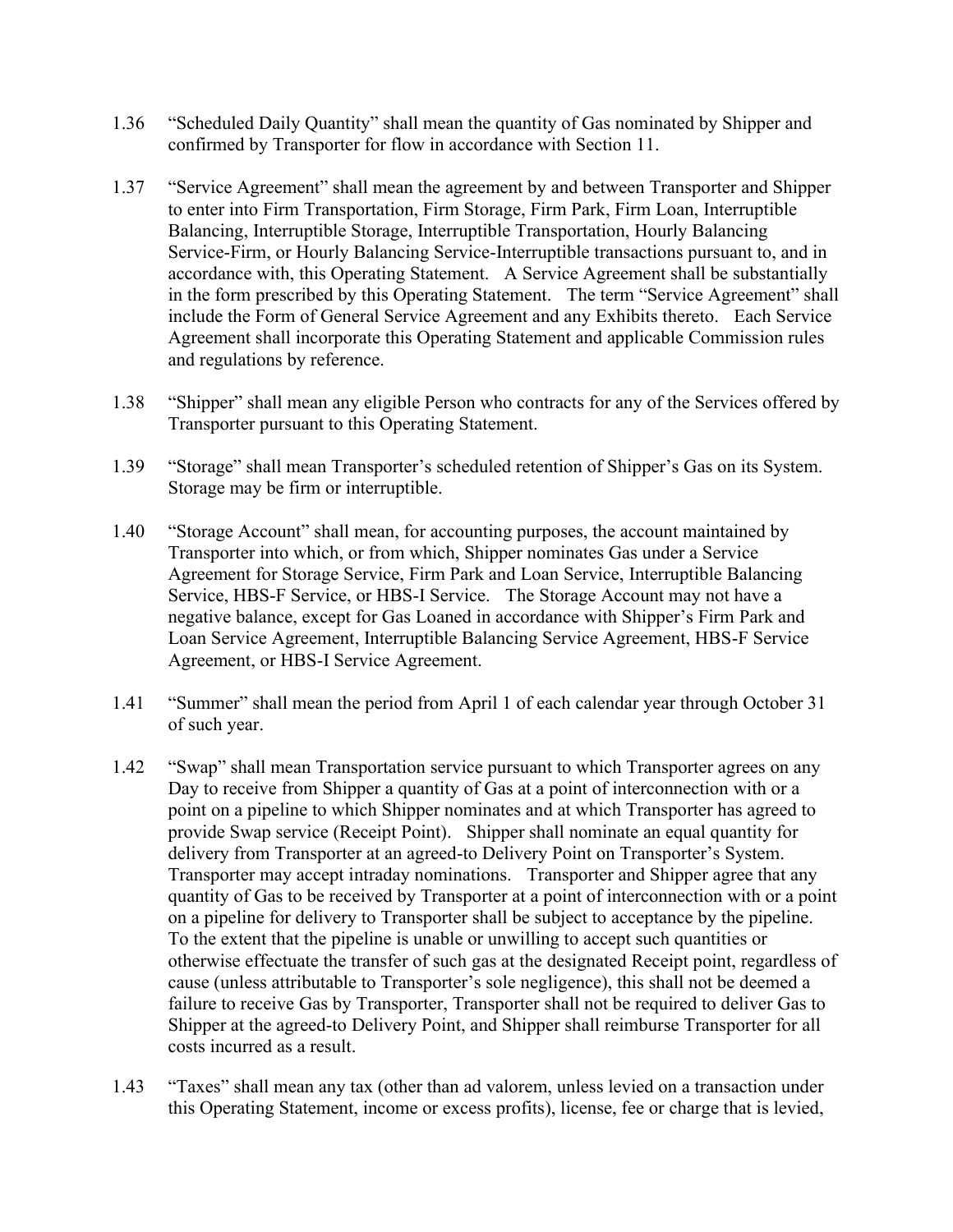1.36 "Scheduled Daily Quantity" shall mean the quantity of Gas nominated by Shipper and confirmed by Transporter for flow in accordance with Section 11.

1.37 "Service Agreement" shall mean the agreement by and between Transporter and Shipper to enter into Firm Transportation, Firm Storage, Firm Park, Firm Loan, Interruptible Balancing, Interruptible Storage, Interruptible Transportation, Hourly Balancing Service-Firm, or Hourly Balancing Service-Interruptible transactions pursuant to, and in accordance with, this Operating Statement. A Service Agreement shall be substantially in the form prescribed by this Operating Statement. The term "Service Agreement" shall include the Form of General Service Agreement and any Exhibits thereto. Each Service Agreement shall incorporate this Operating Statement and applicable Commission rules and regulations by reference.

1.38 "Shipper" shall mean any eligible Person who contracts for any of the Services offered by Transporter pursuant to this Operating Statement.

1.39 "Storage" shall mean Transporter's scheduled retention of Shipper's Gas on its System. Storage may be firm or interruptible.

1.40 "Storage Account" shall mean, for accounting purposes, the account maintained by Transporter into which, or from which, Shipper nominates Gas under a Service Agreement for Storage Service, Firm Park and Loan Service, Interruptible Balancing Service, HBS-F Service, or HBS-I Service. The Storage Account may not have a negative balance, except for Gas Loaned in accordance with Shipper's Firm Park and Loan Service Agreement, Interruptible Balancing Service Agreement, HBS-F Service Agreement, or HBS-I Service Agreement.

1.41 "Summer" shall mean the period from April 1 of each calendar year through October 31 of such year.

1.42 "Swap" shall mean Transportation service pursuant to which Transporter agrees on any Day to receive from Shipper a quantity of Gas at a point of interconnection with or a point on a pipeline to which Shipper nominates and at which Transporter has agreed to provide Swap service (Receipt Point). Shipper shall nominate an equal quantity for delivery from Transporter at an agreed-to Delivery Point on Transporter's System. Transporter may accept intraday nominations. Transporter and Shipper agree that any quantity of Gas to be received by Transporter at a point of interconnection with or a point on a pipeline for delivery to Transporter shall be subject to acceptance by the pipeline. To the extent that the pipeline is unable or unwilling to accept such quantities or otherwise effectuate the transfer of such gas at the designated Receipt point, regardless of cause (unless attributable to Transporter's sole negligence), this shall not be deemed a failure to receive Gas by Transporter, Transporter shall not be required to deliver Gas to Shipper at the agreed-to Delivery Point, and Shipper shall reimburse Transporter for all costs incurred as a result.

1.43 "Taxes" shall mean any tax (other than ad valorem, unless levied on a transaction under this Operating Statement, income or excess profits), license, fee or charge that is levied,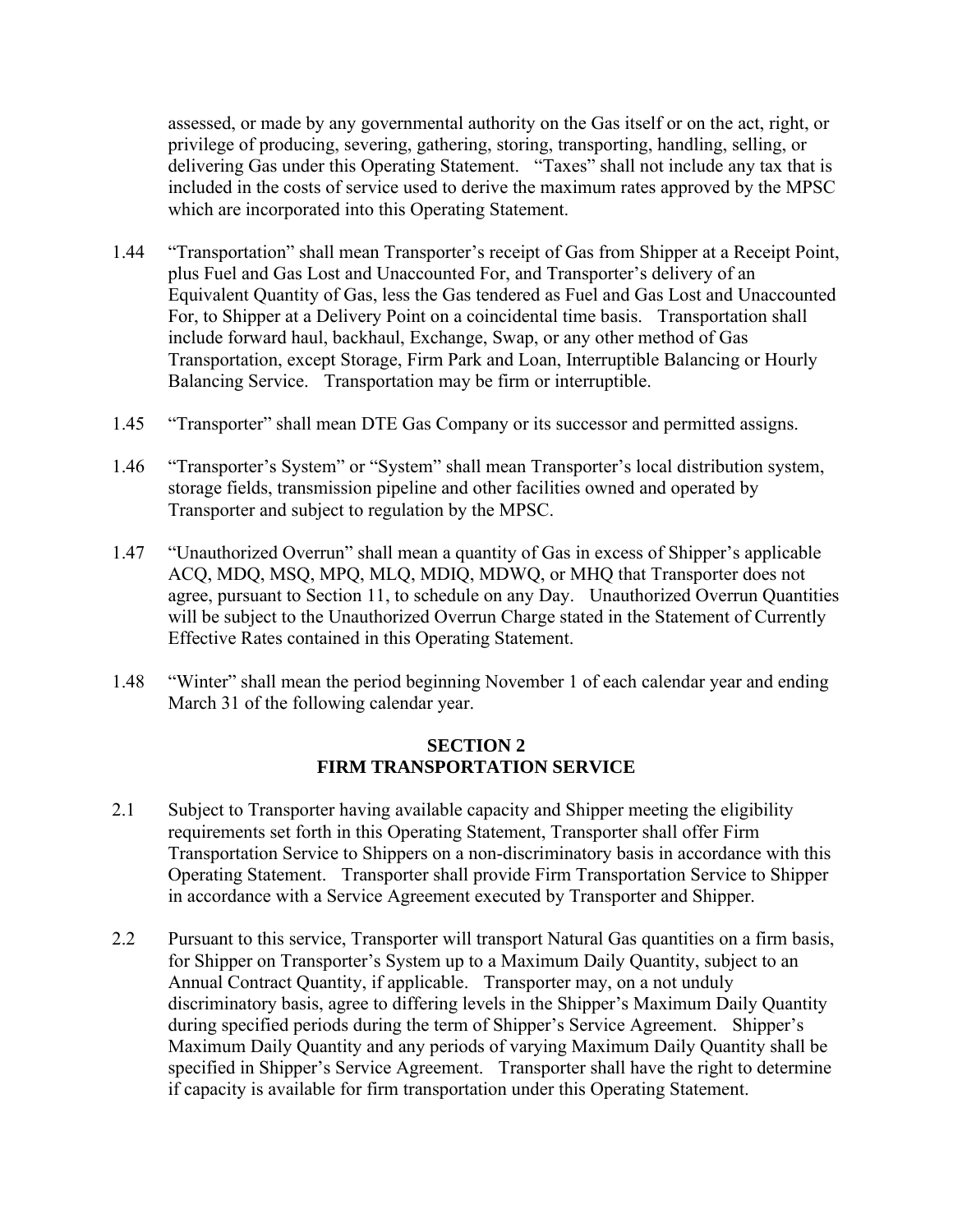assessed, or made by any governmental authority on the Gas itself or on the act, right, or privilege of producing, severing, gathering, storing, transporting, handling, selling, or delivering Gas under this Operating Statement. "Taxes" shall not include any tax that is included in the costs of service used to derive the maximum rates approved by the MPSC which are incorporated into this Operating Statement.

1.44 "Transportation" shall mean Transporter's receipt of Gas from Shipper at a Receipt Point, plus Fuel and Gas Lost and Unaccounted For, and Transporter's delivery of an Equivalent Quantity of Gas, less the Gas tendered as Fuel and Gas Lost and Unaccounted For, to Shipper at a Delivery Point on a coincidental time basis. Transportation shall include forward haul, backhaul, Exchange, Swap, or any other method of Gas Transportation, except Storage, Firm Park and Loan, Interruptible Balancing or Hourly Balancing Service. Transportation may be firm or interruptible.

1.45 "Transporter" shall mean DTE Gas Company or its successor and permitted assigns.

1.46 "Transporter's System" or "System" shall mean Transporter's local distribution system, storage fields, transmission pipeline and other facilities owned and operated by Transporter and subject to regulation by the MPSC.

1.47 "Unauthorized Overrun" shall mean a quantity of Gas in excess of Shipper's applicable ACQ, MDQ, MSQ, MPQ, MLQ, MDIQ, MDWQ, or MHQ that Transporter does not agree, pursuant to Section 11, to schedule on any Day. Unauthorized Overrun Quantities will be subject to the Unauthorized Overrun Charge stated in the Statement of Currently Effective Rates contained in this Operating Statement.

1.48 "Winter" shall mean the period beginning November 1 of each calendar year and ending March 31 of the following calendar year.

## SECTION 2
## FIRM TRANSPORTATION SERVICE

2.1 Subject to Transporter having available capacity and Shipper meeting the eligibility requirements set forth in this Operating Statement, Transporter shall offer Firm Transportation Service to Shippers on a non-discriminatory basis in accordance with this Operating Statement. Transporter shall provide Firm Transportation Service to Shipper in accordance with a Service Agreement executed by Transporter and Shipper.

2.2 Pursuant to this service, Transporter will transport Natural Gas quantities on a firm basis, for Shipper on Transporter's System up to a Maximum Daily Quantity, subject to an Annual Contract Quantity, if applicable. Transporter may, on a not unduly discriminatory basis, agree to differing levels in the Shipper's Maximum Daily Quantity during specified periods during the term of Shipper's Service Agreement. Shipper's Maximum Daily Quantity and any periods of varying Maximum Daily Quantity shall be specified in Shipper's Service Agreement. Transporter shall have the right to determine if capacity is available for firm transportation under this Operating Statement.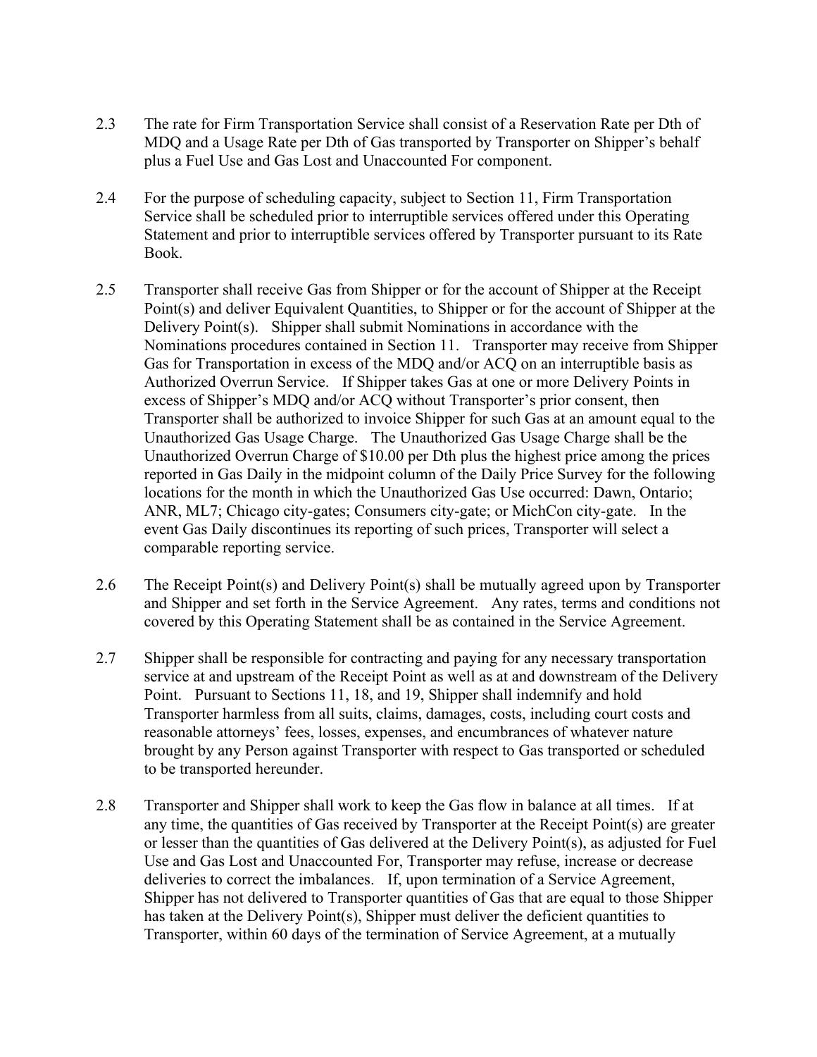2.3 The rate for Firm Transportation Service shall consist of a Reservation Rate per Dth of MDQ and a Usage Rate per Dth of Gas transported by Transporter on Shipper's behalf plus a Fuel Use and Gas Lost and Unaccounted For component.

2.4 For the purpose of scheduling capacity, subject to Section 11, Firm Transportation Service shall be scheduled prior to interruptible services offered under this Operating Statement and prior to interruptible services offered by Transporter pursuant to its Rate Book.

2.5 Transporter shall receive Gas from Shipper or for the account of Shipper at the Receipt Point(s) and deliver Equivalent Quantities, to Shipper or for the account of Shipper at the Delivery Point(s). Shipper shall submit Nominations in accordance with the Nominations procedures contained in Section 11. Transporter may receive from Shipper Gas for Transportation in excess of the MDQ and/or ACQ on an interruptible basis as Authorized Overrun Service. If Shipper takes Gas at one or more Delivery Points in excess of Shipper's MDQ and/or ACQ without Transporter's prior consent, then Transporter shall be authorized to invoice Shipper for such Gas at an amount equal to the Unauthorized Gas Usage Charge. The Unauthorized Gas Usage Charge shall be the Unauthorized Overrun Charge of $10.00 per Dth plus the highest price among the prices reported in Gas Daily in the midpoint column of the Daily Price Survey for the following locations for the month in which the Unauthorized Gas Use occurred: Dawn, Ontario; ANR, ML7; Chicago city-gates; Consumers city-gate; or MichCon city-gate. In the event Gas Daily discontinues its reporting of such prices, Transporter will select a comparable reporting service.

2.6 The Receipt Point(s) and Delivery Point(s) shall be mutually agreed upon by Transporter and Shipper and set forth in the Service Agreement. Any rates, terms and conditions not covered by this Operating Statement shall be as contained in the Service Agreement.

2.7 Shipper shall be responsible for contracting and paying for any necessary transportation service at and upstream of the Receipt Point as well as at and downstream of the Delivery Point. Pursuant to Sections 11, 18, and 19, Shipper shall indemnify and hold Transporter harmless from all suits, claims, damages, costs, including court costs and reasonable attorneys' fees, losses, expenses, and encumbrances of whatever nature brought by any Person against Transporter with respect to Gas transported or scheduled to be transported hereunder.

2.8 Transporter and Shipper shall work to keep the Gas flow in balance at all times. If at any time, the quantities of Gas received by Transporter at the Receipt Point(s) are greater or lesser than the quantities of Gas delivered at the Delivery Point(s), as adjusted for Fuel Use and Gas Lost and Unaccounted For, Transporter may refuse, increase or decrease deliveries to correct the imbalances. If, upon termination of a Service Agreement, Shipper has not delivered to Transporter quantities of Gas that are equal to those Shipper has taken at the Delivery Point(s), Shipper must deliver the deficient quantities to Transporter, within 60 days of the termination of Service Agreement, at a mutually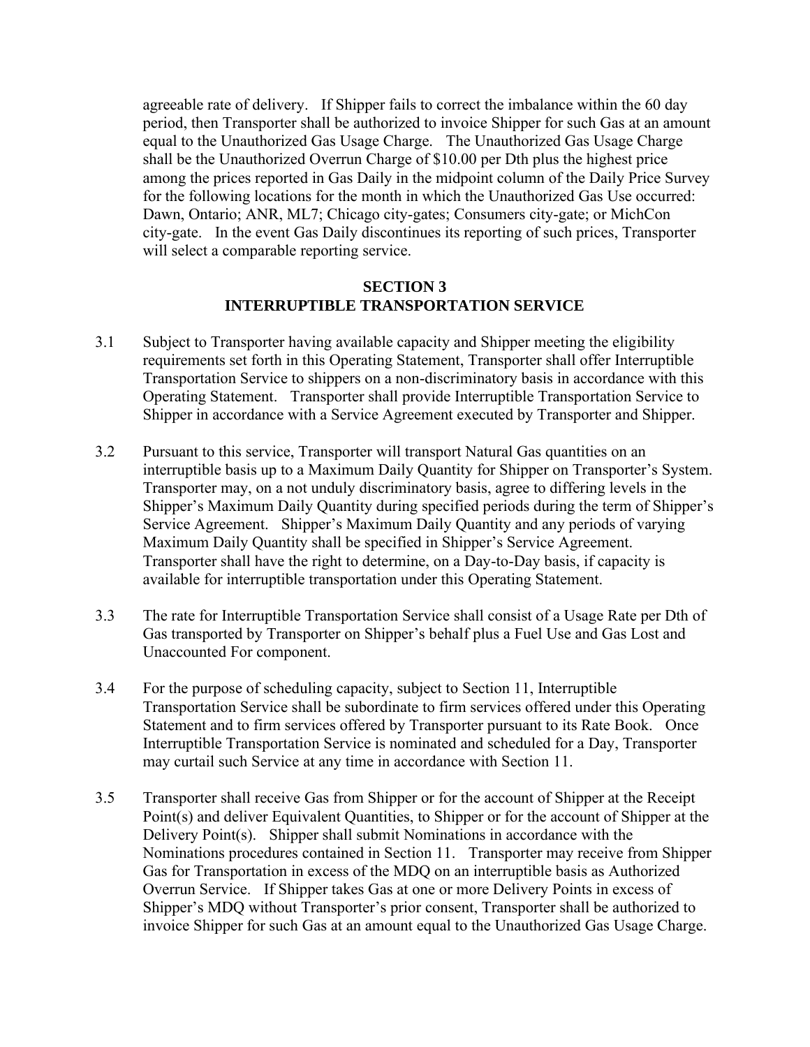agreeable rate of delivery. If Shipper fails to correct the imbalance within the 60 day period, then Transporter shall be authorized to invoice Shipper for such Gas at an amount equal to the Unauthorized Gas Usage Charge. The Unauthorized Gas Usage Charge shall be the Unauthorized Overrun Charge of $10.00 per Dth plus the highest price among the prices reported in Gas Daily in the midpoint column of the Daily Price Survey for the following locations for the month in which the Unauthorized Gas Use occurred: Dawn, Ontario; ANR, ML7; Chicago city-gates; Consumers city-gate; or MichCon city-gate. In the event Gas Daily discontinues its reporting of such prices, Transporter will select a comparable reporting service.

## SECTION 3
## INTERRUPTIBLE TRANSPORTATION SERVICE

3.1 Subject to Transporter having available capacity and Shipper meeting the eligibility requirements set forth in this Operating Statement, Transporter shall offer Interruptible Transportation Service to shippers on a non-discriminatory basis in accordance with this Operating Statement. Transporter shall provide Interruptible Transportation Service to Shipper in accordance with a Service Agreement executed by Transporter and Shipper.

3.2 Pursuant to this service, Transporter will transport Natural Gas quantities on an interruptible basis up to a Maximum Daily Quantity for Shipper on Transporter's System. Transporter may, on a not unduly discriminatory basis, agree to differing levels in the Shipper's Maximum Daily Quantity during specified periods during the term of Shipper's Service Agreement. Shipper's Maximum Daily Quantity and any periods of varying Maximum Daily Quantity shall be specified in Shipper's Service Agreement. Transporter shall have the right to determine, on a Day-to-Day basis, if capacity is available for interruptible transportation under this Operating Statement.

3.3 The rate for Interruptible Transportation Service shall consist of a Usage Rate per Dth of Gas transported by Transporter on Shipper's behalf plus a Fuel Use and Gas Lost and Unaccounted For component.

3.4 For the purpose of scheduling capacity, subject to Section 11, Interruptible Transportation Service shall be subordinate to firm services offered under this Operating Statement and to firm services offered by Transporter pursuant to its Rate Book. Once Interruptible Transportation Service is nominated and scheduled for a Day, Transporter may curtail such Service at any time in accordance with Section 11.

3.5 Transporter shall receive Gas from Shipper or for the account of Shipper at the Receipt Point(s) and deliver Equivalent Quantities, to Shipper or for the account of Shipper at the Delivery Point(s). Shipper shall submit Nominations in accordance with the Nominations procedures contained in Section 11. Transporter may receive from Shipper Gas for Transportation in excess of the MDQ on an interruptible basis as Authorized Overrun Service. If Shipper takes Gas at one or more Delivery Points in excess of Shipper's MDQ without Transporter's prior consent, Transporter shall be authorized to invoice Shipper for such Gas at an amount equal to the Unauthorized Gas Usage Charge.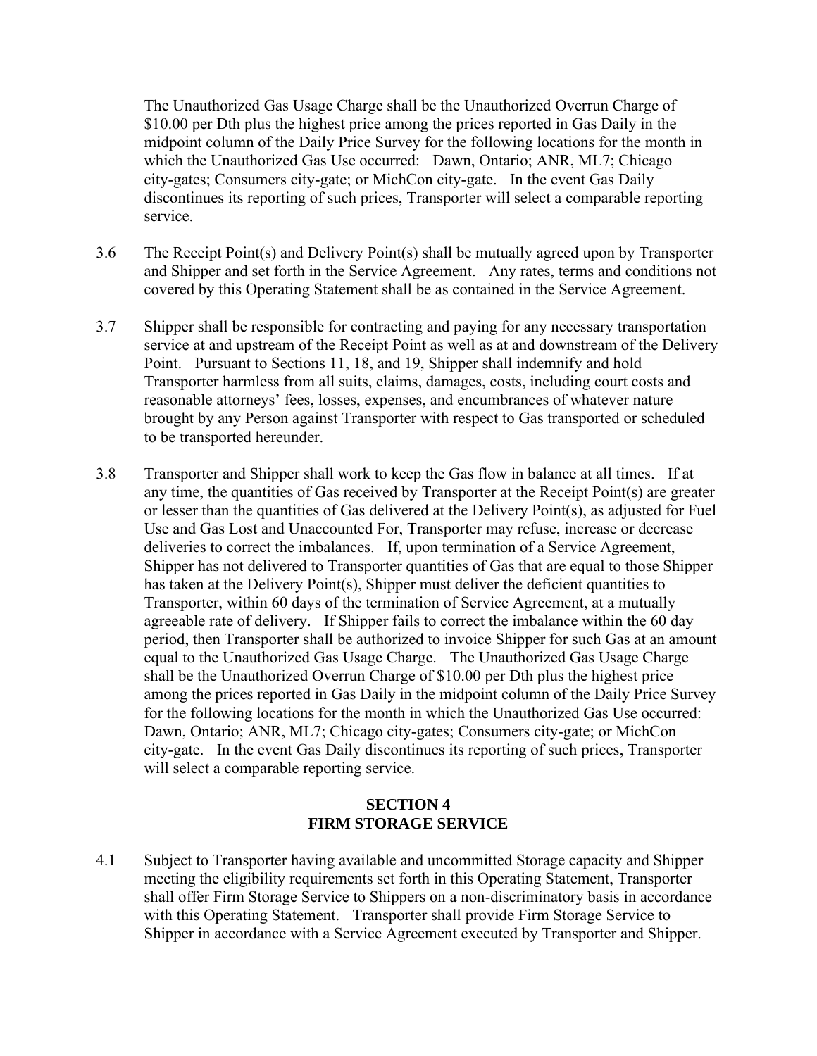The Unauthorized Gas Usage Charge shall be the Unauthorized Overrun Charge of $10.00 per Dth plus the highest price among the prices reported in Gas Daily in the midpoint column of the Daily Price Survey for the following locations for the month in which the Unauthorized Gas Use occurred: Dawn, Ontario; ANR, ML7; Chicago city-gates; Consumers city-gate; or MichCon city-gate. In the event Gas Daily discontinues its reporting of such prices, Transporter will select a comparable reporting service.

3.6 The Receipt Point(s) and Delivery Point(s) shall be mutually agreed upon by Transporter and Shipper and set forth in the Service Agreement. Any rates, terms and conditions not covered by this Operating Statement shall be as contained in the Service Agreement.

3.7 Shipper shall be responsible for contracting and paying for any necessary transportation service at and upstream of the Receipt Point as well as at and downstream of the Delivery Point. Pursuant to Sections 11, 18, and 19, Shipper shall indemnify and hold Transporter harmless from all suits, claims, damages, costs, including court costs and reasonable attorneys' fees, losses, expenses, and encumbrances of whatever nature brought by any Person against Transporter with respect to Gas transported or scheduled to be transported hereunder.

3.8 Transporter and Shipper shall work to keep the Gas flow in balance at all times. If at any time, the quantities of Gas received by Transporter at the Receipt Point(s) are greater or lesser than the quantities of Gas delivered at the Delivery Point(s), as adjusted for Fuel Use and Gas Lost and Unaccounted For, Transporter may refuse, increase or decrease deliveries to correct the imbalances. If, upon termination of a Service Agreement, Shipper has not delivered to Transporter quantities of Gas that are equal to those Shipper has taken at the Delivery Point(s), Shipper must deliver the deficient quantities to Transporter, within 60 days of the termination of Service Agreement, at a mutually agreeable rate of delivery. If Shipper fails to correct the imbalance within the 60 day period, then Transporter shall be authorized to invoice Shipper for such Gas at an amount equal to the Unauthorized Gas Usage Charge. The Unauthorized Gas Usage Charge shall be the Unauthorized Overrun Charge of $10.00 per Dth plus the highest price among the prices reported in Gas Daily in the midpoint column of the Daily Price Survey for the following locations for the month in which the Unauthorized Gas Use occurred: Dawn, Ontario; ANR, ML7; Chicago city-gates; Consumers city-gate; or MichCon city-gate. In the event Gas Daily discontinues its reporting of such prices, Transporter will select a comparable reporting service.

## SECTION 4
## FIRM STORAGE SERVICE

4.1 Subject to Transporter having available and uncommitted Storage capacity and Shipper meeting the eligibility requirements set forth in this Operating Statement, Transporter shall offer Firm Storage Service to Shippers on a non-discriminatory basis in accordance with this Operating Statement. Transporter shall provide Firm Storage Service to Shipper in accordance with a Service Agreement executed by Transporter and Shipper.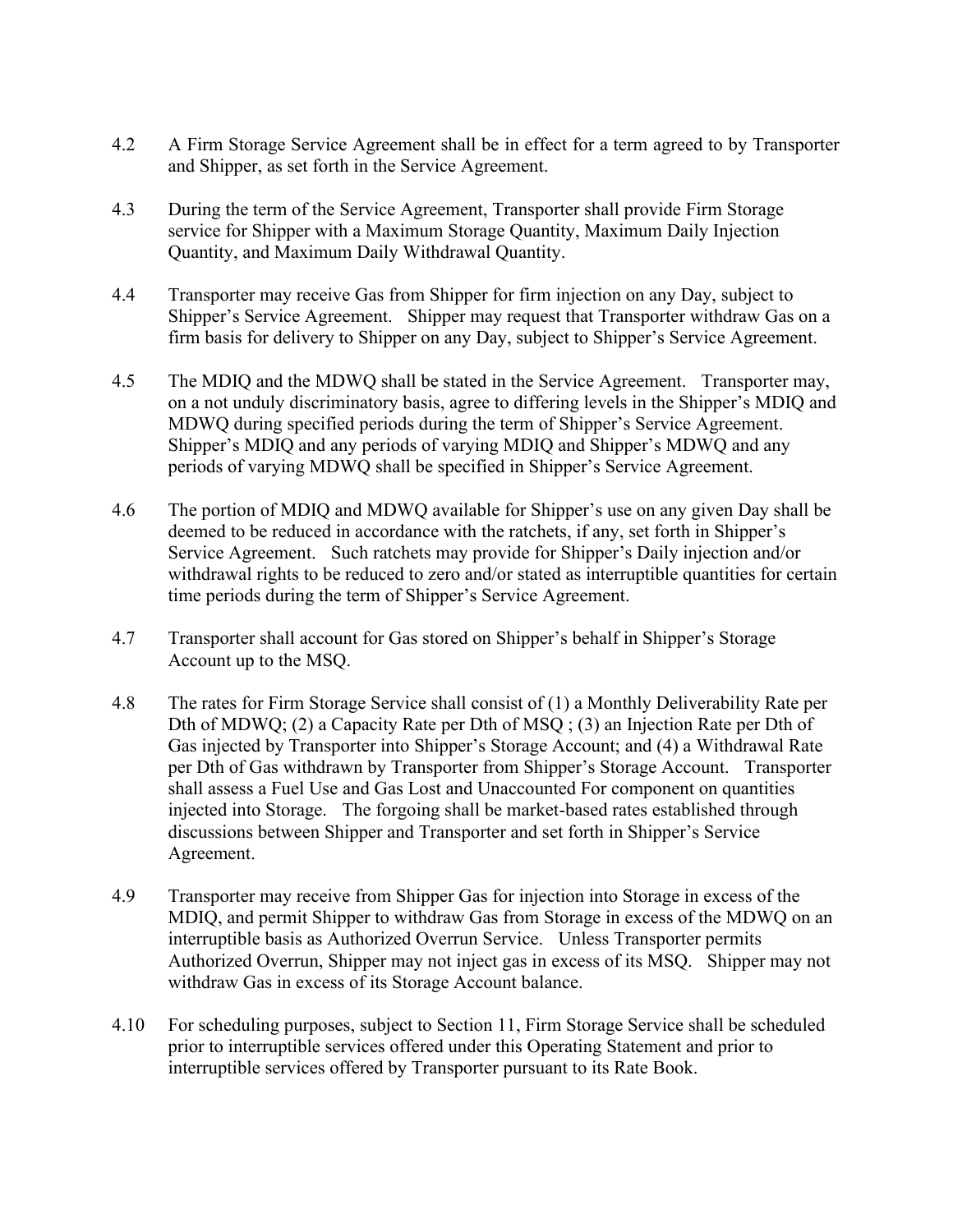4.2 A Firm Storage Service Agreement shall be in effect for a term agreed to by Transporter and Shipper, as set forth in the Service Agreement.

4.3 During the term of the Service Agreement, Transporter shall provide Firm Storage service for Shipper with a Maximum Storage Quantity, Maximum Daily Injection Quantity, and Maximum Daily Withdrawal Quantity.

4.4 Transporter may receive Gas from Shipper for firm injection on any Day, subject to Shipper's Service Agreement. Shipper may request that Transporter withdraw Gas on a firm basis for delivery to Shipper on any Day, subject to Shipper's Service Agreement.

4.5 The MDIQ and the MDWQ shall be stated in the Service Agreement. Transporter may, on a not unduly discriminatory basis, agree to differing levels in the Shipper's MDIQ and MDWQ during specified periods during the term of Shipper's Service Agreement. Shipper's MDIQ and any periods of varying MDIQ and Shipper's MDWQ and any periods of varying MDWQ shall be specified in Shipper's Service Agreement.

4.6 The portion of MDIQ and MDWQ available for Shipper's use on any given Day shall be deemed to be reduced in accordance with the ratchets, if any, set forth in Shipper's Service Agreement. Such ratchets may provide for Shipper's Daily injection and/or withdrawal rights to be reduced to zero and/or stated as interruptible quantities for certain time periods during the term of Shipper's Service Agreement.

4.7 Transporter shall account for Gas stored on Shipper's behalf in Shipper's Storage Account up to the MSQ.

4.8 The rates for Firm Storage Service shall consist of (1) a Monthly Deliverability Rate per Dth of MDWQ; (2) a Capacity Rate per Dth of MSQ ; (3) an Injection Rate per Dth of Gas injected by Transporter into Shipper's Storage Account; and (4) a Withdrawal Rate per Dth of Gas withdrawn by Transporter from Shipper's Storage Account. Transporter shall assess a Fuel Use and Gas Lost and Unaccounted For component on quantities injected into Storage. The forgoing shall be market-based rates established through discussions between Shipper and Transporter and set forth in Shipper's Service Agreement.

4.9 Transporter may receive from Shipper Gas for injection into Storage in excess of the MDIQ, and permit Shipper to withdraw Gas from Storage in excess of the MDWQ on an interruptible basis as Authorized Overrun Service. Unless Transporter permits Authorized Overrun, Shipper may not inject gas in excess of its MSQ. Shipper may not withdraw Gas in excess of its Storage Account balance.

4.10 For scheduling purposes, subject to Section 11, Firm Storage Service shall be scheduled prior to interruptible services offered under this Operating Statement and prior to interruptible services offered by Transporter pursuant to its Rate Book.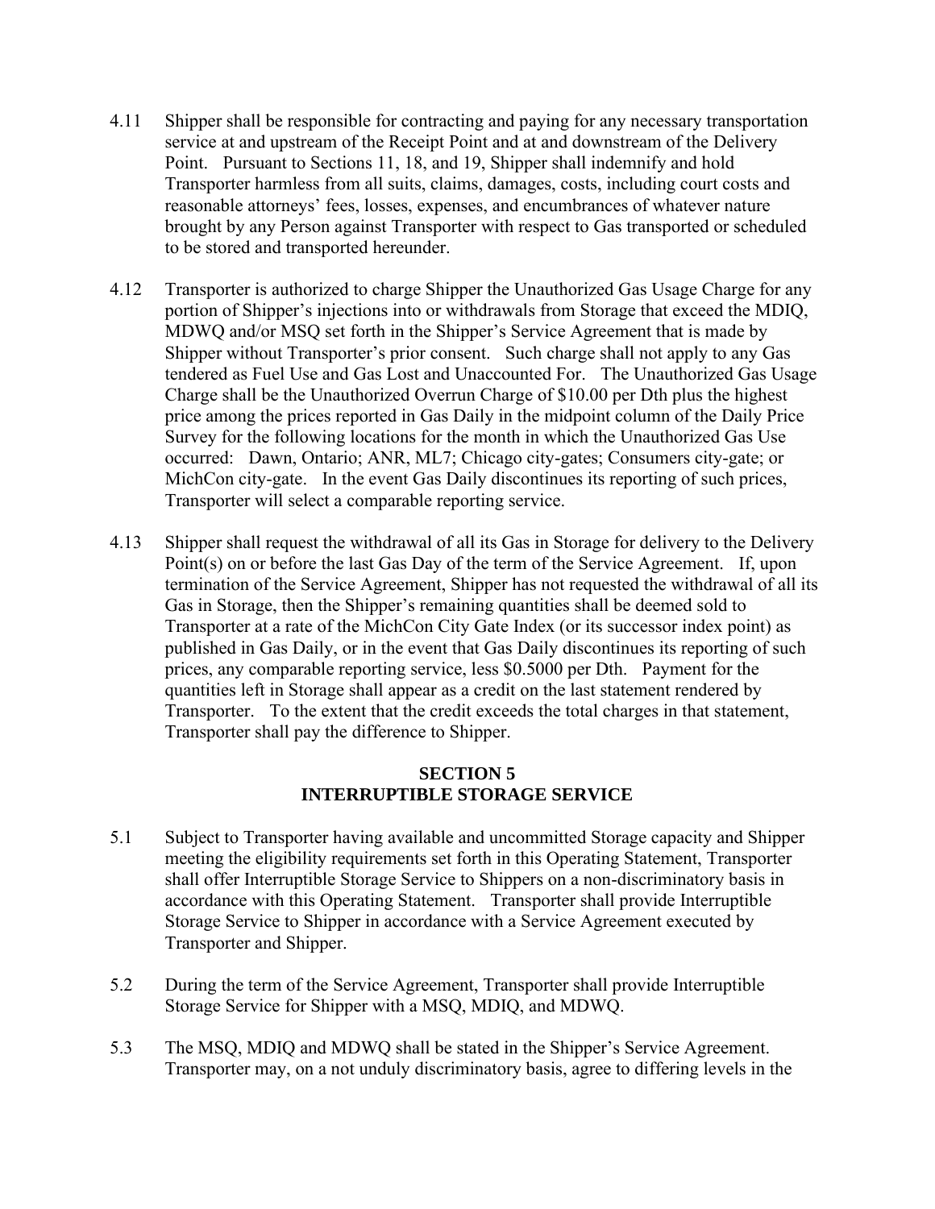4.11 Shipper shall be responsible for contracting and paying for any necessary transportation service at and upstream of the Receipt Point and at and downstream of the Delivery Point. Pursuant to Sections 11, 18, and 19, Shipper shall indemnify and hold Transporter harmless from all suits, claims, damages, costs, including court costs and reasonable attorneys' fees, losses, expenses, and encumbrances of whatever nature brought by any Person against Transporter with respect to Gas transported or scheduled to be stored and transported hereunder.

4.12 Transporter is authorized to charge Shipper the Unauthorized Gas Usage Charge for any portion of Shipper's injections into or withdrawals from Storage that exceed the MDIQ, MDWQ and/or MSQ set forth in the Shipper's Service Agreement that is made by Shipper without Transporter's prior consent. Such charge shall not apply to any Gas tendered as Fuel Use and Gas Lost and Unaccounted For. The Unauthorized Gas Usage Charge shall be the Unauthorized Overrun Charge of $10.00 per Dth plus the highest price among the prices reported in Gas Daily in the midpoint column of the Daily Price Survey for the following locations for the month in which the Unauthorized Gas Use occurred: Dawn, Ontario; ANR, ML7; Chicago city-gates; Consumers city-gate; or MichCon city-gate. In the event Gas Daily discontinues its reporting of such prices, Transporter will select a comparable reporting service.

4.13 Shipper shall request the withdrawal of all its Gas in Storage for delivery to the Delivery Point(s) on or before the last Gas Day of the term of the Service Agreement. If, upon termination of the Service Agreement, Shipper has not requested the withdrawal of all its Gas in Storage, then the Shipper's remaining quantities shall be deemed sold to Transporter at a rate of the MichCon City Gate Index (or its successor index point) as published in Gas Daily, or in the event that Gas Daily discontinues its reporting of such prices, any comparable reporting service, less $0.5000 per Dth. Payment for the quantities left in Storage shall appear as a credit on the last statement rendered by Transporter. To the extent that the credit exceeds the total charges in that statement, Transporter shall pay the difference to Shipper.

## SECTION 5
## INTERRUPTIBLE STORAGE SERVICE

5.1 Subject to Transporter having available and uncommitted Storage capacity and Shipper meeting the eligibility requirements set forth in this Operating Statement, Transporter shall offer Interruptible Storage Service to Shippers on a non-discriminatory basis in accordance with this Operating Statement. Transporter shall provide Interruptible Storage Service to Shipper in accordance with a Service Agreement executed by Transporter and Shipper.

5.2 During the term of the Service Agreement, Transporter shall provide Interruptible Storage Service for Shipper with a MSQ, MDIQ, and MDWQ.

5.3 The MSQ, MDIQ and MDWQ shall be stated in the Shipper's Service Agreement. Transporter may, on a not unduly discriminatory basis, agree to differing levels in the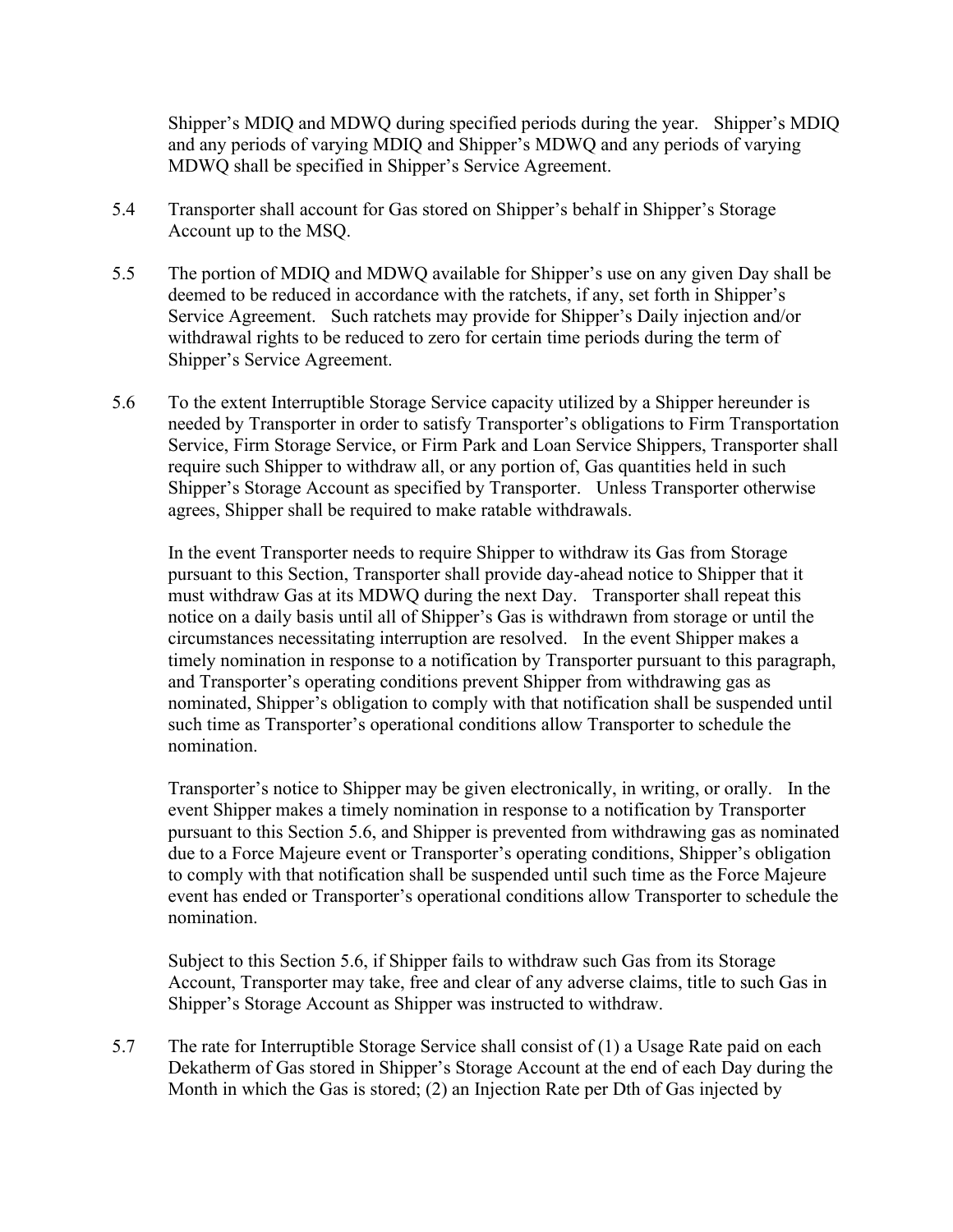Shipper's MDIQ and MDWQ during specified periods during the year. Shipper's MDIQ and any periods of varying MDIQ and Shipper's MDWQ and any periods of varying MDWQ shall be specified in Shipper's Service Agreement.

5.4 Transporter shall account for Gas stored on Shipper's behalf in Shipper's Storage Account up to the MSQ.

5.5 The portion of MDIQ and MDWQ available for Shipper's use on any given Day shall be deemed to be reduced in accordance with the ratchets, if any, set forth in Shipper's Service Agreement. Such ratchets may provide for Shipper's Daily injection and/or withdrawal rights to be reduced to zero for certain time periods during the term of Shipper's Service Agreement.

5.6 To the extent Interruptible Storage Service capacity utilized by a Shipper hereunder is needed by Transporter in order to satisfy Transporter's obligations to Firm Transportation Service, Firm Storage Service, or Firm Park and Loan Service Shippers, Transporter shall require such Shipper to withdraw all, or any portion of, Gas quantities held in such Shipper's Storage Account as specified by Transporter. Unless Transporter otherwise agrees, Shipper shall be required to make ratable withdrawals.

In the event Transporter needs to require Shipper to withdraw its Gas from Storage pursuant to this Section, Transporter shall provide day-ahead notice to Shipper that it must withdraw Gas at its MDWQ during the next Day. Transporter shall repeat this notice on a daily basis until all of Shipper's Gas is withdrawn from storage or until the circumstances necessitating interruption are resolved. In the event Shipper makes a timely nomination in response to a notification by Transporter pursuant to this paragraph, and Transporter's operating conditions prevent Shipper from withdrawing gas as nominated, Shipper's obligation to comply with that notification shall be suspended until such time as Transporter's operational conditions allow Transporter to schedule the nomination.

Transporter's notice to Shipper may be given electronically, in writing, or orally. In the event Shipper makes a timely nomination in response to a notification by Transporter pursuant to this Section 5.6, and Shipper is prevented from withdrawing gas as nominated due to a Force Majeure event or Transporter's operating conditions, Shipper's obligation to comply with that notification shall be suspended until such time as the Force Majeure event has ended or Transporter's operational conditions allow Transporter to schedule the nomination.

Subject to this Section 5.6, if Shipper fails to withdraw such Gas from its Storage Account, Transporter may take, free and clear of any adverse claims, title to such Gas in Shipper's Storage Account as Shipper was instructed to withdraw.

5.7 The rate for Interruptible Storage Service shall consist of (1) a Usage Rate paid on each Dekatherm of Gas stored in Shipper's Storage Account at the end of each Day during the Month in which the Gas is stored; (2) an Injection Rate per Dth of Gas injected by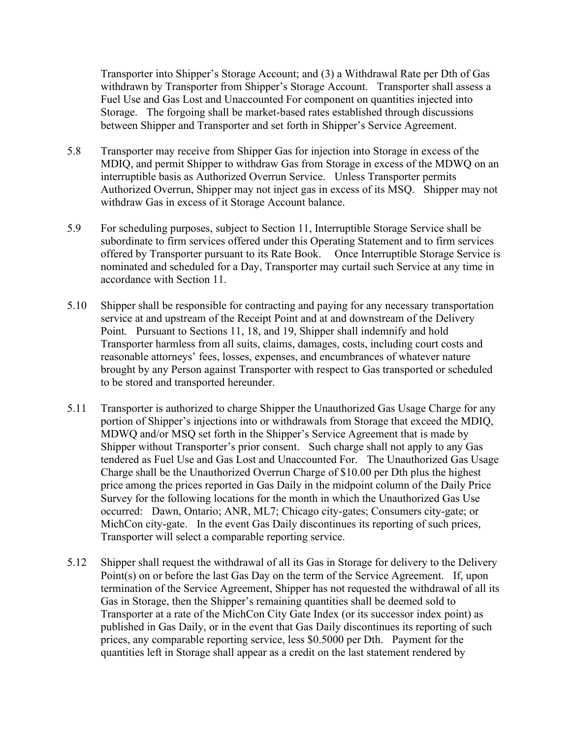Transporter into Shipper's Storage Account; and (3) a Withdrawal Rate per Dth of Gas withdrawn by Transporter from Shipper's Storage Account. Transporter shall assess a Fuel Use and Gas Lost and Unaccounted For component on quantities injected into Storage. The forgoing shall be market-based rates established through discussions between Shipper and Transporter and set forth in Shipper's Service Agreement.

5.8 Transporter may receive from Shipper Gas for injection into Storage in excess of the MDIQ, and permit Shipper to withdraw Gas from Storage in excess of the MDWQ on an interruptible basis as Authorized Overrun Service. Unless Transporter permits Authorized Overrun, Shipper may not inject gas in excess of its MSQ. Shipper may not withdraw Gas in excess of it Storage Account balance.

5.9 For scheduling purposes, subject to Section 11, Interruptible Storage Service shall be subordinate to firm services offered under this Operating Statement and to firm services offered by Transporter pursuant to its Rate Book. Once Interruptible Storage Service is nominated and scheduled for a Day, Transporter may curtail such Service at any time in accordance with Section 11.

5.10 Shipper shall be responsible for contracting and paying for any necessary transportation service at and upstream of the Receipt Point and at and downstream of the Delivery Point. Pursuant to Sections 11, 18, and 19, Shipper shall indemnify and hold Transporter harmless from all suits, claims, damages, costs, including court costs and reasonable attorneys' fees, losses, expenses, and encumbrances of whatever nature brought by any Person against Transporter with respect to Gas transported or scheduled to be stored and transported hereunder.

5.11 Transporter is authorized to charge Shipper the Unauthorized Gas Usage Charge for any portion of Shipper's injections into or withdrawals from Storage that exceed the MDIQ, MDWQ and/or MSQ set forth in the Shipper's Service Agreement that is made by Shipper without Transporter's prior consent. Such charge shall not apply to any Gas tendered as Fuel Use and Gas Lost and Unaccounted For. The Unauthorized Gas Usage Charge shall be the Unauthorized Overrun Charge of $10.00 per Dth plus the highest price among the prices reported in Gas Daily in the midpoint column of the Daily Price Survey for the following locations for the month in which the Unauthorized Gas Use occurred: Dawn, Ontario; ANR, ML7; Chicago city-gates; Consumers city-gate; or MichCon city-gate. In the event Gas Daily discontinues its reporting of such prices, Transporter will select a comparable reporting service.

5.12 Shipper shall request the withdrawal of all its Gas in Storage for delivery to the Delivery Point(s) on or before the last Gas Day on the term of the Service Agreement. If, upon termination of the Service Agreement, Shipper has not requested the withdrawal of all its Gas in Storage, then the Shipper's remaining quantities shall be deemed sold to Transporter at a rate of the MichCon City Gate Index (or its successor index point) as published in Gas Daily, or in the event that Gas Daily discontinues its reporting of such prices, any comparable reporting service, less $0.5000 per Dth. Payment for the quantities left in Storage shall appear as a credit on the last statement rendered by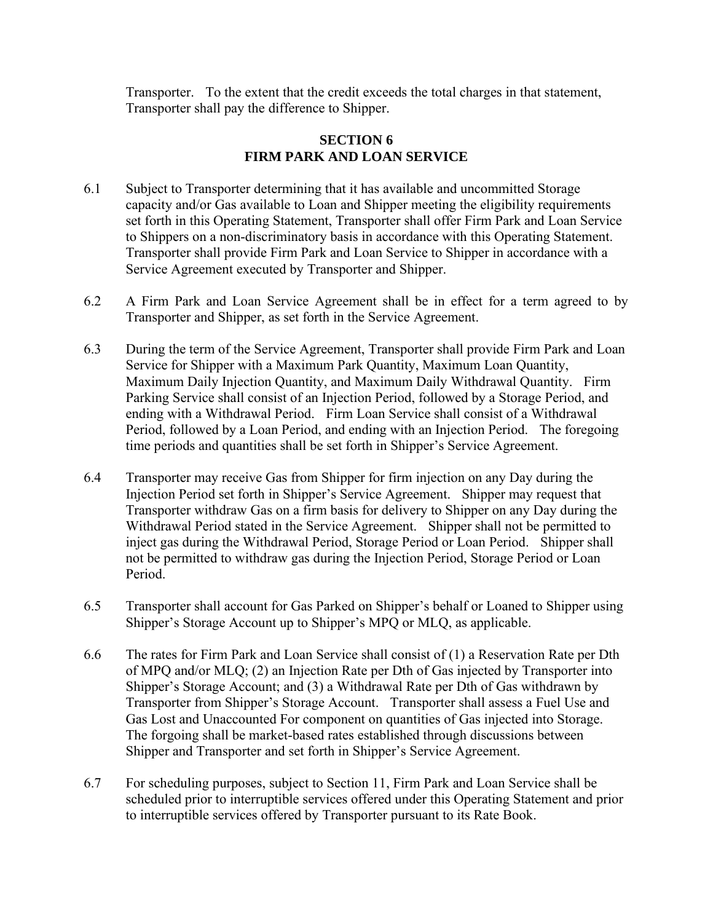Transporter. To the extent that the credit exceeds the total charges in that statement, Transporter shall pay the difference to Shipper.

## SECTION 6
## FIRM PARK AND LOAN SERVICE

6.1 Subject to Transporter determining that it has available and uncommitted Storage capacity and/or Gas available to Loan and Shipper meeting the eligibility requirements set forth in this Operating Statement, Transporter shall offer Firm Park and Loan Service to Shippers on a non-discriminatory basis in accordance with this Operating Statement. Transporter shall provide Firm Park and Loan Service to Shipper in accordance with a Service Agreement executed by Transporter and Shipper.

6.2 A Firm Park and Loan Service Agreement shall be in effect for a term agreed to by Transporter and Shipper, as set forth in the Service Agreement.

6.3 During the term of the Service Agreement, Transporter shall provide Firm Park and Loan Service for Shipper with a Maximum Park Quantity, Maximum Loan Quantity, Maximum Daily Injection Quantity, and Maximum Daily Withdrawal Quantity. Firm Parking Service shall consist of an Injection Period, followed by a Storage Period, and ending with a Withdrawal Period. Firm Loan Service shall consist of a Withdrawal Period, followed by a Loan Period, and ending with an Injection Period. The foregoing time periods and quantities shall be set forth in Shipper's Service Agreement.

6.4 Transporter may receive Gas from Shipper for firm injection on any Day during the Injection Period set forth in Shipper's Service Agreement. Shipper may request that Transporter withdraw Gas on a firm basis for delivery to Shipper on any Day during the Withdrawal Period stated in the Service Agreement. Shipper shall not be permitted to inject gas during the Withdrawal Period, Storage Period or Loan Period. Shipper shall not be permitted to withdraw gas during the Injection Period, Storage Period or Loan Period.

6.5 Transporter shall account for Gas Parked on Shipper's behalf or Loaned to Shipper using Shipper's Storage Account up to Shipper's MPQ or MLQ, as applicable.

6.6 The rates for Firm Park and Loan Service shall consist of (1) a Reservation Rate per Dth of MPQ and/or MLQ; (2) an Injection Rate per Dth of Gas injected by Transporter into Shipper's Storage Account; and (3) a Withdrawal Rate per Dth of Gas withdrawn by Transporter from Shipper's Storage Account. Transporter shall assess a Fuel Use and Gas Lost and Unaccounted For component on quantities of Gas injected into Storage. The forgoing shall be market-based rates established through discussions between Shipper and Transporter and set forth in Shipper's Service Agreement.

6.7 For scheduling purposes, subject to Section 11, Firm Park and Loan Service shall be scheduled prior to interruptible services offered under this Operating Statement and prior to interruptible services offered by Transporter pursuant to its Rate Book.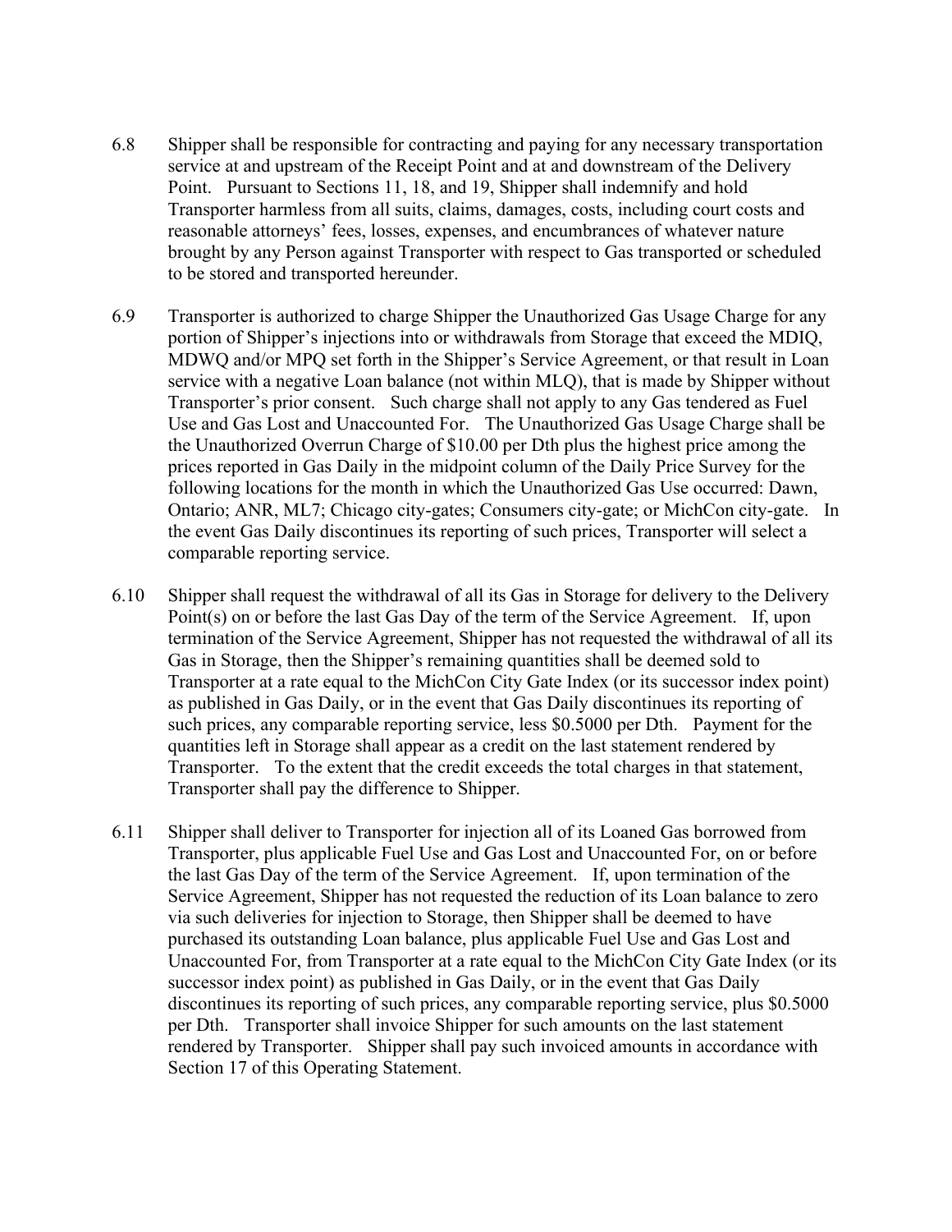6.8 Shipper shall be responsible for contracting and paying for any necessary transportation service at and upstream of the Receipt Point and at and downstream of the Delivery Point. Pursuant to Sections 11, 18, and 19, Shipper shall indemnify and hold Transporter harmless from all suits, claims, damages, costs, including court costs and reasonable attorneys' fees, losses, expenses, and encumbrances of whatever nature brought by any Person against Transporter with respect to Gas transported or scheduled to be stored and transported hereunder.

6.9 Transporter is authorized to charge Shipper the Unauthorized Gas Usage Charge for any portion of Shipper's injections into or withdrawals from Storage that exceed the MDIQ, MDWQ and/or MPQ set forth in the Shipper's Service Agreement, or that result in Loan service with a negative Loan balance (not within MLQ), that is made by Shipper without Transporter's prior consent. Such charge shall not apply to any Gas tendered as Fuel Use and Gas Lost and Unaccounted For. The Unauthorized Gas Usage Charge shall be the Unauthorized Overrun Charge of $10.00 per Dth plus the highest price among the prices reported in Gas Daily in the midpoint column of the Daily Price Survey for the following locations for the month in which the Unauthorized Gas Use occurred: Dawn, Ontario; ANR, ML7; Chicago city-gates; Consumers city-gate; or MichCon city-gate. In the event Gas Daily discontinues its reporting of such prices, Transporter will select a comparable reporting service.

6.10 Shipper shall request the withdrawal of all its Gas in Storage for delivery to the Delivery Point(s) on or before the last Gas Day of the term of the Service Agreement. If, upon termination of the Service Agreement, Shipper has not requested the withdrawal of all its Gas in Storage, then the Shipper's remaining quantities shall be deemed sold to Transporter at a rate equal to the MichCon City Gate Index (or its successor index point) as published in Gas Daily, or in the event that Gas Daily discontinues its reporting of such prices, any comparable reporting service, less $0.5000 per Dth. Payment for the quantities left in Storage shall appear as a credit on the last statement rendered by Transporter. To the extent that the credit exceeds the total charges in that statement, Transporter shall pay the difference to Shipper.

6.11 Shipper shall deliver to Transporter for injection all of its Loaned Gas borrowed from Transporter, plus applicable Fuel Use and Gas Lost and Unaccounted For, on or before the last Gas Day of the term of the Service Agreement. If, upon termination of the Service Agreement, Shipper has not requested the reduction of its Loan balance to zero via such deliveries for injection to Storage, then Shipper shall be deemed to have purchased its outstanding Loan balance, plus applicable Fuel Use and Gas Lost and Unaccounted For, from Transporter at a rate equal to the MichCon City Gate Index (or its successor index point) as published in Gas Daily, or in the event that Gas Daily discontinues its reporting of such prices, any comparable reporting service, plus $0.5000 per Dth. Transporter shall invoice Shipper for such amounts on the last statement rendered by Transporter. Shipper shall pay such invoiced amounts in accordance with Section 17 of this Operating Statement.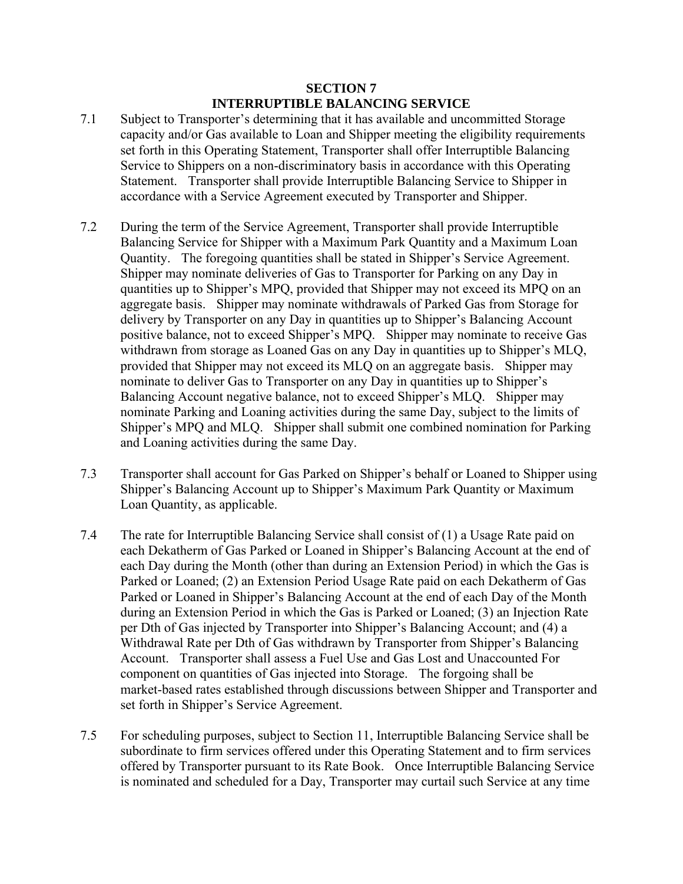# SECTION 7
# INTERRUPTIBLE BALANCING SERVICE

7.1 Subject to Transporter's determining that it has available and uncommitted Storage capacity and/or Gas available to Loan and Shipper meeting the eligibility requirements set forth in this Operating Statement, Transporter shall offer Interruptible Balancing Service to Shippers on a non-discriminatory basis in accordance with this Operating Statement. Transporter shall provide Interruptible Balancing Service to Shipper in accordance with a Service Agreement executed by Transporter and Shipper.

7.2 During the term of the Service Agreement, Transporter shall provide Interruptible Balancing Service for Shipper with a Maximum Park Quantity and a Maximum Loan Quantity. The foregoing quantities shall be stated in Shipper's Service Agreement. Shipper may nominate deliveries of Gas to Transporter for Parking on any Day in quantities up to Shipper's MPQ, provided that Shipper may not exceed its MPQ on an aggregate basis. Shipper may nominate withdrawals of Parked Gas from Storage for delivery by Transporter on any Day in quantities up to Shipper's Balancing Account positive balance, not to exceed Shipper's MPQ. Shipper may nominate to receive Gas withdrawn from storage as Loaned Gas on any Day in quantities up to Shipper's MLQ, provided that Shipper may not exceed its MLQ on an aggregate basis. Shipper may nominate to deliver Gas to Transporter on any Day in quantities up to Shipper's Balancing Account negative balance, not to exceed Shipper's MLQ. Shipper may nominate Parking and Loaning activities during the same Day, subject to the limits of Shipper's MPQ and MLQ. Shipper shall submit one combined nomination for Parking and Loaning activities during the same Day.

7.3 Transporter shall account for Gas Parked on Shipper's behalf or Loaned to Shipper using Shipper's Balancing Account up to Shipper's Maximum Park Quantity or Maximum Loan Quantity, as applicable.

7.4 The rate for Interruptible Balancing Service shall consist of (1) a Usage Rate paid on each Dekatherm of Gas Parked or Loaned in Shipper's Balancing Account at the end of each Day during the Month (other than during an Extension Period) in which the Gas is Parked or Loaned; (2) an Extension Period Usage Rate paid on each Dekatherm of Gas Parked or Loaned in Shipper's Balancing Account at the end of each Day of the Month during an Extension Period in which the Gas is Parked or Loaned; (3) an Injection Rate per Dth of Gas injected by Transporter into Shipper's Balancing Account; and (4) a Withdrawal Rate per Dth of Gas withdrawn by Transporter from Shipper's Balancing Account. Transporter shall assess a Fuel Use and Gas Lost and Unaccounted For component on quantities of Gas injected into Storage. The forgoing shall be market-based rates established through discussions between Shipper and Transporter and set forth in Shipper's Service Agreement.

7.5 For scheduling purposes, subject to Section 11, Interruptible Balancing Service shall be subordinate to firm services offered under this Operating Statement and to firm services offered by Transporter pursuant to its Rate Book. Once Interruptible Balancing Service is nominated and scheduled for a Day, Transporter may curtail such Service at any time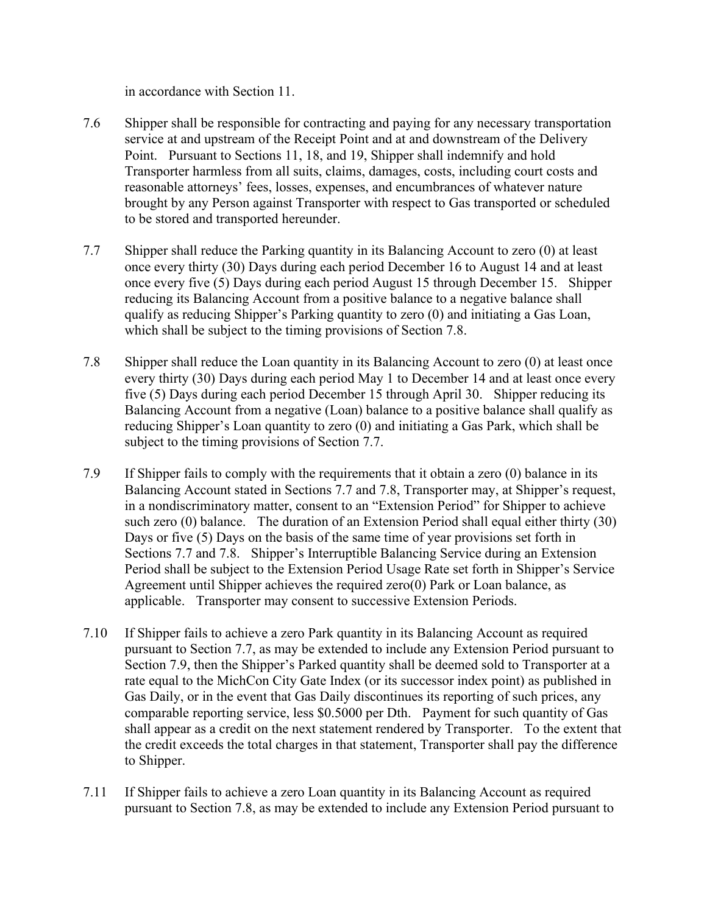in accordance with Section 11.

7.6 Shipper shall be responsible for contracting and paying for any necessary transportation service at and upstream of the Receipt Point and at and downstream of the Delivery Point. Pursuant to Sections 11, 18, and 19, Shipper shall indemnify and hold Transporter harmless from all suits, claims, damages, costs, including court costs and reasonable attorneys' fees, losses, expenses, and encumbrances of whatever nature brought by any Person against Transporter with respect to Gas transported or scheduled to be stored and transported hereunder.

7.7 Shipper shall reduce the Parking quantity in its Balancing Account to zero (0) at least once every thirty (30) Days during each period December 16 to August 14 and at least once every five (5) Days during each period August 15 through December 15. Shipper reducing its Balancing Account from a positive balance to a negative balance shall qualify as reducing Shipper's Parking quantity to zero (0) and initiating a Gas Loan, which shall be subject to the timing provisions of Section 7.8.

7.8 Shipper shall reduce the Loan quantity in its Balancing Account to zero (0) at least once every thirty (30) Days during each period May 1 to December 14 and at least once every five (5) Days during each period December 15 through April 30. Shipper reducing its Balancing Account from a negative (Loan) balance to a positive balance shall qualify as reducing Shipper's Loan quantity to zero (0) and initiating a Gas Park, which shall be subject to the timing provisions of Section 7.7.

7.9 If Shipper fails to comply with the requirements that it obtain a zero (0) balance in its Balancing Account stated in Sections 7.7 and 7.8, Transporter may, at Shipper's request, in a nondiscriminatory matter, consent to an "Extension Period" for Shipper to achieve such zero (0) balance. The duration of an Extension Period shall equal either thirty (30) Days or five (5) Days on the basis of the same time of year provisions set forth in Sections 7.7 and 7.8. Shipper's Interruptible Balancing Service during an Extension Period shall be subject to the Extension Period Usage Rate set forth in Shipper's Service Agreement until Shipper achieves the required zero(0) Park or Loan balance, as applicable. Transporter may consent to successive Extension Periods.

7.10 If Shipper fails to achieve a zero Park quantity in its Balancing Account as required pursuant to Section 7.7, as may be extended to include any Extension Period pursuant to Section 7.9, then the Shipper's Parked quantity shall be deemed sold to Transporter at a rate equal to the MichCon City Gate Index (or its successor index point) as published in Gas Daily, or in the event that Gas Daily discontinues its reporting of such prices, any comparable reporting service, less $0.5000 per Dth. Payment for such quantity of Gas shall appear as a credit on the next statement rendered by Transporter. To the extent that the credit exceeds the total charges in that statement, Transporter shall pay the difference to Shipper.

7.11 If Shipper fails to achieve a zero Loan quantity in its Balancing Account as required pursuant to Section 7.8, as may be extended to include any Extension Period pursuant to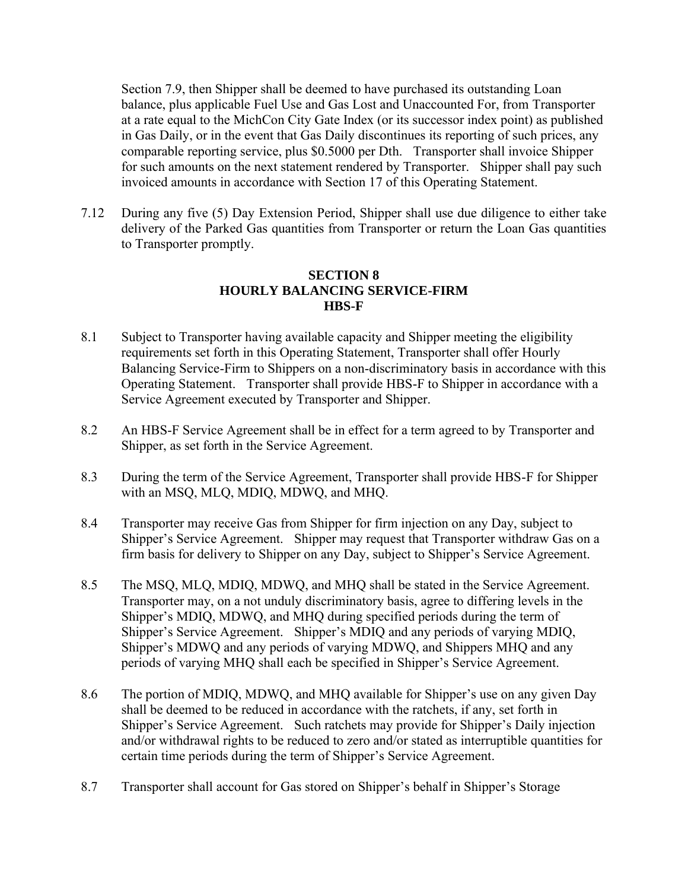Section 7.9, then Shipper shall be deemed to have purchased its outstanding Loan balance, plus applicable Fuel Use and Gas Lost and Unaccounted For, from Transporter at a rate equal to the MichCon City Gate Index (or its successor index point) as published in Gas Daily, or in the event that Gas Daily discontinues its reporting of such prices, any comparable reporting service, plus $0.5000 per Dth. Transporter shall invoice Shipper for such amounts on the next statement rendered by Transporter. Shipper shall pay such invoiced amounts in accordance with Section 17 of this Operating Statement.

7.12 During any five (5) Day Extension Period, Shipper shall use due diligence to either take delivery of the Parked Gas quantities from Transporter or return the Loan Gas quantities to Transporter promptly.

## SECTION 8
## HOURLY BALANCING SERVICE-FIRM
## HBS-F

8.1 Subject to Transporter having available capacity and Shipper meeting the eligibility requirements set forth in this Operating Statement, Transporter shall offer Hourly Balancing Service-Firm to Shippers on a non-discriminatory basis in accordance with this Operating Statement. Transporter shall provide HBS-F to Shipper in accordance with a Service Agreement executed by Transporter and Shipper.

8.2 An HBS-F Service Agreement shall be in effect for a term agreed to by Transporter and Shipper, as set forth in the Service Agreement.

8.3 During the term of the Service Agreement, Transporter shall provide HBS-F for Shipper with an MSQ, MLQ, MDIQ, MDWQ, and MHQ.

8.4 Transporter may receive Gas from Shipper for firm injection on any Day, subject to Shipper's Service Agreement. Shipper may request that Transporter withdraw Gas on a firm basis for delivery to Shipper on any Day, subject to Shipper's Service Agreement.

8.5 The MSQ, MLQ, MDIQ, MDWQ, and MHQ shall be stated in the Service Agreement. Transporter may, on a not unduly discriminatory basis, agree to differing levels in the Shipper's MDIQ, MDWQ, and MHQ during specified periods during the term of Shipper's Service Agreement. Shipper's MDIQ and any periods of varying MDIQ, Shipper's MDWQ and any periods of varying MDWQ, and Shippers MHQ and any periods of varying MHQ shall each be specified in Shipper's Service Agreement.

8.6 The portion of MDIQ, MDWQ, and MHQ available for Shipper's use on any given Day shall be deemed to be reduced in accordance with the ratchets, if any, set forth in Shipper's Service Agreement. Such ratchets may provide for Shipper's Daily injection and/or withdrawal rights to be reduced to zero and/or stated as interruptible quantities for certain time periods during the term of Shipper's Service Agreement.

8.7 Transporter shall account for Gas stored on Shipper's behalf in Shipper's Storage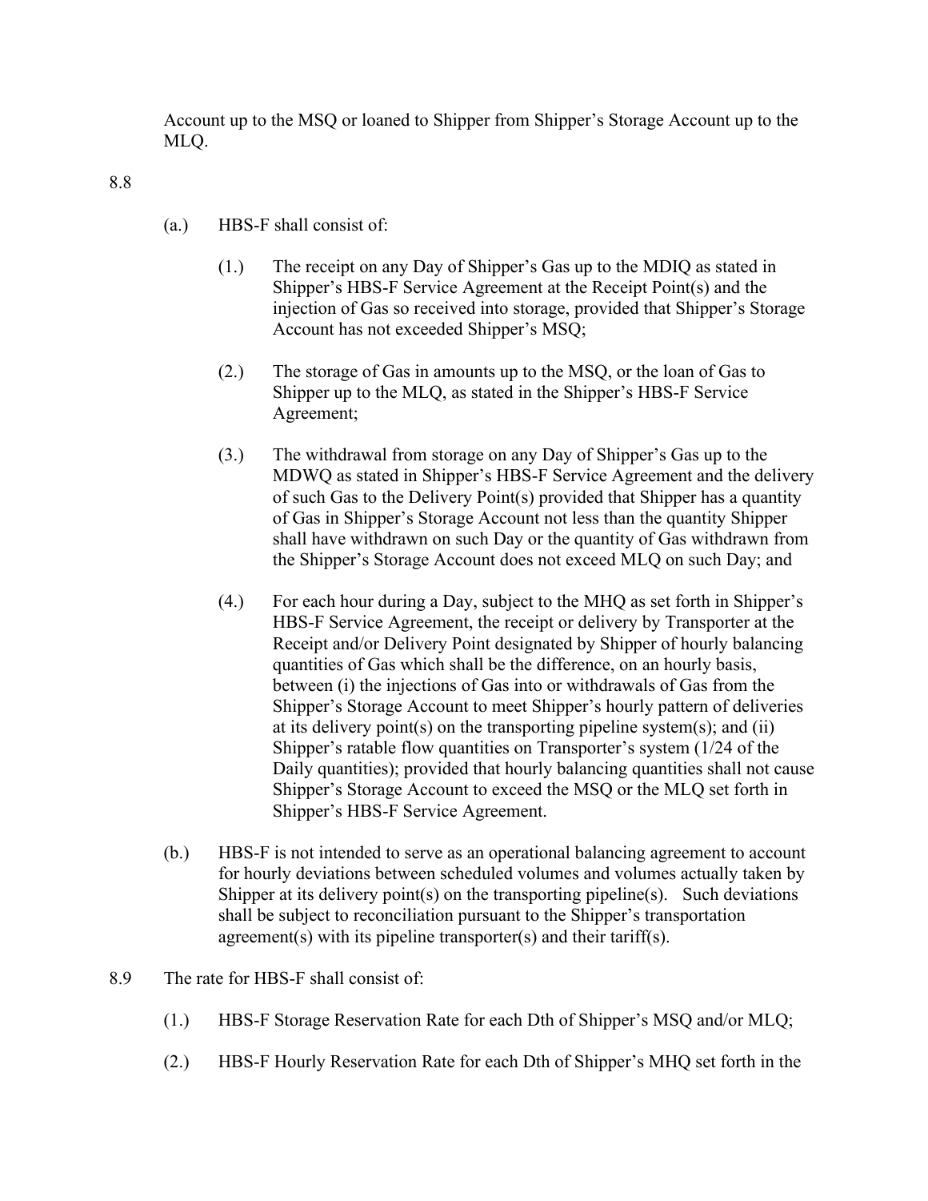Account up to the MSQ or loaned to Shipper from Shipper's Storage Account up to the MLQ.

8.8

(a.) HBS-F shall consist of:

(1.) The receipt on any Day of Shipper's Gas up to the MDIQ as stated in Shipper's HBS-F Service Agreement at the Receipt Point(s) and the injection of Gas so received into storage, provided that Shipper's Storage Account has not exceeded Shipper's MSQ;

(2.) The storage of Gas in amounts up to the MSQ, or the loan of Gas to Shipper up to the MLQ, as stated in the Shipper's HBS-F Service Agreement;

(3.) The withdrawal from storage on any Day of Shipper's Gas up to the MDWQ as stated in Shipper's HBS-F Service Agreement and the delivery of such Gas to the Delivery Point(s) provided that Shipper has a quantity of Gas in Shipper's Storage Account not less than the quantity Shipper shall have withdrawn on such Day or the quantity of Gas withdrawn from the Shipper's Storage Account does not exceed MLQ on such Day; and

(4.) For each hour during a Day, subject to the MHQ as set forth in Shipper's HBS-F Service Agreement, the receipt or delivery by Transporter at the Receipt and/or Delivery Point designated by Shipper of hourly balancing quantities of Gas which shall be the difference, on an hourly basis, between (i) the injections of Gas into or withdrawals of Gas from the Shipper's Storage Account to meet Shipper's hourly pattern of deliveries at its delivery point(s) on the transporting pipeline system(s); and (ii) Shipper's ratable flow quantities on Transporter's system (1/24 of the Daily quantities); provided that hourly balancing quantities shall not cause Shipper's Storage Account to exceed the MSQ or the MLQ set forth in Shipper's HBS-F Service Agreement.

(b.) HBS-F is not intended to serve as an operational balancing agreement to account for hourly deviations between scheduled volumes and volumes actually taken by Shipper at its delivery point(s) on the transporting pipeline(s). Such deviations shall be subject to reconciliation pursuant to the Shipper's transportation agreement(s) with its pipeline transporter(s) and their tariff(s).

8.9 The rate for HBS-F shall consist of:

(1.) HBS-F Storage Reservation Rate for each Dth of Shipper's MSQ and/or MLQ;

(2.) HBS-F Hourly Reservation Rate for each Dth of Shipper's MHQ set forth in the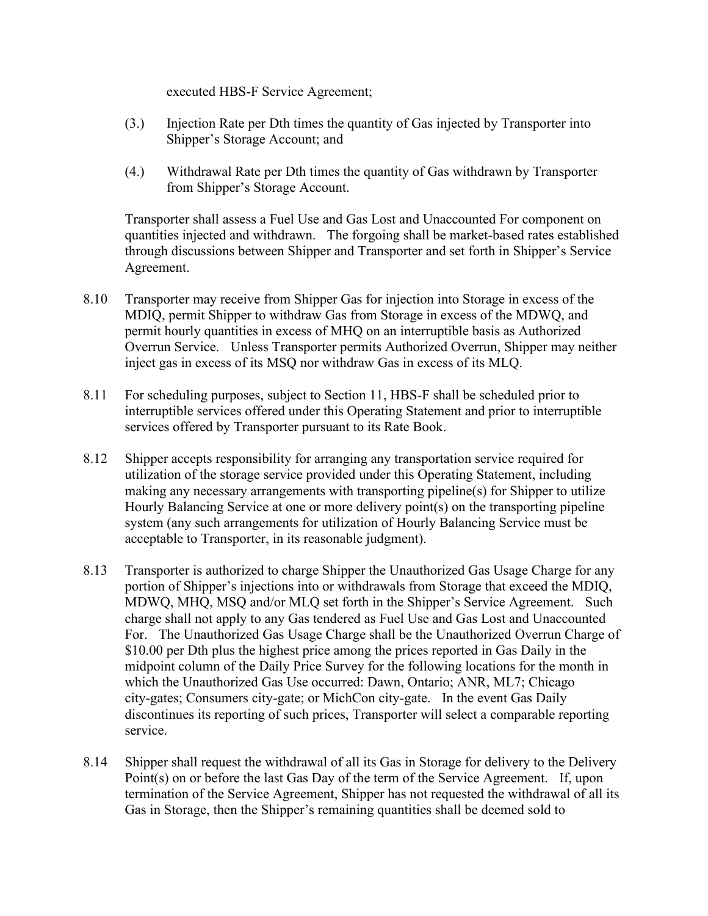executed HBS-F Service Agreement;

(3.) Injection Rate per Dth times the quantity of Gas injected by Transporter into Shipper's Storage Account; and

(4.) Withdrawal Rate per Dth times the quantity of Gas withdrawn by Transporter from Shipper's Storage Account.

Transporter shall assess a Fuel Use and Gas Lost and Unaccounted For component on quantities injected and withdrawn. The forgoing shall be market-based rates established through discussions between Shipper and Transporter and set forth in Shipper's Service Agreement.

8.10 Transporter may receive from Shipper Gas for injection into Storage in excess of the MDIQ, permit Shipper to withdraw Gas from Storage in excess of the MDWQ, and permit hourly quantities in excess of MHQ on an interruptible basis as Authorized Overrun Service. Unless Transporter permits Authorized Overrun, Shipper may neither inject gas in excess of its MSQ nor withdraw Gas in excess of its MLQ.

8.11 For scheduling purposes, subject to Section 11, HBS-F shall be scheduled prior to interruptible services offered under this Operating Statement and prior to interruptible services offered by Transporter pursuant to its Rate Book.

8.12 Shipper accepts responsibility for arranging any transportation service required for utilization of the storage service provided under this Operating Statement, including making any necessary arrangements with transporting pipeline(s) for Shipper to utilize Hourly Balancing Service at one or more delivery point(s) on the transporting pipeline system (any such arrangements for utilization of Hourly Balancing Service must be acceptable to Transporter, in its reasonable judgment).

8.13 Transporter is authorized to charge Shipper the Unauthorized Gas Usage Charge for any portion of Shipper's injections into or withdrawals from Storage that exceed the MDIQ, MDWQ, MHQ, MSQ and/or MLQ set forth in the Shipper's Service Agreement. Such charge shall not apply to any Gas tendered as Fuel Use and Gas Lost and Unaccounted For. The Unauthorized Gas Usage Charge shall be the Unauthorized Overrun Charge of $10.00 per Dth plus the highest price among the prices reported in Gas Daily in the midpoint column of the Daily Price Survey for the following locations for the month in which the Unauthorized Gas Use occurred: Dawn, Ontario; ANR, ML7; Chicago city-gates; Consumers city-gate; or MichCon city-gate. In the event Gas Daily discontinues its reporting of such prices, Transporter will select a comparable reporting service.

8.14 Shipper shall request the withdrawal of all its Gas in Storage for delivery to the Delivery Point(s) on or before the last Gas Day of the term of the Service Agreement. If, upon termination of the Service Agreement, Shipper has not requested the withdrawal of all its Gas in Storage, then the Shipper's remaining quantities shall be deemed sold to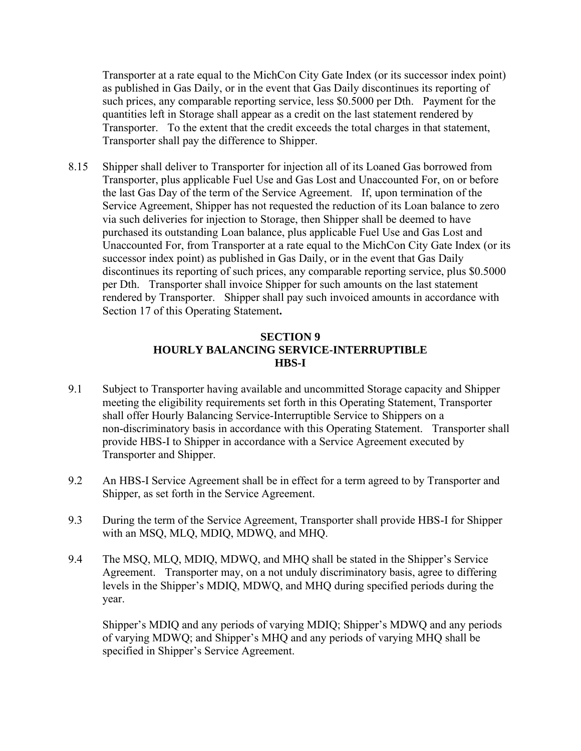Transporter at a rate equal to the MichCon City Gate Index (or its successor index point) as published in Gas Daily, or in the event that Gas Daily discontinues its reporting of such prices, any comparable reporting service, less \$0.5000 per Dth. Payment for the quantities left in Storage shall appear as a credit on the last statement rendered by Transporter. To the extent that the credit exceeds the total charges in that statement, Transporter shall pay the difference to Shipper.

8.15 Shipper shall deliver to Transporter for injection all of its Loaned Gas borrowed from Transporter, plus applicable Fuel Use and Gas Lost and Unaccounted For, on or before the last Gas Day of the term of the Service Agreement. If, upon termination of the Service Agreement, Shipper has not requested the reduction of its Loan balance to zero via such deliveries for injection to Storage, then Shipper shall be deemed to have purchased its outstanding Loan balance, plus applicable Fuel Use and Gas Lost and Unaccounted For, from Transporter at a rate equal to the MichCon City Gate Index (or its successor index point) as published in Gas Daily, or in the event that Gas Daily discontinues its reporting of such prices, any comparable reporting service, plus \$0.5000 per Dth. Transporter shall invoice Shipper for such amounts on the last statement rendered by Transporter. Shipper shall pay such invoiced amounts in accordance with Section 17 of this Operating Statement**.**

## SECTION 9
## HOURLY BALANCING SERVICE-INTERRUPTIBLE
## HBS-I

9.1 Subject to Transporter having available and uncommitted Storage capacity and Shipper meeting the eligibility requirements set forth in this Operating Statement, Transporter shall offer Hourly Balancing Service-Interruptible Service to Shippers on a non-discriminatory basis in accordance with this Operating Statement. Transporter shall provide HBS-I to Shipper in accordance with a Service Agreement executed by Transporter and Shipper.

9.2 An HBS-I Service Agreement shall be in effect for a term agreed to by Transporter and Shipper, as set forth in the Service Agreement.

9.3 During the term of the Service Agreement, Transporter shall provide HBS-I for Shipper with an MSQ, MLQ, MDIQ, MDWQ, and MHQ.

9.4 The MSQ, MLQ, MDIQ, MDWQ, and MHQ shall be stated in the Shipper's Service Agreement. Transporter may, on a not unduly discriminatory basis, agree to differing levels in the Shipper's MDIQ, MDWQ, and MHQ during specified periods during the year.

Shipper's MDIQ and any periods of varying MDIQ; Shipper's MDWQ and any periods of varying MDWQ; and Shipper's MHQ and any periods of varying MHQ shall be specified in Shipper's Service Agreement.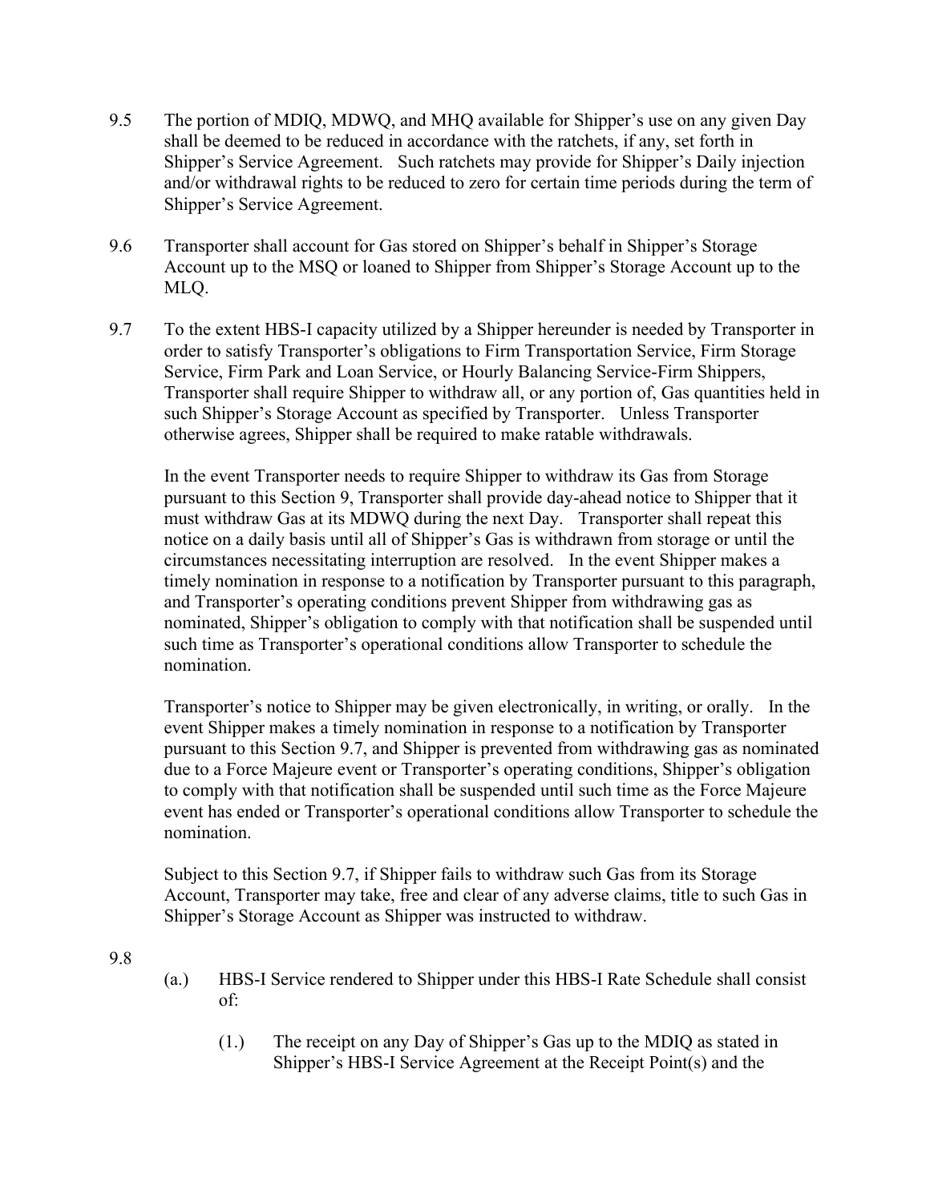9.5 The portion of MDIQ, MDWQ, and MHQ available for Shipper's use on any given Day shall be deemed to be reduced in accordance with the ratchets, if any, set forth in Shipper's Service Agreement. Such ratchets may provide for Shipper's Daily injection and/or withdrawal rights to be reduced to zero for certain time periods during the term of Shipper's Service Agreement.

9.6 Transporter shall account for Gas stored on Shipper's behalf in Shipper's Storage Account up to the MSQ or loaned to Shipper from Shipper's Storage Account up to the MLQ.

9.7 To the extent HBS-I capacity utilized by a Shipper hereunder is needed by Transporter in order to satisfy Transporter's obligations to Firm Transportation Service, Firm Storage Service, Firm Park and Loan Service, or Hourly Balancing Service-Firm Shippers, Transporter shall require Shipper to withdraw all, or any portion of, Gas quantities held in such Shipper's Storage Account as specified by Transporter. Unless Transporter otherwise agrees, Shipper shall be required to make ratable withdrawals.

In the event Transporter needs to require Shipper to withdraw its Gas from Storage pursuant to this Section 9, Transporter shall provide day-ahead notice to Shipper that it must withdraw Gas at its MDWQ during the next Day. Transporter shall repeat this notice on a daily basis until all of Shipper's Gas is withdrawn from storage or until the circumstances necessitating interruption are resolved. In the event Shipper makes a timely nomination in response to a notification by Transporter pursuant to this paragraph, and Transporter's operating conditions prevent Shipper from withdrawing gas as nominated, Shipper's obligation to comply with that notification shall be suspended until such time as Transporter's operational conditions allow Transporter to schedule the nomination.

Transporter's notice to Shipper may be given electronically, in writing, or orally. In the event Shipper makes a timely nomination in response to a notification by Transporter pursuant to this Section 9.7, and Shipper is prevented from withdrawing gas as nominated due to a Force Majeure event or Transporter's operating conditions, Shipper's obligation to comply with that notification shall be suspended until such time as the Force Majeure event has ended or Transporter's operational conditions allow Transporter to schedule the nomination.

Subject to this Section 9.7, if Shipper fails to withdraw such Gas from its Storage Account, Transporter may take, free and clear of any adverse claims, title to such Gas in Shipper's Storage Account as Shipper was instructed to withdraw.

9.8

(a.) HBS-I Service rendered to Shipper under this HBS-I Rate Schedule shall consist of:

(1.) The receipt on any Day of Shipper's Gas up to the MDIQ as stated in Shipper's HBS-I Service Agreement at the Receipt Point(s) and the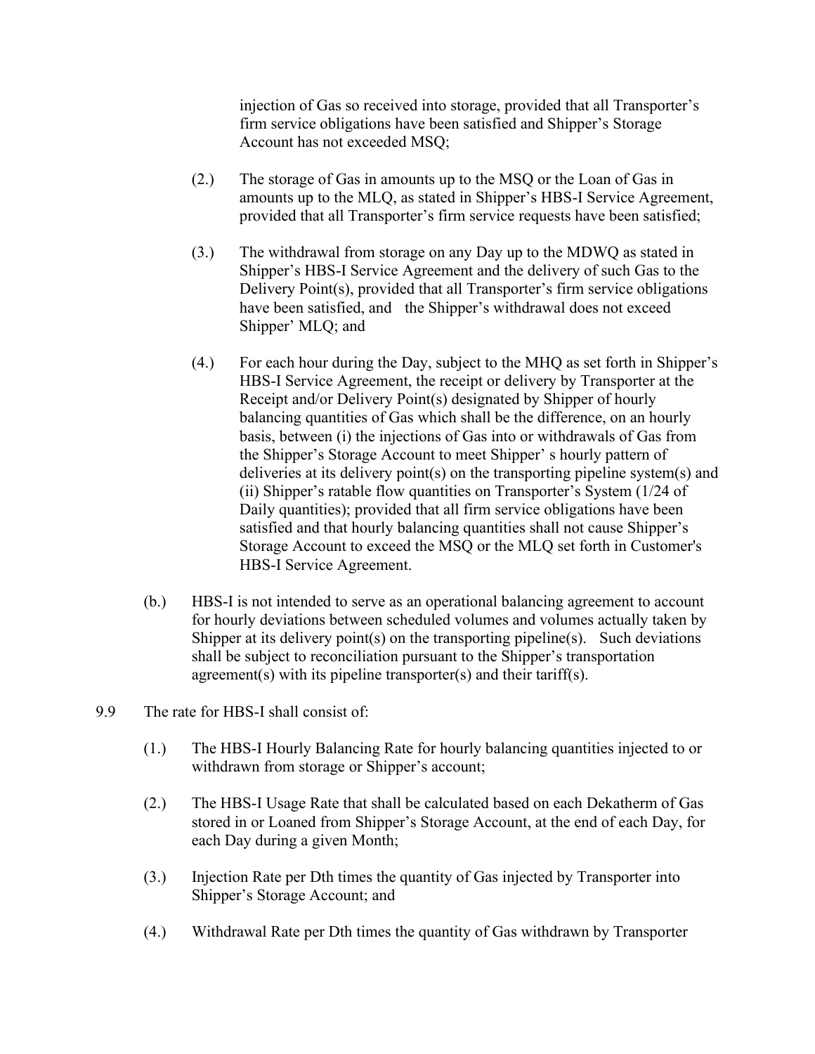injection of Gas so received into storage, provided that all Transporter's firm service obligations have been satisfied and Shipper's Storage Account has not exceeded MSQ;

(2.) The storage of Gas in amounts up to the MSQ or the Loan of Gas in amounts up to the MLQ, as stated in Shipper's HBS-I Service Agreement, provided that all Transporter's firm service requests have been satisfied;

(3.) The withdrawal from storage on any Day up to the MDWQ as stated in Shipper's HBS-I Service Agreement and the delivery of such Gas to the Delivery Point(s), provided that all Transporter's firm service obligations have been satisfied, and the Shipper's withdrawal does not exceed Shipper' MLQ; and

(4.) For each hour during the Day, subject to the MHQ as set forth in Shipper's HBS-I Service Agreement, the receipt or delivery by Transporter at the Receipt and/or Delivery Point(s) designated by Shipper of hourly balancing quantities of Gas which shall be the difference, on an hourly basis, between (i) the injections of Gas into or withdrawals of Gas from the Shipper's Storage Account to meet Shipper' s hourly pattern of deliveries at its delivery point(s) on the transporting pipeline system(s) and (ii) Shipper's ratable flow quantities on Transporter's System (1/24 of Daily quantities); provided that all firm service obligations have been satisfied and that hourly balancing quantities shall not cause Shipper's Storage Account to exceed the MSQ or the MLQ set forth in Customer's HBS-I Service Agreement.

(b.) HBS-I is not intended to serve as an operational balancing agreement to account for hourly deviations between scheduled volumes and volumes actually taken by Shipper at its delivery point(s) on the transporting pipeline(s). Such deviations shall be subject to reconciliation pursuant to the Shipper's transportation agreement(s) with its pipeline transporter(s) and their tariff(s).

9.9 The rate for HBS-I shall consist of:

(1.) The HBS-I Hourly Balancing Rate for hourly balancing quantities injected to or withdrawn from storage or Shipper's account;

(2.) The HBS-I Usage Rate that shall be calculated based on each Dekatherm of Gas stored in or Loaned from Shipper's Storage Account, at the end of each Day, for each Day during a given Month;

(3.) Injection Rate per Dth times the quantity of Gas injected by Transporter into Shipper's Storage Account; and

(4.) Withdrawal Rate per Dth times the quantity of Gas withdrawn by Transporter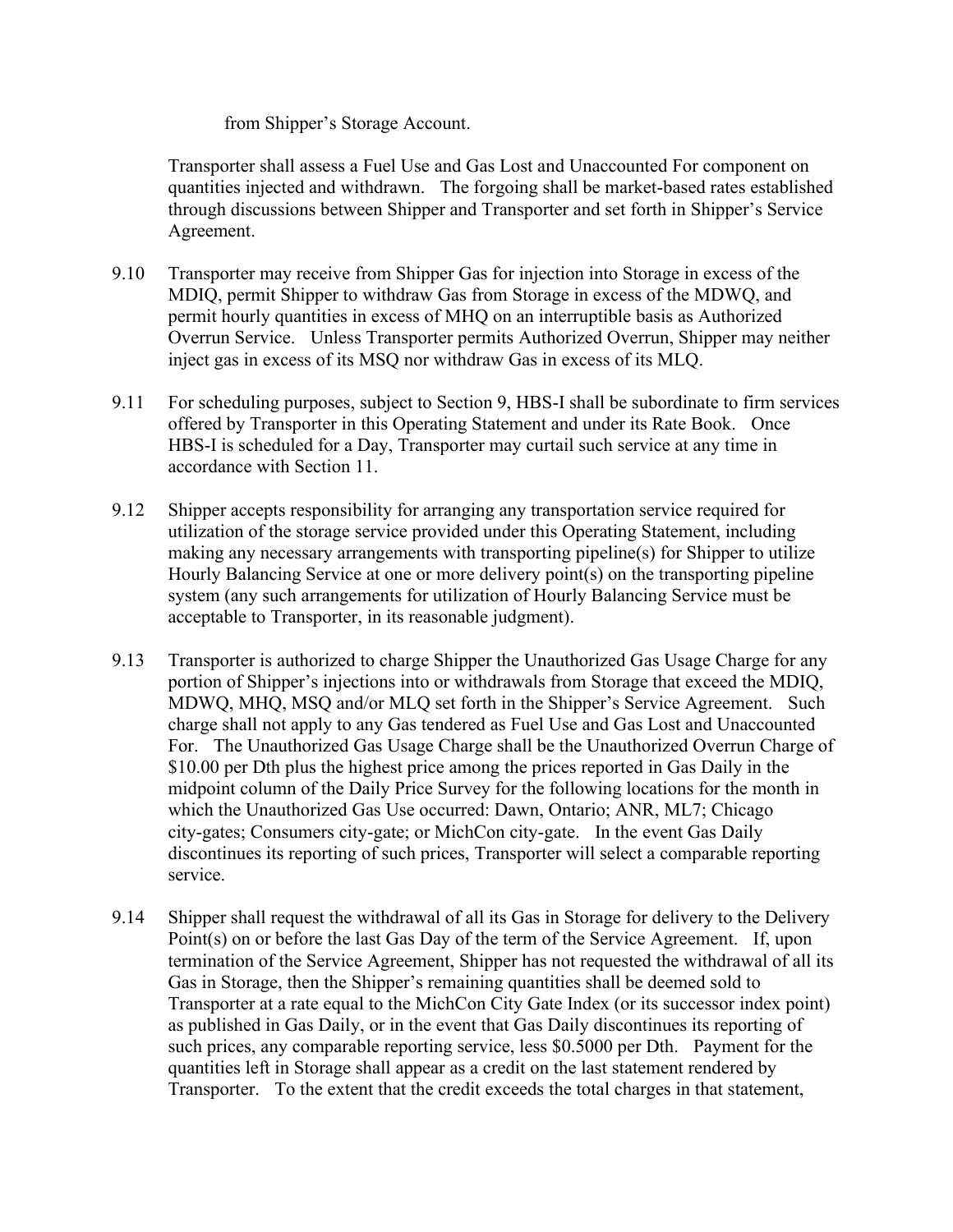from Shipper's Storage Account.

Transporter shall assess a Fuel Use and Gas Lost and Unaccounted For component on quantities injected and withdrawn. The forgoing shall be market-based rates established through discussions between Shipper and Transporter and set forth in Shipper's Service Agreement.

9.10 Transporter may receive from Shipper Gas for injection into Storage in excess of the MDIQ, permit Shipper to withdraw Gas from Storage in excess of the MDWQ, and permit hourly quantities in excess of MHQ on an interruptible basis as Authorized Overrun Service. Unless Transporter permits Authorized Overrun, Shipper may neither inject gas in excess of its MSQ nor withdraw Gas in excess of its MLQ.

9.11 For scheduling purposes, subject to Section 9, HBS-I shall be subordinate to firm services offered by Transporter in this Operating Statement and under its Rate Book. Once HBS-I is scheduled for a Day, Transporter may curtail such service at any time in accordance with Section 11.

9.12 Shipper accepts responsibility for arranging any transportation service required for utilization of the storage service provided under this Operating Statement, including making any necessary arrangements with transporting pipeline(s) for Shipper to utilize Hourly Balancing Service at one or more delivery point(s) on the transporting pipeline system (any such arrangements for utilization of Hourly Balancing Service must be acceptable to Transporter, in its reasonable judgment).

9.13 Transporter is authorized to charge Shipper the Unauthorized Gas Usage Charge for any portion of Shipper's injections into or withdrawals from Storage that exceed the MDIQ, MDWQ, MHQ, MSQ and/or MLQ set forth in the Shipper's Service Agreement. Such charge shall not apply to any Gas tendered as Fuel Use and Gas Lost and Unaccounted For. The Unauthorized Gas Usage Charge shall be the Unauthorized Overrun Charge of $10.00 per Dth plus the highest price among the prices reported in Gas Daily in the midpoint column of the Daily Price Survey for the following locations for the month in which the Unauthorized Gas Use occurred: Dawn, Ontario; ANR, ML7; Chicago city-gates; Consumers city-gate; or MichCon city-gate. In the event Gas Daily discontinues its reporting of such prices, Transporter will select a comparable reporting service.

9.14 Shipper shall request the withdrawal of all its Gas in Storage for delivery to the Delivery Point(s) on or before the last Gas Day of the term of the Service Agreement. If, upon termination of the Service Agreement, Shipper has not requested the withdrawal of all its Gas in Storage, then the Shipper's remaining quantities shall be deemed sold to Transporter at a rate equal to the MichCon City Gate Index (or its successor index point) as published in Gas Daily, or in the event that Gas Daily discontinues its reporting of such prices, any comparable reporting service, less $0.5000 per Dth. Payment for the quantities left in Storage shall appear as a credit on the last statement rendered by Transporter. To the extent that the credit exceeds the total charges in that statement,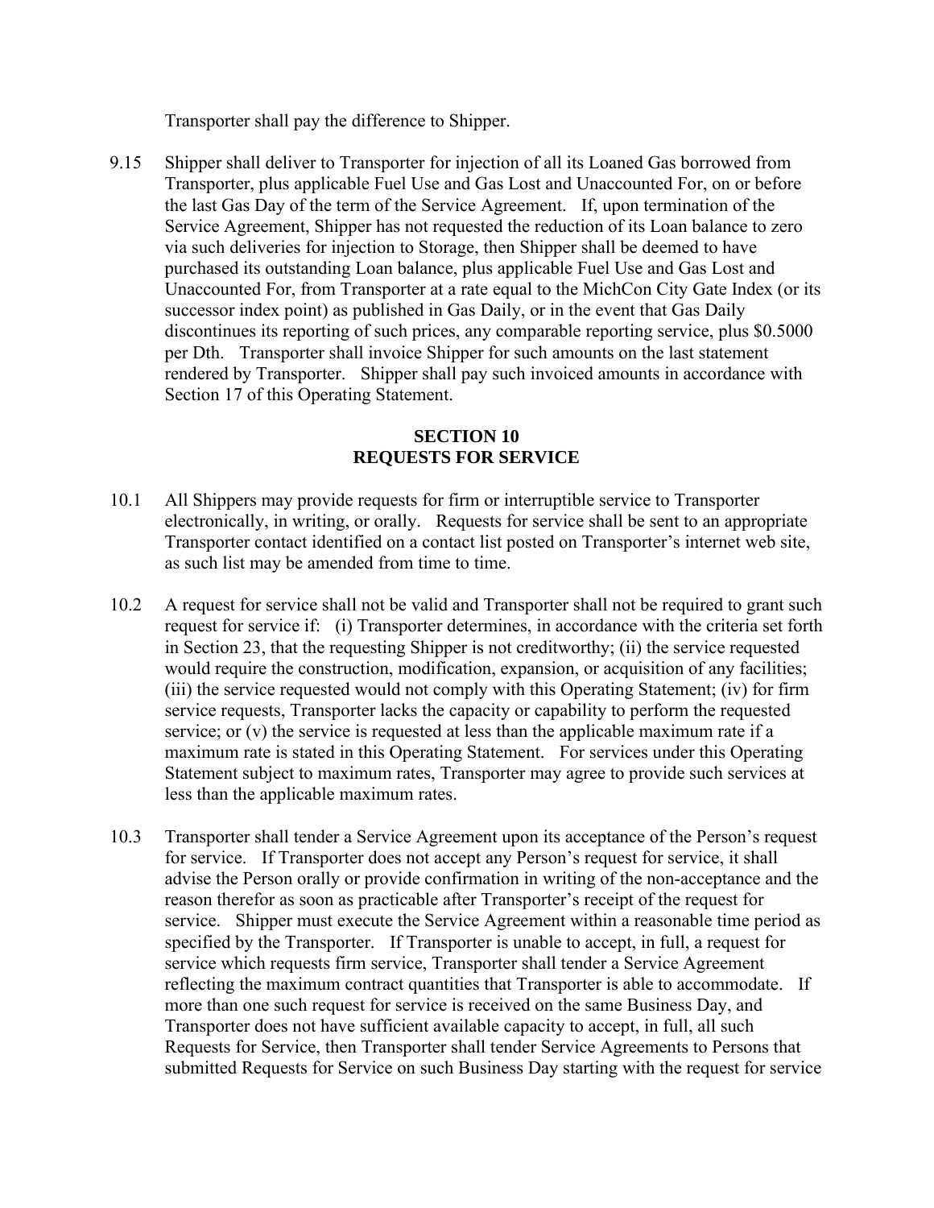Transporter shall pay the difference to Shipper.

9.15 Shipper shall deliver to Transporter for injection of all its Loaned Gas borrowed from Transporter, plus applicable Fuel Use and Gas Lost and Unaccounted For, on or before the last Gas Day of the term of the Service Agreement. If, upon termination of the Service Agreement, Shipper has not requested the reduction of its Loan balance to zero via such deliveries for injection to Storage, then Shipper shall be deemed to have purchased its outstanding Loan balance, plus applicable Fuel Use and Gas Lost and Unaccounted For, from Transporter at a rate equal to the MichCon City Gate Index (or its successor index point) as published in Gas Daily, or in the event that Gas Daily discontinues its reporting of such prices, any comparable reporting service, plus $0.5000 per Dth. Transporter shall invoice Shipper for such amounts on the last statement rendered by Transporter. Shipper shall pay such invoiced amounts in accordance with Section 17 of this Operating Statement.

## SECTION 10
## REQUESTS FOR SERVICE

10.1 All Shippers may provide requests for firm or interruptible service to Transporter electronically, in writing, or orally. Requests for service shall be sent to an appropriate Transporter contact identified on a contact list posted on Transporter's internet web site, as such list may be amended from time to time.

10.2 A request for service shall not be valid and Transporter shall not be required to grant such request for service if: (i) Transporter determines, in accordance with the criteria set forth in Section 23, that the requesting Shipper is not creditworthy; (ii) the service requested would require the construction, modification, expansion, or acquisition of any facilities; (iii) the service requested would not comply with this Operating Statement; (iv) for firm service requests, Transporter lacks the capacity or capability to perform the requested service; or (v) the service is requested at less than the applicable maximum rate if a maximum rate is stated in this Operating Statement. For services under this Operating Statement subject to maximum rates, Transporter may agree to provide such services at less than the applicable maximum rates.

10.3 Transporter shall tender a Service Agreement upon its acceptance of the Person's request for service. If Transporter does not accept any Person's request for service, it shall advise the Person orally or provide confirmation in writing of the non-acceptance and the reason therefor as soon as practicable after Transporter's receipt of the request for service. Shipper must execute the Service Agreement within a reasonable time period as specified by the Transporter. If Transporter is unable to accept, in full, a request for service which requests firm service, Transporter shall tender a Service Agreement reflecting the maximum contract quantities that Transporter is able to accommodate. If more than one such request for service is received on the same Business Day, and Transporter does not have sufficient available capacity to accept, in full, all such Requests for Service, then Transporter shall tender Service Agreements to Persons that submitted Requests for Service on such Business Day starting with the request for service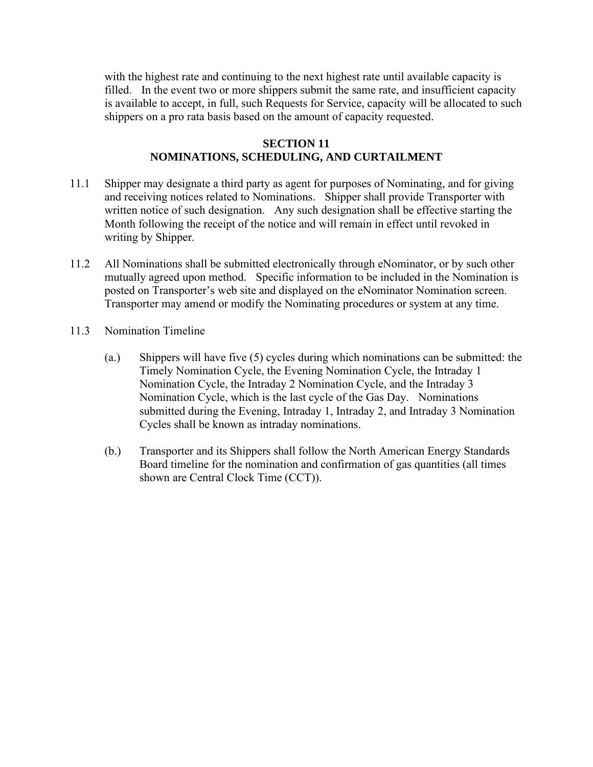with the highest rate and continuing to the next highest rate until available capacity is filled. In the event two or more shippers submit the same rate, and insufficient capacity is available to accept, in full, such Requests for Service, capacity will be allocated to such shippers on a pro rata basis based on the amount of capacity requested.

## SECTION 11
## NOMINATIONS, SCHEDULING, AND CURTAILMENT

11.1 Shipper may designate a third party as agent for purposes of Nominating, and for giving and receiving notices related to Nominations. Shipper shall provide Transporter with written notice of such designation. Any such designation shall be effective starting the Month following the receipt of the notice and will remain in effect until revoked in writing by Shipper.

11.2 All Nominations shall be submitted electronically through eNominator, or by such other mutually agreed upon method. Specific information to be included in the Nomination is posted on Transporter's web site and displayed on the eNominator Nomination screen. Transporter may amend or modify the Nominating procedures or system at any time.

11.3 Nomination Timeline

(a.) Shippers will have five (5) cycles during which nominations can be submitted: the Timely Nomination Cycle, the Evening Nomination Cycle, the Intraday 1 Nomination Cycle, the Intraday 2 Nomination Cycle, and the Intraday 3 Nomination Cycle, which is the last cycle of the Gas Day. Nominations submitted during the Evening, Intraday 1, Intraday 2, and Intraday 3 Nomination Cycles shall be known as intraday nominations.

(b.) Transporter and its Shippers shall follow the North American Energy Standards Board timeline for the nomination and confirmation of gas quantities (all times shown are Central Clock Time (CCT)).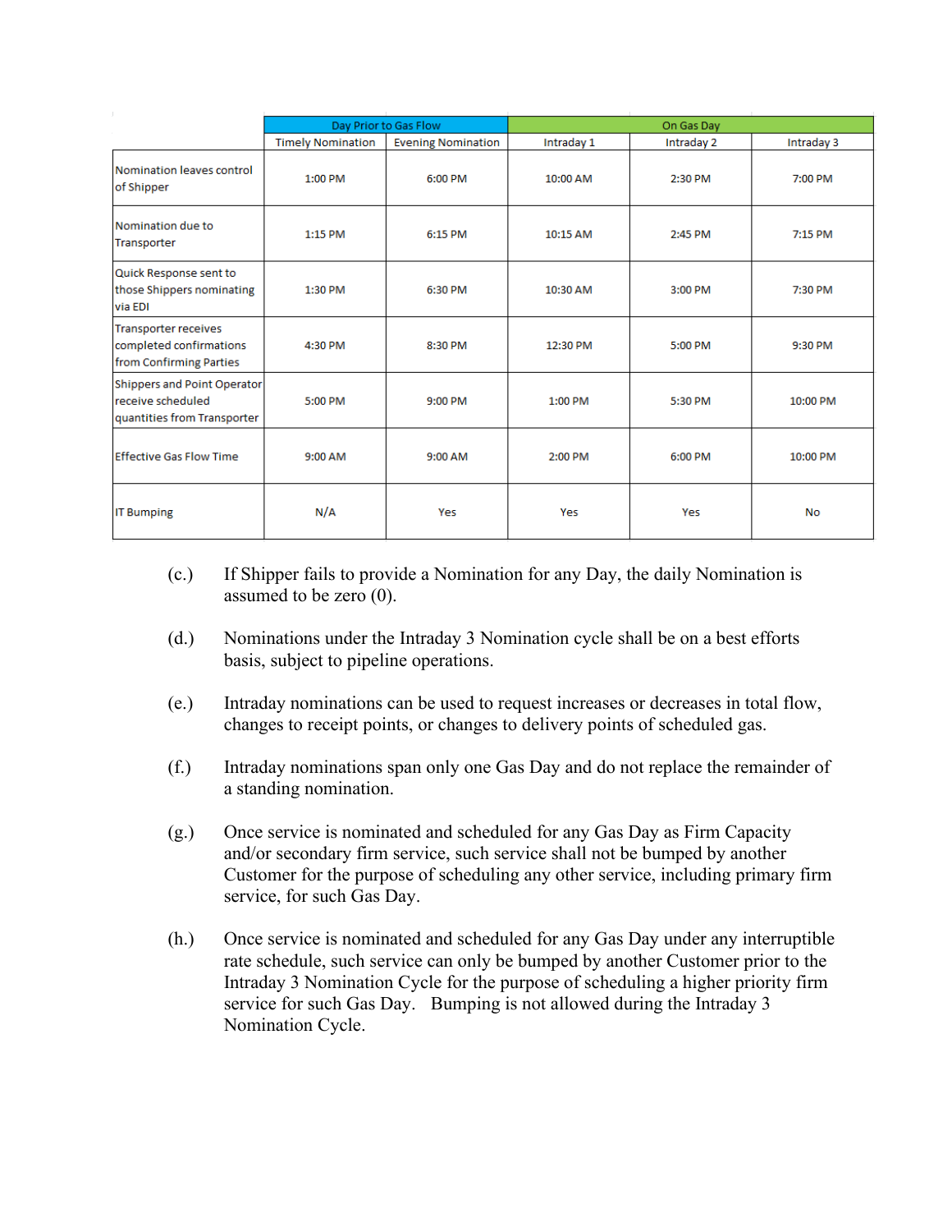| | Day Prior to Gas Flow | | On Gas Day | | |
|---|---|---|---|---|---|
| | Timely Nomination | Evening Nomination | Intraday 1 | Intraday 2 | Intraday 3 |
| Nomination leaves control of Shipper | 1:00 PM | 6:00 PM | 10:00 AM | 2:30 PM | 7:00 PM |
| Nomination due to Transporter | 1:15 PM | 6:15 PM | 10:15 AM | 2:45 PM | 7:15 PM |
| Quick Response sent to those Shippers nominating via EDI | 1:30 PM | 6:30 PM | 10:30 AM | 3:00 PM | 7:30 PM |
| Transporter receives completed confirmations from Confirming Parties | 4:30 PM | 8:30 PM | 12:30 PM | 5:00 PM | 9:30 PM |
| Shippers and Point Operator receive scheduled quantities from Transporter | 5:00 PM | 9:00 PM | 1:00 PM | 5:30 PM | 10:00 PM |
| Effective Gas Flow Time | 9:00 AM | 9:00 AM | 2:00 PM | 6:00 PM | 10:00 PM |
| IT Bumping | N/A | Yes | Yes | Yes | No |

(c.) If Shipper fails to provide a Nomination for any Day, the daily Nomination is assumed to be zero (0).

(d.) Nominations under the Intraday 3 Nomination cycle shall be on a best efforts basis, subject to pipeline operations.

(e.) Intraday nominations can be used to request increases or decreases in total flow, changes to receipt points, or changes to delivery points of scheduled gas.

(f.) Intraday nominations span only one Gas Day and do not replace the remainder of a standing nomination.

(g.) Once service is nominated and scheduled for any Gas Day as Firm Capacity and/or secondary firm service, such service shall not be bumped by another Customer for the purpose of scheduling any other service, including primary firm service, for such Gas Day.

(h.) Once service is nominated and scheduled for any Gas Day under any interruptible rate schedule, such service can only be bumped by another Customer prior to the Intraday 3 Nomination Cycle for the purpose of scheduling a higher priority firm service for such Gas Day. Bumping is not allowed during the Intraday 3 Nomination Cycle.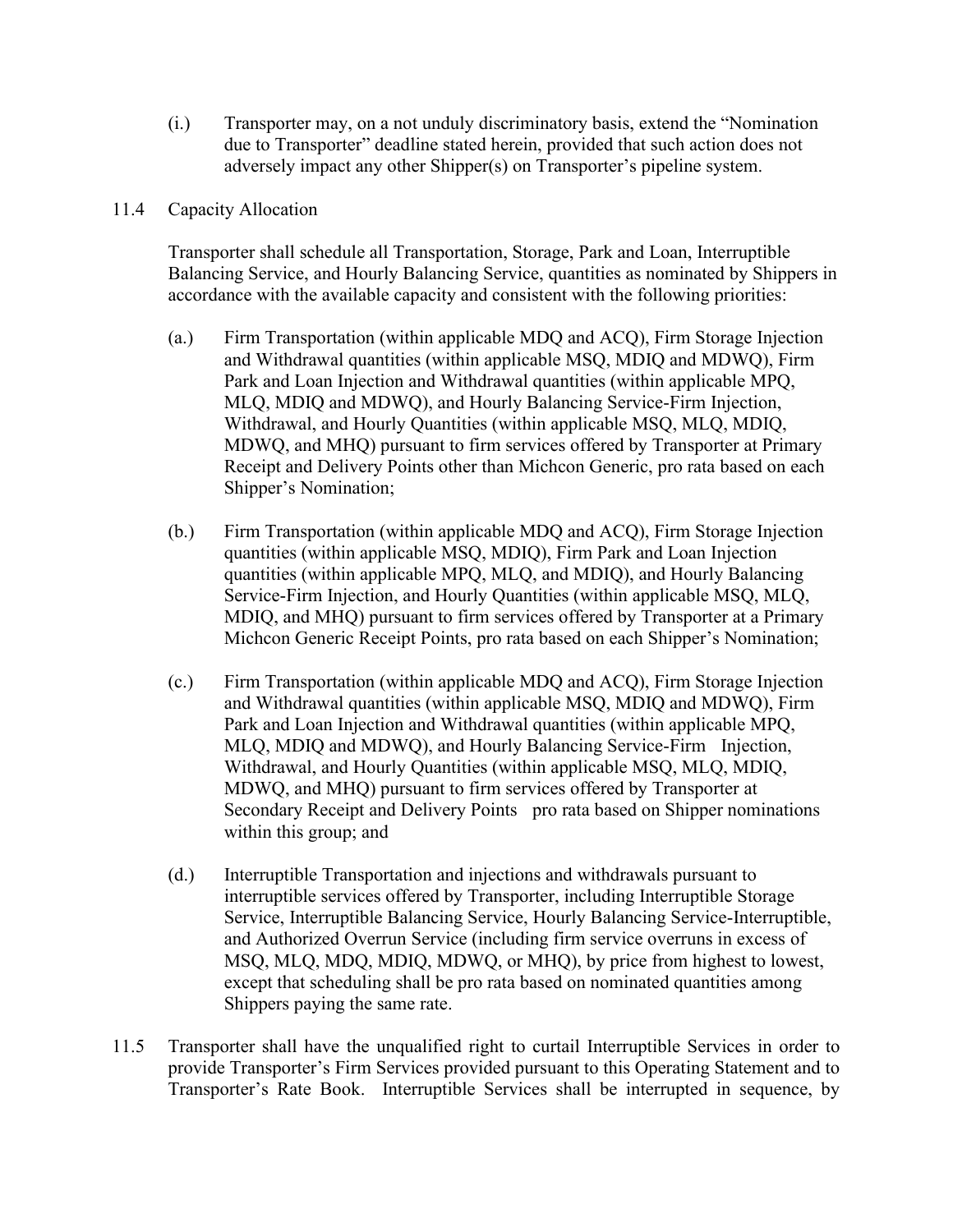(i.) Transporter may, on a not unduly discriminatory basis, extend the "Nomination due to Transporter" deadline stated herein, provided that such action does not adversely impact any other Shipper(s) on Transporter's pipeline system.

11.4 Capacity Allocation

Transporter shall schedule all Transportation, Storage, Park and Loan, Interruptible Balancing Service, and Hourly Balancing Service, quantities as nominated by Shippers in accordance with the available capacity and consistent with the following priorities:

(a.) Firm Transportation (within applicable MDQ and ACQ), Firm Storage Injection and Withdrawal quantities (within applicable MSQ, MDIQ and MDWQ), Firm Park and Loan Injection and Withdrawal quantities (within applicable MPQ, MLQ, MDIQ and MDWQ), and Hourly Balancing Service-Firm Injection, Withdrawal, and Hourly Quantities (within applicable MSQ, MLQ, MDIQ, MDWQ, and MHQ) pursuant to firm services offered by Transporter at Primary Receipt and Delivery Points other than Michcon Generic, pro rata based on each Shipper's Nomination;

(b.) Firm Transportation (within applicable MDQ and ACQ), Firm Storage Injection quantities (within applicable MSQ, MDIQ), Firm Park and Loan Injection quantities (within applicable MPQ, MLQ, and MDIQ), and Hourly Balancing Service-Firm Injection, and Hourly Quantities (within applicable MSQ, MLQ, MDIQ, and MHQ) pursuant to firm services offered by Transporter at a Primary Michcon Generic Receipt Points, pro rata based on each Shipper's Nomination;

(c.) Firm Transportation (within applicable MDQ and ACQ), Firm Storage Injection and Withdrawal quantities (within applicable MSQ, MDIQ and MDWQ), Firm Park and Loan Injection and Withdrawal quantities (within applicable MPQ, MLQ, MDIQ and MDWQ), and Hourly Balancing Service-Firm Injection, Withdrawal, and Hourly Quantities (within applicable MSQ, MLQ, MDIQ, MDWQ, and MHQ) pursuant to firm services offered by Transporter at Secondary Receipt and Delivery Points pro rata based on Shipper nominations within this group; and

(d.) Interruptible Transportation and injections and withdrawals pursuant to interruptible services offered by Transporter, including Interruptible Storage Service, Interruptible Balancing Service, Hourly Balancing Service-Interruptible, and Authorized Overrun Service (including firm service overruns in excess of MSQ, MLQ, MDQ, MDIQ, MDWQ, or MHQ), by price from highest to lowest, except that scheduling shall be pro rata based on nominated quantities among Shippers paying the same rate.

11.5 Transporter shall have the unqualified right to curtail Interruptible Services in order to provide Transporter's Firm Services provided pursuant to this Operating Statement and to Transporter's Rate Book. Interruptible Services shall be interrupted in sequence, by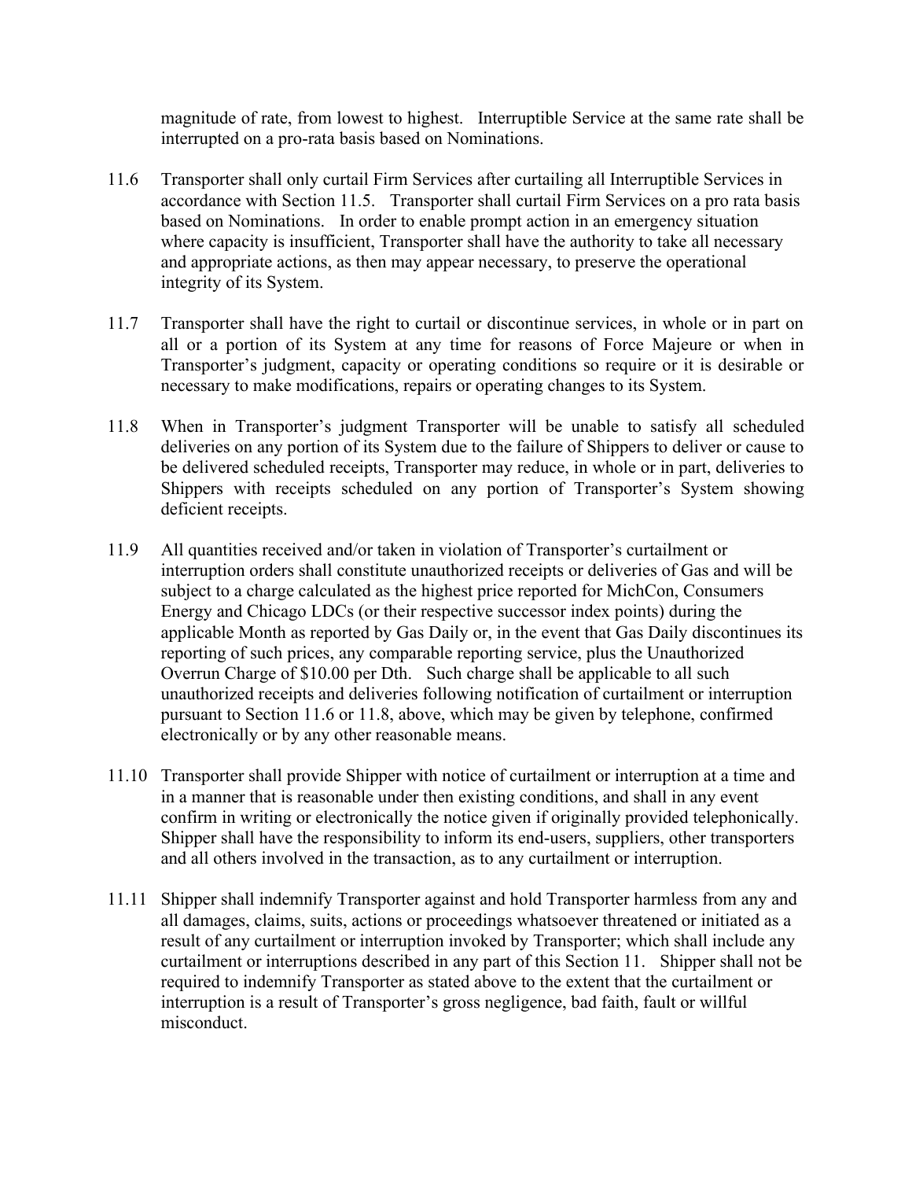magnitude of rate, from lowest to highest. Interruptible Service at the same rate shall be interrupted on a pro-rata basis based on Nominations.

11.6 Transporter shall only curtail Firm Services after curtailing all Interruptible Services in accordance with Section 11.5. Transporter shall curtail Firm Services on a pro rata basis based on Nominations. In order to enable prompt action in an emergency situation where capacity is insufficient, Transporter shall have the authority to take all necessary and appropriate actions, as then may appear necessary, to preserve the operational integrity of its System.

11.7 Transporter shall have the right to curtail or discontinue services, in whole or in part on all or a portion of its System at any time for reasons of Force Majeure or when in Transporter's judgment, capacity or operating conditions so require or it is desirable or necessary to make modifications, repairs or operating changes to its System.

11.8 When in Transporter's judgment Transporter will be unable to satisfy all scheduled deliveries on any portion of its System due to the failure of Shippers to deliver or cause to be delivered scheduled receipts, Transporter may reduce, in whole or in part, deliveries to Shippers with receipts scheduled on any portion of Transporter's System showing deficient receipts.

11.9 All quantities received and/or taken in violation of Transporter's curtailment or interruption orders shall constitute unauthorized receipts or deliveries of Gas and will be subject to a charge calculated as the highest price reported for MichCon, Consumers Energy and Chicago LDCs (or their respective successor index points) during the applicable Month as reported by Gas Daily or, in the event that Gas Daily discontinues its reporting of such prices, any comparable reporting service, plus the Unauthorized Overrun Charge of $10.00 per Dth. Such charge shall be applicable to all such unauthorized receipts and deliveries following notification of curtailment or interruption pursuant to Section 11.6 or 11.8, above, which may be given by telephone, confirmed electronically or by any other reasonable means.

11.10 Transporter shall provide Shipper with notice of curtailment or interruption at a time and in a manner that is reasonable under then existing conditions, and shall in any event confirm in writing or electronically the notice given if originally provided telephonically. Shipper shall have the responsibility to inform its end-users, suppliers, other transporters and all others involved in the transaction, as to any curtailment or interruption.

11.11 Shipper shall indemnify Transporter against and hold Transporter harmless from any and all damages, claims, suits, actions or proceedings whatsoever threatened or initiated as a result of any curtailment or interruption invoked by Transporter; which shall include any curtailment or interruptions described in any part of this Section 11. Shipper shall not be required to indemnify Transporter as stated above to the extent that the curtailment or interruption is a result of Transporter's gross negligence, bad faith, fault or willful misconduct.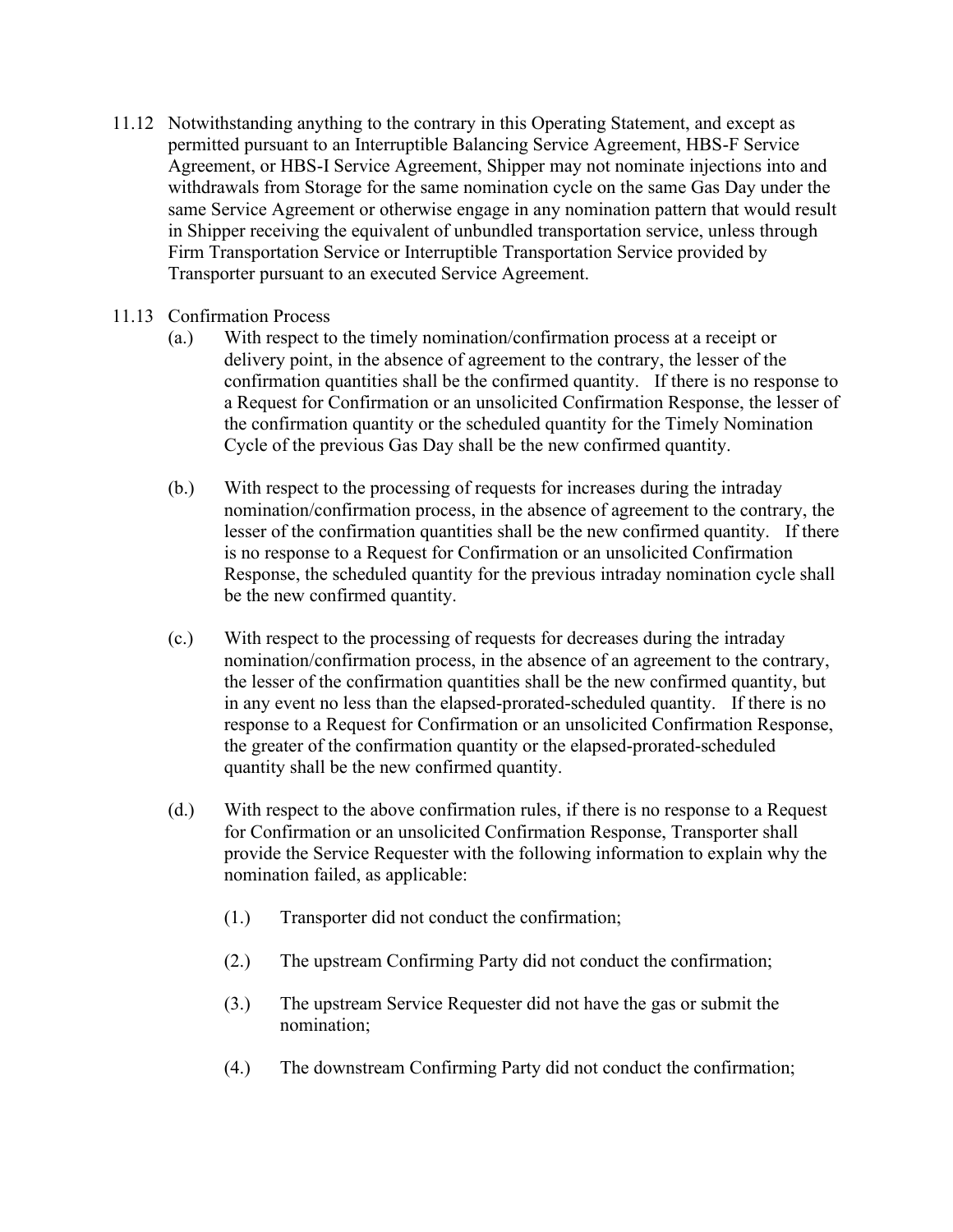11.12 Notwithstanding anything to the contrary in this Operating Statement, and except as permitted pursuant to an Interruptible Balancing Service Agreement, HBS-F Service Agreement, or HBS-I Service Agreement, Shipper may not nominate injections into and withdrawals from Storage for the same nomination cycle on the same Gas Day under the same Service Agreement or otherwise engage in any nomination pattern that would result in Shipper receiving the equivalent of unbundled transportation service, unless through Firm Transportation Service or Interruptible Transportation Service provided by Transporter pursuant to an executed Service Agreement.

11.13 Confirmation Process

(a.) With respect to the timely nomination/confirmation process at a receipt or delivery point, in the absence of agreement to the contrary, the lesser of the confirmation quantities shall be the confirmed quantity. If there is no response to a Request for Confirmation or an unsolicited Confirmation Response, the lesser of the confirmation quantity or the scheduled quantity for the Timely Nomination Cycle of the previous Gas Day shall be the new confirmed quantity.

(b.) With respect to the processing of requests for increases during the intraday nomination/confirmation process, in the absence of agreement to the contrary, the lesser of the confirmation quantities shall be the new confirmed quantity. If there is no response to a Request for Confirmation or an unsolicited Confirmation Response, the scheduled quantity for the previous intraday nomination cycle shall be the new confirmed quantity.

(c.) With respect to the processing of requests for decreases during the intraday nomination/confirmation process, in the absence of an agreement to the contrary, the lesser of the confirmation quantities shall be the new confirmed quantity, but in any event no less than the elapsed-prorated-scheduled quantity. If there is no response to a Request for Confirmation or an unsolicited Confirmation Response, the greater of the confirmation quantity or the elapsed-prorated-scheduled quantity shall be the new confirmed quantity.

(d.) With respect to the above confirmation rules, if there is no response to a Request for Confirmation or an unsolicited Confirmation Response, Transporter shall provide the Service Requester with the following information to explain why the nomination failed, as applicable:

(1.) Transporter did not conduct the confirmation;

(2.) The upstream Confirming Party did not conduct the confirmation;

(3.) The upstream Service Requester did not have the gas or submit the nomination;

(4.) The downstream Confirming Party did not conduct the confirmation;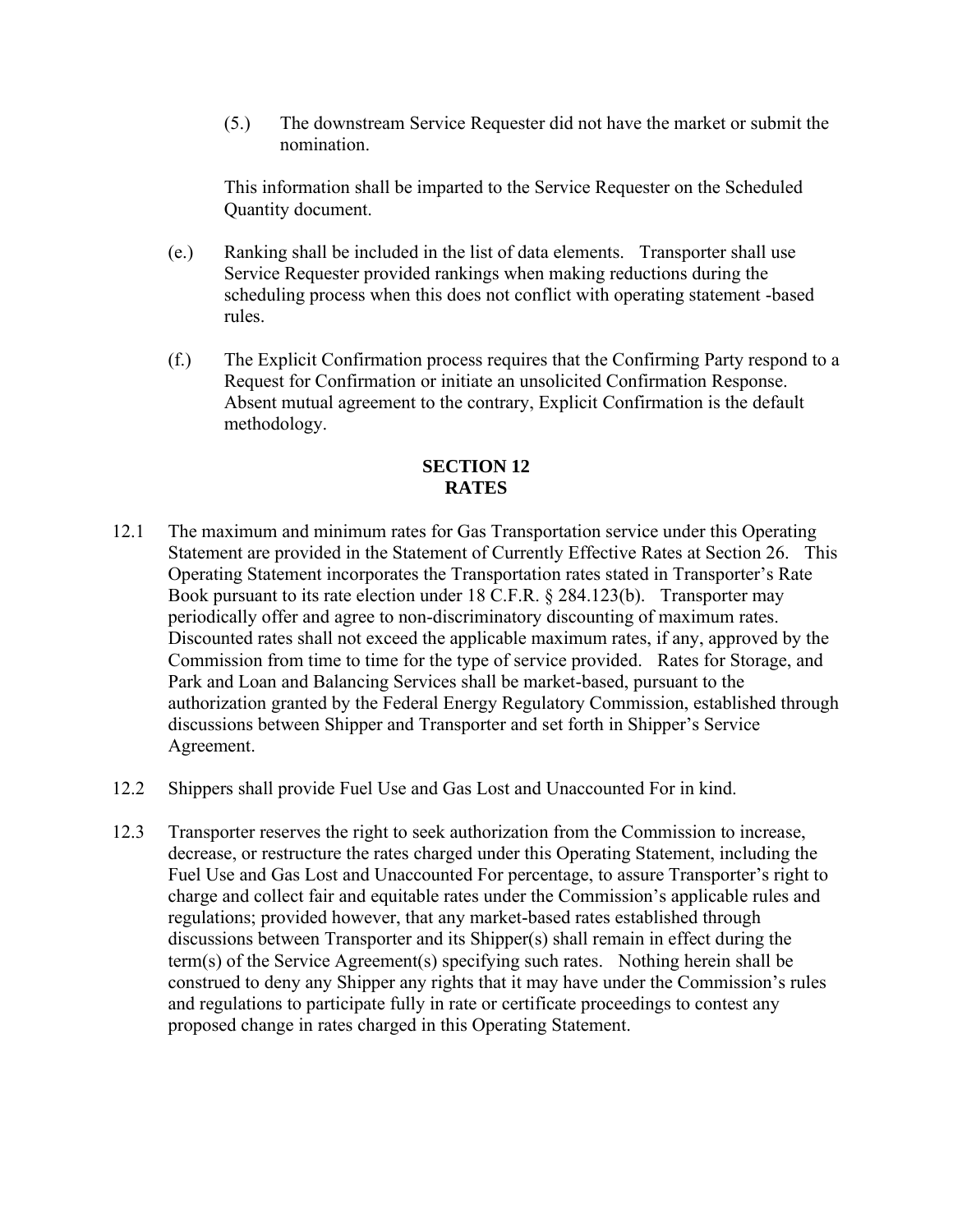(5.) The downstream Service Requester did not have the market or submit the nomination.

This information shall be imparted to the Service Requester on the Scheduled Quantity document.

(e.) Ranking shall be included in the list of data elements. Transporter shall use Service Requester provided rankings when making reductions during the scheduling process when this does not conflict with operating statement -based rules.

(f.) The Explicit Confirmation process requires that the Confirming Party respond to a Request for Confirmation or initiate an unsolicited Confirmation Response. Absent mutual agreement to the contrary, Explicit Confirmation is the default methodology.

## SECTION 12
## RATES

12.1 The maximum and minimum rates for Gas Transportation service under this Operating Statement are provided in the Statement of Currently Effective Rates at Section 26. This Operating Statement incorporates the Transportation rates stated in Transporter's Rate Book pursuant to its rate election under 18 C.F.R. § 284.123(b). Transporter may periodically offer and agree to non-discriminatory discounting of maximum rates. Discounted rates shall not exceed the applicable maximum rates, if any, approved by the Commission from time to time for the type of service provided. Rates for Storage, and Park and Loan and Balancing Services shall be market-based, pursuant to the authorization granted by the Federal Energy Regulatory Commission, established through discussions between Shipper and Transporter and set forth in Shipper's Service Agreement.

12.2 Shippers shall provide Fuel Use and Gas Lost and Unaccounted For in kind.

12.3 Transporter reserves the right to seek authorization from the Commission to increase, decrease, or restructure the rates charged under this Operating Statement, including the Fuel Use and Gas Lost and Unaccounted For percentage, to assure Transporter's right to charge and collect fair and equitable rates under the Commission's applicable rules and regulations; provided however, that any market-based rates established through discussions between Transporter and its Shipper(s) shall remain in effect during the term(s) of the Service Agreement(s) specifying such rates. Nothing herein shall be construed to deny any Shipper any rights that it may have under the Commission's rules and regulations to participate fully in rate or certificate proceedings to contest any proposed change in rates charged in this Operating Statement.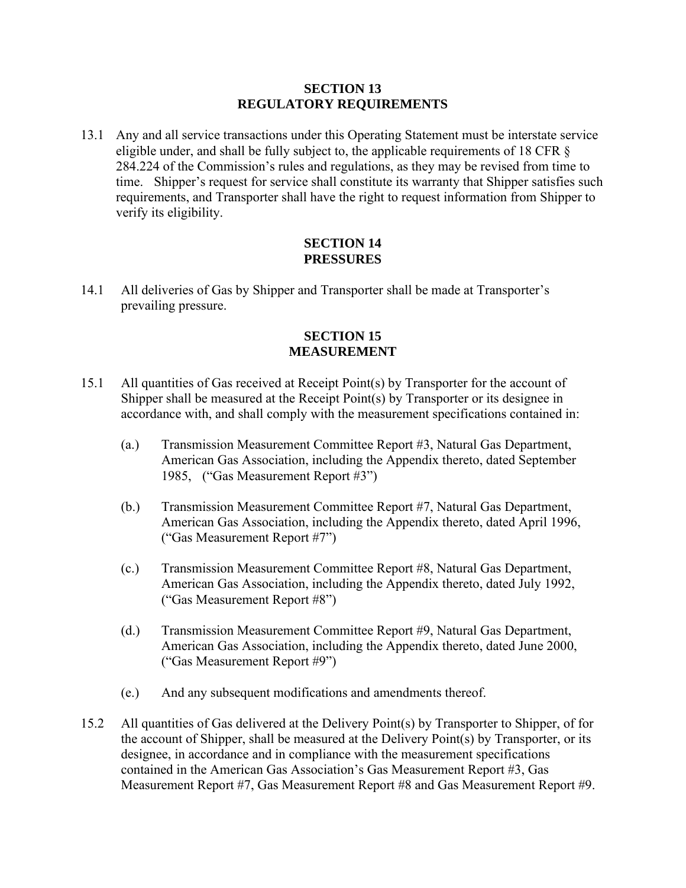## SECTION 13
## REGULATORY REQUIREMENTS

13.1 Any and all service transactions under this Operating Statement must be interstate service eligible under, and shall be fully subject to, the applicable requirements of 18 CFR § 284.224 of the Commission's rules and regulations, as they may be revised from time to time. Shipper's request for service shall constitute its warranty that Shipper satisfies such requirements, and Transporter shall have the right to request information from Shipper to verify its eligibility.

## SECTION 14
## PRESSURES

14.1 All deliveries of Gas by Shipper and Transporter shall be made at Transporter's prevailing pressure.

## SECTION 15
## MEASUREMENT

15.1 All quantities of Gas received at Receipt Point(s) by Transporter for the account of Shipper shall be measured at the Receipt Point(s) by Transporter or its designee in accordance with, and shall comply with the measurement specifications contained in:

(a.) Transmission Measurement Committee Report #3, Natural Gas Department, American Gas Association, including the Appendix thereto, dated September 1985, ("Gas Measurement Report #3")

(b.) Transmission Measurement Committee Report #7, Natural Gas Department, American Gas Association, including the Appendix thereto, dated April 1996, ("Gas Measurement Report #7")

(c.) Transmission Measurement Committee Report #8, Natural Gas Department, American Gas Association, including the Appendix thereto, dated July 1992, ("Gas Measurement Report #8")

(d.) Transmission Measurement Committee Report #9, Natural Gas Department, American Gas Association, including the Appendix thereto, dated June 2000, ("Gas Measurement Report #9")

(e.) And any subsequent modifications and amendments thereof.

15.2 All quantities of Gas delivered at the Delivery Point(s) by Transporter to Shipper, of for the account of Shipper, shall be measured at the Delivery Point(s) by Transporter, or its designee, in accordance and in compliance with the measurement specifications contained in the American Gas Association's Gas Measurement Report #3, Gas Measurement Report #7, Gas Measurement Report #8 and Gas Measurement Report #9.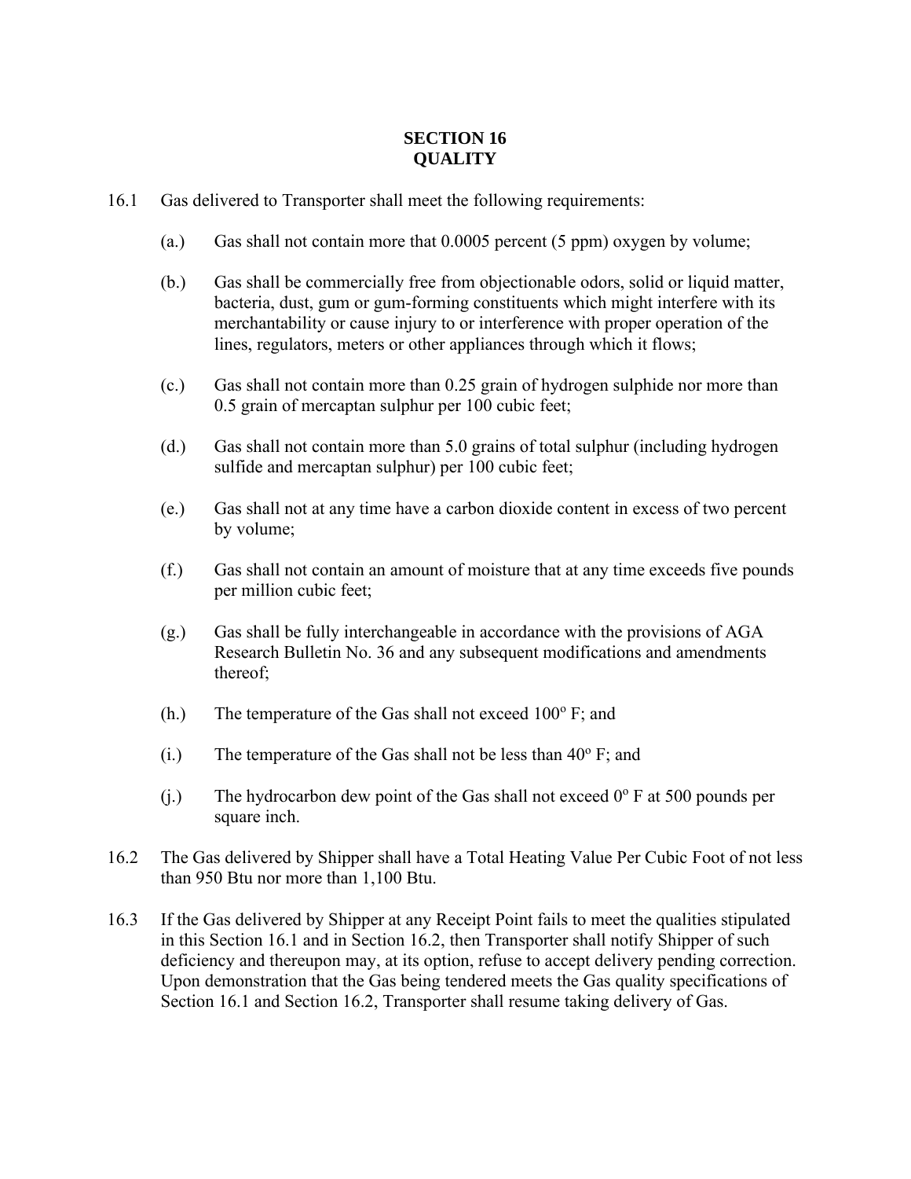# SECTION 16
# QUALITY

16.1 Gas delivered to Transporter shall meet the following requirements:

(a.) Gas shall not contain more that 0.0005 percent (5 ppm) oxygen by volume;

(b.) Gas shall be commercially free from objectionable odors, solid or liquid matter, bacteria, dust, gum or gum-forming constituents which might interfere with its merchantability or cause injury to or interference with proper operation of the lines, regulators, meters or other appliances through which it flows;

(c.) Gas shall not contain more than 0.25 grain of hydrogen sulphide nor more than 0.5 grain of mercaptan sulphur per 100 cubic feet;

(d.) Gas shall not contain more than 5.0 grains of total sulphur (including hydrogen sulfide and mercaptan sulphur) per 100 cubic feet;

(e.) Gas shall not at any time have a carbon dioxide content in excess of two percent by volume;

(f.) Gas shall not contain an amount of moisture that at any time exceeds five pounds per million cubic feet;

(g.) Gas shall be fully interchangeable in accordance with the provisions of AGA Research Bulletin No. 36 and any subsequent modifications and amendments thereof;

(h.) The temperature of the Gas shall not exceed 100º F; and

(i.) The temperature of the Gas shall not be less than 40º F; and

(j.) The hydrocarbon dew point of the Gas shall not exceed 0º F at 500 pounds per square inch.

16.2 The Gas delivered by Shipper shall have a Total Heating Value Per Cubic Foot of not less than 950 Btu nor more than 1,100 Btu.

16.3 If the Gas delivered by Shipper at any Receipt Point fails to meet the qualities stipulated in this Section 16.1 and in Section 16.2, then Transporter shall notify Shipper of such deficiency and thereupon may, at its option, refuse to accept delivery pending correction. Upon demonstration that the Gas being tendered meets the Gas quality specifications of Section 16.1 and Section 16.2, Transporter shall resume taking delivery of Gas.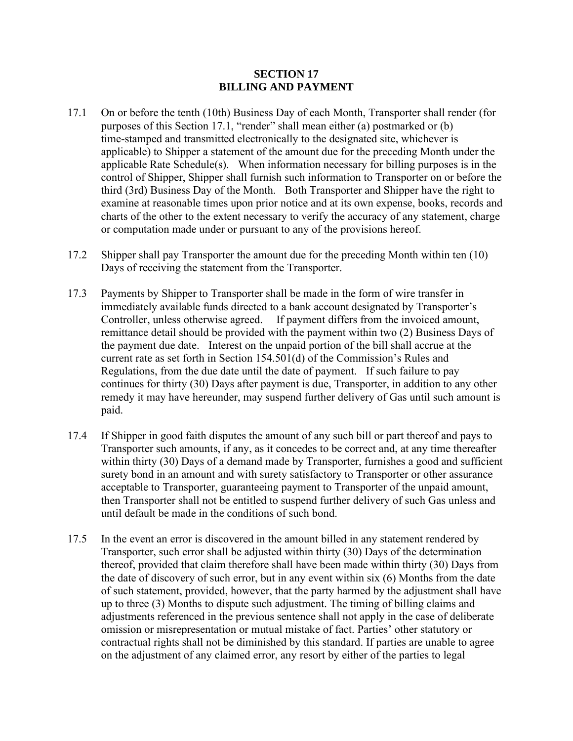## SECTION 17
## BILLING AND PAYMENT

17.1 On or before the tenth (10th) Business Day of each Month, Transporter shall render (for purposes of this Section 17.1, "render" shall mean either (a) postmarked or (b) time-stamped and transmitted electronically to the designated site, whichever is applicable) to Shipper a statement of the amount due for the preceding Month under the applicable Rate Schedule(s). When information necessary for billing purposes is in the control of Shipper, Shipper shall furnish such information to Transporter on or before the third (3rd) Business Day of the Month. Both Transporter and Shipper have the right to examine at reasonable times upon prior notice and at its own expense, books, records and charts of the other to the extent necessary to verify the accuracy of any statement, charge or computation made under or pursuant to any of the provisions hereof.

17.2 Shipper shall pay Transporter the amount due for the preceding Month within ten (10) Days of receiving the statement from the Transporter.

17.3 Payments by Shipper to Transporter shall be made in the form of wire transfer in immediately available funds directed to a bank account designated by Transporter's Controller, unless otherwise agreed. If payment differs from the invoiced amount, remittance detail should be provided with the payment within two (2) Business Days of the payment due date. Interest on the unpaid portion of the bill shall accrue at the current rate as set forth in Section 154.501(d) of the Commission's Rules and Regulations, from the due date until the date of payment. If such failure to pay continues for thirty (30) Days after payment is due, Transporter, in addition to any other remedy it may have hereunder, may suspend further delivery of Gas until such amount is paid.

17.4 If Shipper in good faith disputes the amount of any such bill or part thereof and pays to Transporter such amounts, if any, as it concedes to be correct and, at any time thereafter within thirty (30) Days of a demand made by Transporter, furnishes a good and sufficient surety bond in an amount and with surety satisfactory to Transporter or other assurance acceptable to Transporter, guaranteeing payment to Transporter of the unpaid amount, then Transporter shall not be entitled to suspend further delivery of such Gas unless and until default be made in the conditions of such bond.

17.5 In the event an error is discovered in the amount billed in any statement rendered by Transporter, such error shall be adjusted within thirty (30) Days of the determination thereof, provided that claim therefore shall have been made within thirty (30) Days from the date of discovery of such error, but in any event within six (6) Months from the date of such statement, provided, however, that the party harmed by the adjustment shall have up to three (3) Months to dispute such adjustment. The timing of billing claims and adjustments referenced in the previous sentence shall not apply in the case of deliberate omission or misrepresentation or mutual mistake of fact. Parties' other statutory or contractual rights shall not be diminished by this standard. If parties are unable to agree on the adjustment of any claimed error, any resort by either of the parties to legal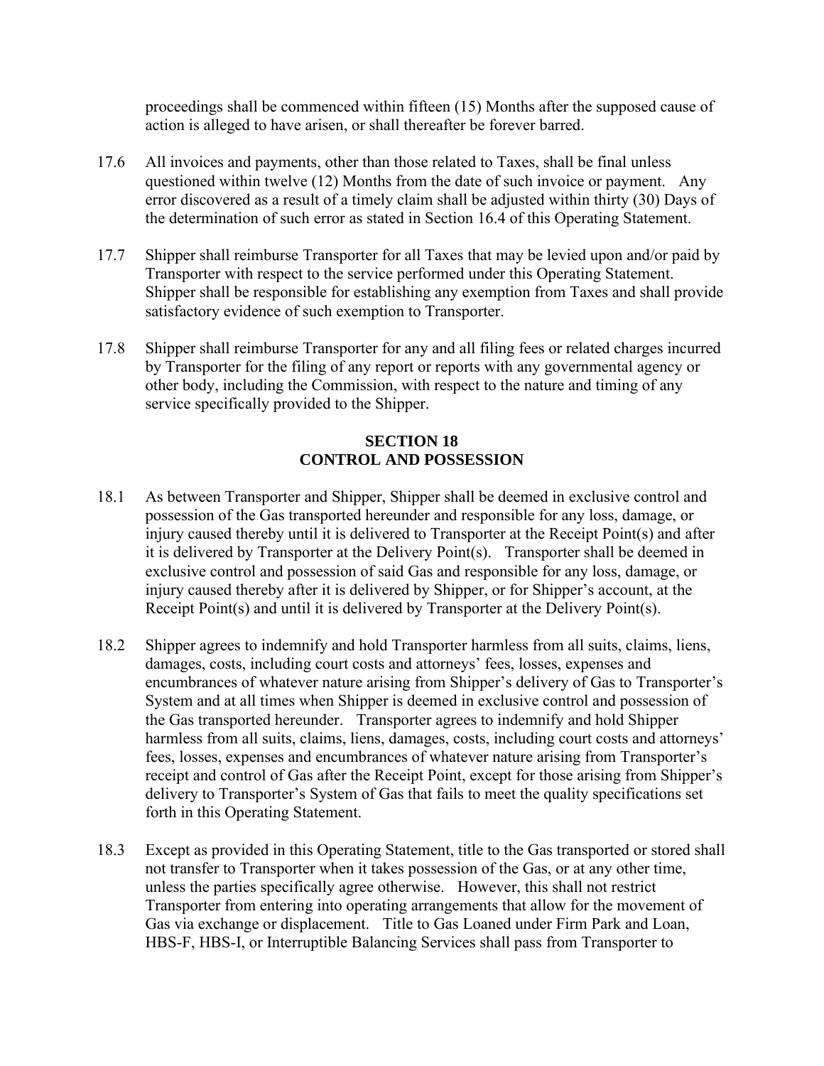proceedings shall be commenced within fifteen (15) Months after the supposed cause of action is alleged to have arisen, or shall thereafter be forever barred.

17.6 All invoices and payments, other than those related to Taxes, shall be final unless questioned within twelve (12) Months from the date of such invoice or payment. Any error discovered as a result of a timely claim shall be adjusted within thirty (30) Days of the determination of such error as stated in Section 16.4 of this Operating Statement.

17.7 Shipper shall reimburse Transporter for all Taxes that may be levied upon and/or paid by Transporter with respect to the service performed under this Operating Statement. Shipper shall be responsible for establishing any exemption from Taxes and shall provide satisfactory evidence of such exemption to Transporter.

17.8 Shipper shall reimburse Transporter for any and all filing fees or related charges incurred by Transporter for the filing of any report or reports with any governmental agency or other body, including the Commission, with respect to the nature and timing of any service specifically provided to the Shipper.

## SECTION 18
## CONTROL AND POSSESSION

18.1 As between Transporter and Shipper, Shipper shall be deemed in exclusive control and possession of the Gas transported hereunder and responsible for any loss, damage, or injury caused thereby until it is delivered to Transporter at the Receipt Point(s) and after it is delivered by Transporter at the Delivery Point(s). Transporter shall be deemed in exclusive control and possession of said Gas and responsible for any loss, damage, or injury caused thereby after it is delivered by Shipper, or for Shipper's account, at the Receipt Point(s) and until it is delivered by Transporter at the Delivery Point(s).

18.2 Shipper agrees to indemnify and hold Transporter harmless from all suits, claims, liens, damages, costs, including court costs and attorneys' fees, losses, expenses and encumbrances of whatever nature arising from Shipper's delivery of Gas to Transporter's System and at all times when Shipper is deemed in exclusive control and possession of the Gas transported hereunder. Transporter agrees to indemnify and hold Shipper harmless from all suits, claims, liens, damages, costs, including court costs and attorneys' fees, losses, expenses and encumbrances of whatever nature arising from Transporter's receipt and control of Gas after the Receipt Point, except for those arising from Shipper's delivery to Transporter's System of Gas that fails to meet the quality specifications set forth in this Operating Statement.

18.3 Except as provided in this Operating Statement, title to the Gas transported or stored shall not transfer to Transporter when it takes possession of the Gas, or at any other time, unless the parties specifically agree otherwise. However, this shall not restrict Transporter from entering into operating arrangements that allow for the movement of Gas via exchange or displacement. Title to Gas Loaned under Firm Park and Loan, HBS-F, HBS-I, or Interruptible Balancing Services shall pass from Transporter to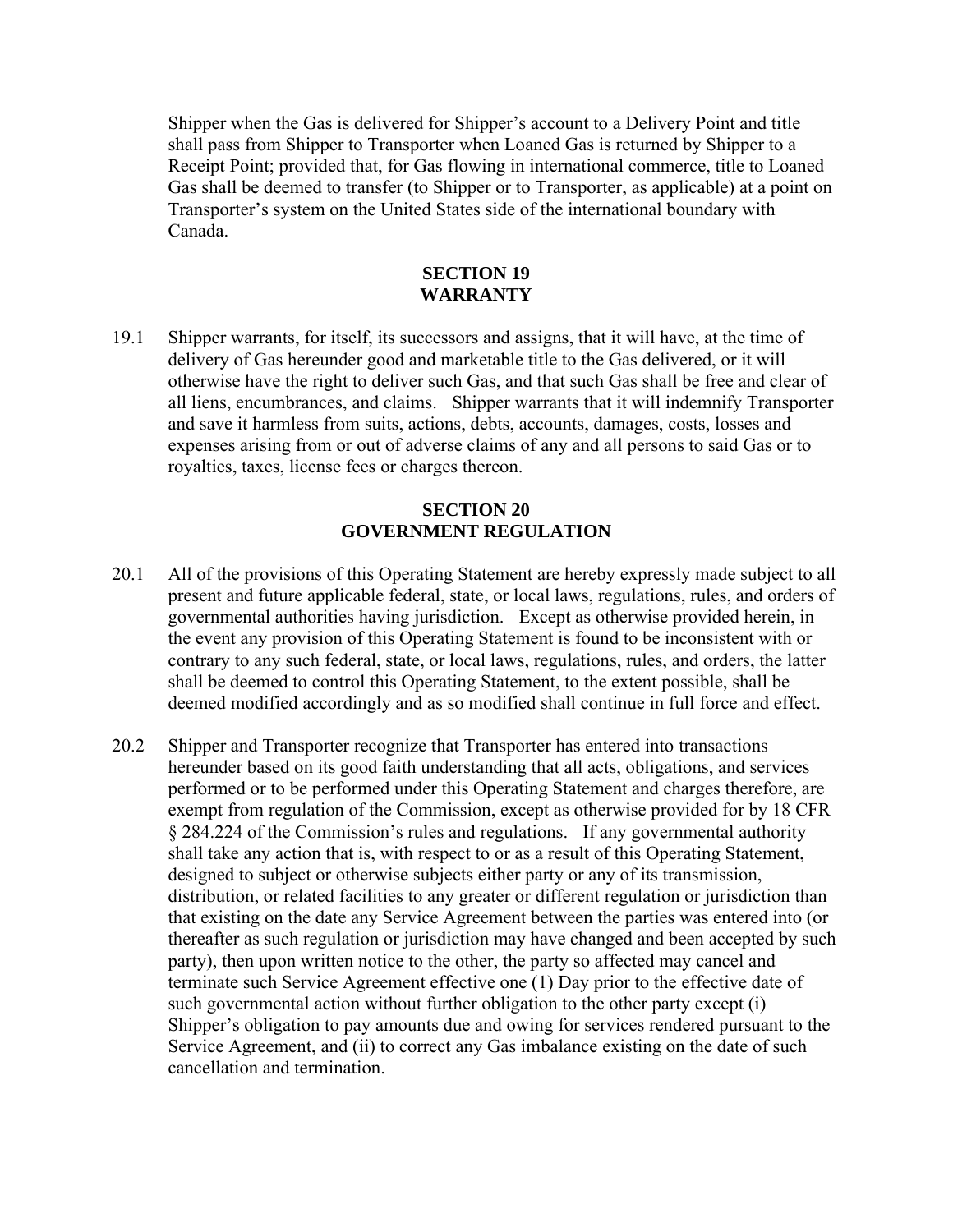Shipper when the Gas is delivered for Shipper's account to a Delivery Point and title shall pass from Shipper to Transporter when Loaned Gas is returned by Shipper to a Receipt Point; provided that, for Gas flowing in international commerce, title to Loaned Gas shall be deemed to transfer (to Shipper or to Transporter, as applicable) at a point on Transporter's system on the United States side of the international boundary with Canada.

## SECTION 19
## WARRANTY

19.1 Shipper warrants, for itself, its successors and assigns, that it will have, at the time of delivery of Gas hereunder good and marketable title to the Gas delivered, or it will otherwise have the right to deliver such Gas, and that such Gas shall be free and clear of all liens, encumbrances, and claims. Shipper warrants that it will indemnify Transporter and save it harmless from suits, actions, debts, accounts, damages, costs, losses and expenses arising from or out of adverse claims of any and all persons to said Gas or to royalties, taxes, license fees or charges thereon.

## SECTION 20
## GOVERNMENT REGULATION

20.1 All of the provisions of this Operating Statement are hereby expressly made subject to all present and future applicable federal, state, or local laws, regulations, rules, and orders of governmental authorities having jurisdiction. Except as otherwise provided herein, in the event any provision of this Operating Statement is found to be inconsistent with or contrary to any such federal, state, or local laws, regulations, rules, and orders, the latter shall be deemed to control this Operating Statement, to the extent possible, shall be deemed modified accordingly and as so modified shall continue in full force and effect.

20.2 Shipper and Transporter recognize that Transporter has entered into transactions hereunder based on its good faith understanding that all acts, obligations, and services performed or to be performed under this Operating Statement and charges therefore, are exempt from regulation of the Commission, except as otherwise provided for by 18 CFR § 284.224 of the Commission's rules and regulations. If any governmental authority shall take any action that is, with respect to or as a result of this Operating Statement, designed to subject or otherwise subjects either party or any of its transmission, distribution, or related facilities to any greater or different regulation or jurisdiction than that existing on the date any Service Agreement between the parties was entered into (or thereafter as such regulation or jurisdiction may have changed and been accepted by such party), then upon written notice to the other, the party so affected may cancel and terminate such Service Agreement effective one (1) Day prior to the effective date of such governmental action without further obligation to the other party except (i) Shipper's obligation to pay amounts due and owing for services rendered pursuant to the Service Agreement, and (ii) to correct any Gas imbalance existing on the date of such cancellation and termination.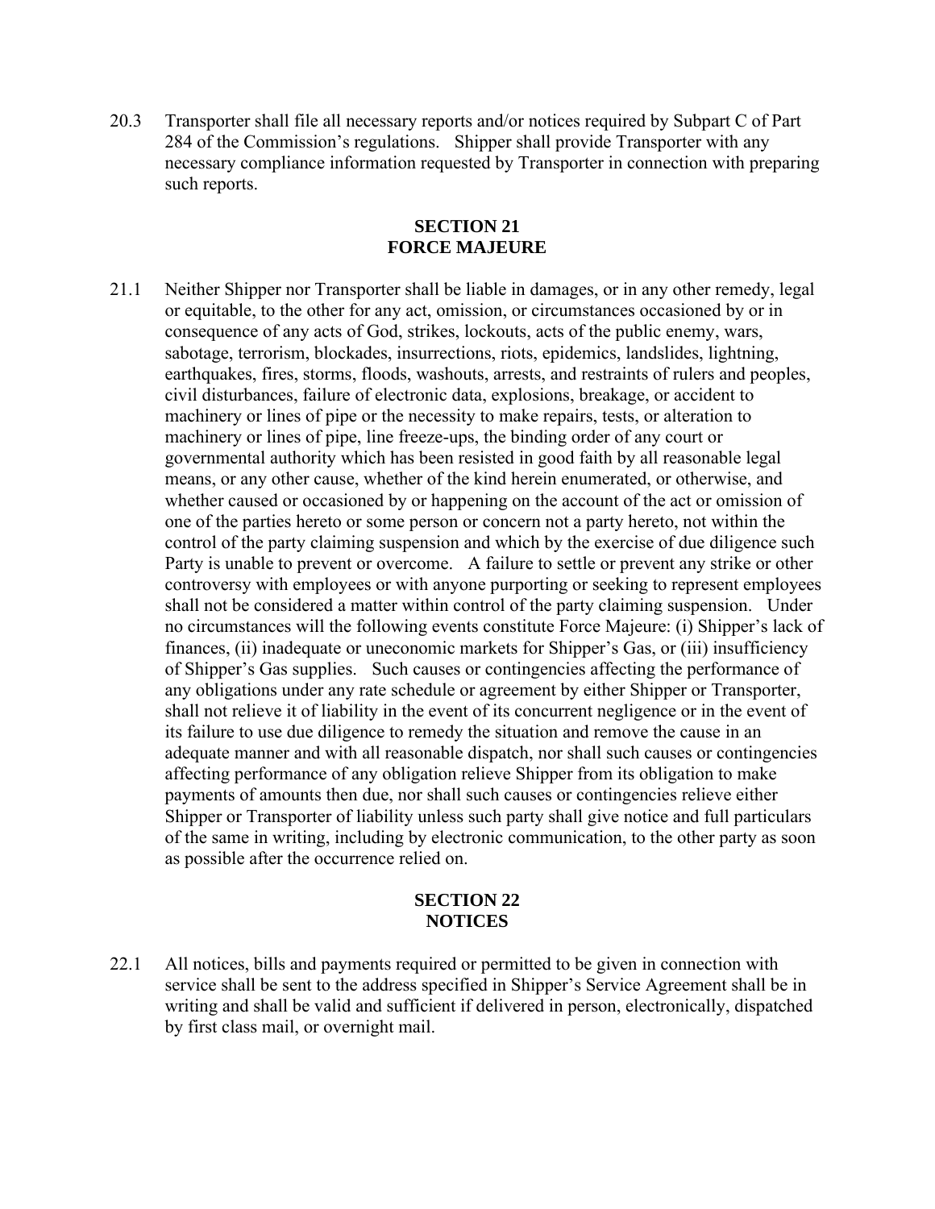20.3 Transporter shall file all necessary reports and/or notices required by Subpart C of Part 284 of the Commission's regulations. Shipper shall provide Transporter with any necessary compliance information requested by Transporter in connection with preparing such reports.

## SECTION 21
## FORCE MAJEURE

21.1 Neither Shipper nor Transporter shall be liable in damages, or in any other remedy, legal or equitable, to the other for any act, omission, or circumstances occasioned by or in consequence of any acts of God, strikes, lockouts, acts of the public enemy, wars, sabotage, terrorism, blockades, insurrections, riots, epidemics, landslides, lightning, earthquakes, fires, storms, floods, washouts, arrests, and restraints of rulers and peoples, civil disturbances, failure of electronic data, explosions, breakage, or accident to machinery or lines of pipe or the necessity to make repairs, tests, or alteration to machinery or lines of pipe, line freeze-ups, the binding order of any court or governmental authority which has been resisted in good faith by all reasonable legal means, or any other cause, whether of the kind herein enumerated, or otherwise, and whether caused or occasioned by or happening on the account of the act or omission of one of the parties hereto or some person or concern not a party hereto, not within the control of the party claiming suspension and which by the exercise of due diligence such Party is unable to prevent or overcome. A failure to settle or prevent any strike or other controversy with employees or with anyone purporting or seeking to represent employees shall not be considered a matter within control of the party claiming suspension. Under no circumstances will the following events constitute Force Majeure: (i) Shipper's lack of finances, (ii) inadequate or uneconomic markets for Shipper's Gas, or (iii) insufficiency of Shipper's Gas supplies. Such causes or contingencies affecting the performance of any obligations under any rate schedule or agreement by either Shipper or Transporter, shall not relieve it of liability in the event of its concurrent negligence or in the event of its failure to use due diligence to remedy the situation and remove the cause in an adequate manner and with all reasonable dispatch, nor shall such causes or contingencies affecting performance of any obligation relieve Shipper from its obligation to make payments of amounts then due, nor shall such causes or contingencies relieve either Shipper or Transporter of liability unless such party shall give notice and full particulars of the same in writing, including by electronic communication, to the other party as soon as possible after the occurrence relied on.

## SECTION 22
## NOTICES

22.1 All notices, bills and payments required or permitted to be given in connection with service shall be sent to the address specified in Shipper's Service Agreement shall be in writing and shall be valid and sufficient if delivered in person, electronically, dispatched by first class mail, or overnight mail.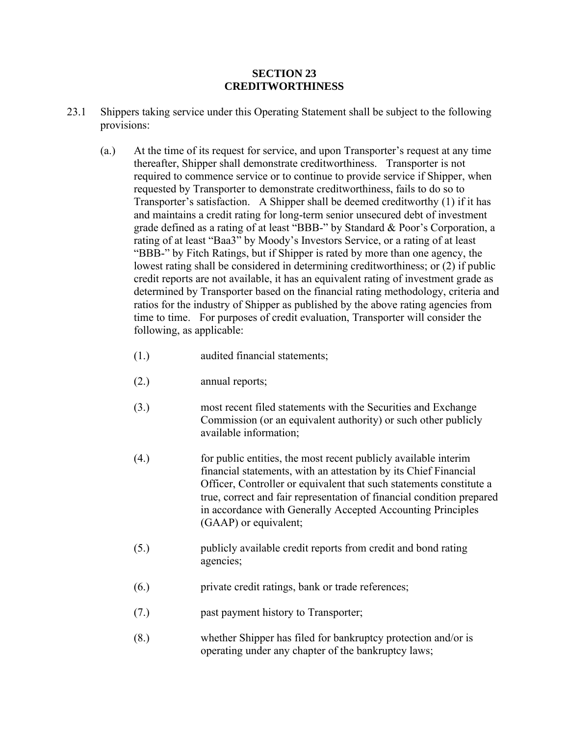## SECTION 23
## CREDITWORTHINESS

23.1 Shippers taking service under this Operating Statement shall be subject to the following provisions:

(a.) At the time of its request for service, and upon Transporter's request at any time thereafter, Shipper shall demonstrate creditworthiness. Transporter is not required to commence service or to continue to provide service if Shipper, when requested by Transporter to demonstrate creditworthiness, fails to do so to Transporter's satisfaction. A Shipper shall be deemed creditworthy (1) if it has and maintains a credit rating for long-term senior unsecured debt of investment grade defined as a rating of at least "BBB-" by Standard & Poor's Corporation, a rating of at least "Baa3" by Moody's Investors Service, or a rating of at least "BBB-" by Fitch Ratings, but if Shipper is rated by more than one agency, the lowest rating shall be considered in determining creditworthiness; or (2) if public credit reports are not available, it has an equivalent rating of investment grade as determined by Transporter based on the financial rating methodology, criteria and ratios for the industry of Shipper as published by the above rating agencies from time to time. For purposes of credit evaluation, Transporter will consider the following, as applicable:

(1.) audited financial statements;

(2.) annual reports;

(3.) most recent filed statements with the Securities and Exchange Commission (or an equivalent authority) or such other publicly available information;

(4.) for public entities, the most recent publicly available interim financial statements, with an attestation by its Chief Financial Officer, Controller or equivalent that such statements constitute a true, correct and fair representation of financial condition prepared in accordance with Generally Accepted Accounting Principles (GAAP) or equivalent;

(5.) publicly available credit reports from credit and bond rating agencies;

(6.) private credit ratings, bank or trade references;

(7.) past payment history to Transporter;

(8.) whether Shipper has filed for bankruptcy protection and/or is operating under any chapter of the bankruptcy laws;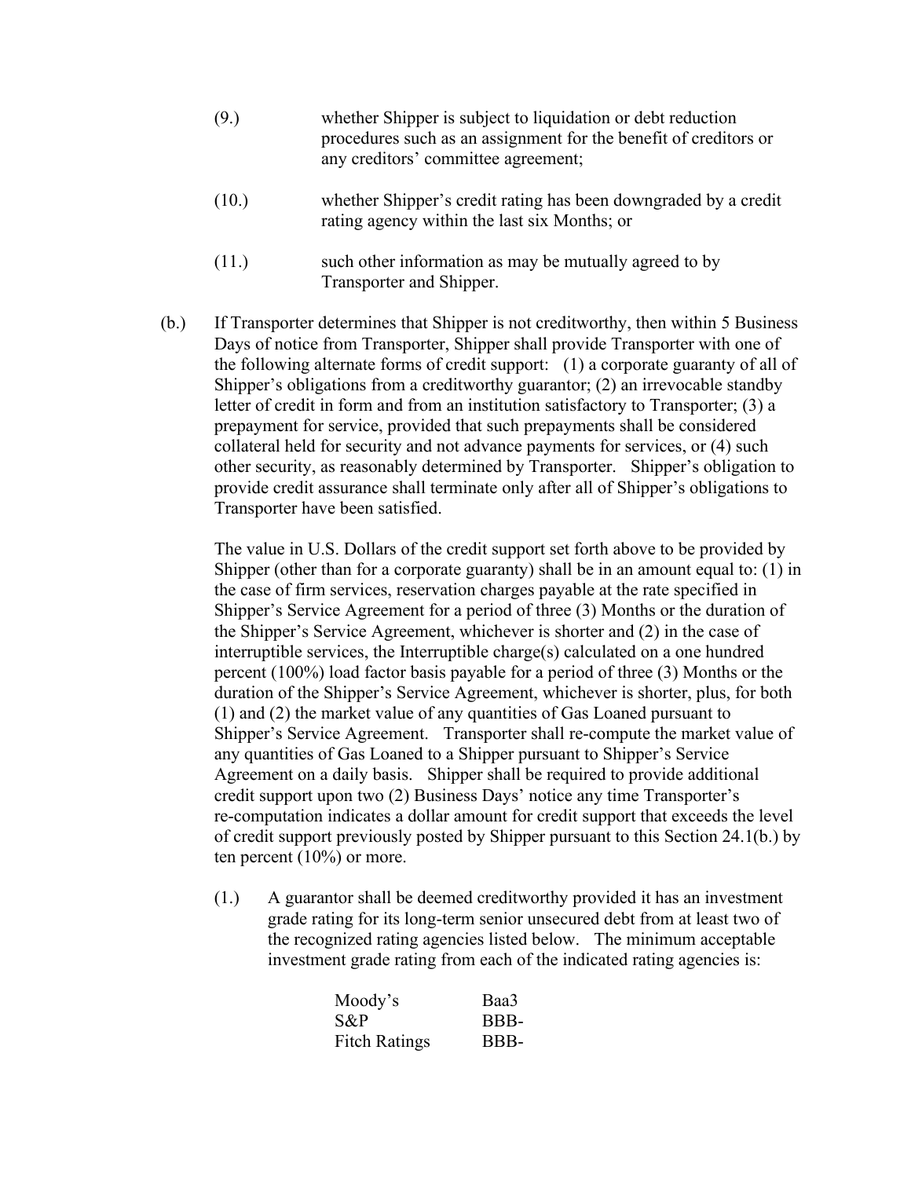(9.) whether Shipper is subject to liquidation or debt reduction procedures such as an assignment for the benefit of creditors or any creditors' committee agreement;

(10.) whether Shipper's credit rating has been downgraded by a credit rating agency within the last six Months; or

(11.) such other information as may be mutually agreed to by Transporter and Shipper.

(b.) If Transporter determines that Shipper is not creditworthy, then within 5 Business Days of notice from Transporter, Shipper shall provide Transporter with one of the following alternate forms of credit support: (1) a corporate guaranty of all of Shipper's obligations from a creditworthy guarantor; (2) an irrevocable standby letter of credit in form and from an institution satisfactory to Transporter; (3) a prepayment for service, provided that such prepayments shall be considered collateral held for security and not advance payments for services, or (4) such other security, as reasonably determined by Transporter. Shipper's obligation to provide credit assurance shall terminate only after all of Shipper's obligations to Transporter have been satisfied.

The value in U.S. Dollars of the credit support set forth above to be provided by Shipper (other than for a corporate guaranty) shall be in an amount equal to: (1) in the case of firm services, reservation charges payable at the rate specified in Shipper's Service Agreement for a period of three (3) Months or the duration of the Shipper's Service Agreement, whichever is shorter and (2) in the case of interruptible services, the Interruptible charge(s) calculated on a one hundred percent (100%) load factor basis payable for a period of three (3) Months or the duration of the Shipper's Service Agreement, whichever is shorter, plus, for both (1) and (2) the market value of any quantities of Gas Loaned pursuant to Shipper's Service Agreement. Transporter shall re-compute the market value of any quantities of Gas Loaned to a Shipper pursuant to Shipper's Service Agreement on a daily basis. Shipper shall be required to provide additional credit support upon two (2) Business Days' notice any time Transporter's re-computation indicates a dollar amount for credit support that exceeds the level of credit support previously posted by Shipper pursuant to this Section 24.1(b.) by ten percent (10%) or more.

(1.) A guarantor shall be deemed creditworthy provided it has an investment grade rating for its long-term senior unsecured debt from at least two of the recognized rating agencies listed below. The minimum acceptable investment grade rating from each of the indicated rating agencies is:

| | |
|---|---|
| Moody's | Baa3 |
| S&P | BBB- |
| Fitch Ratings | BBB- |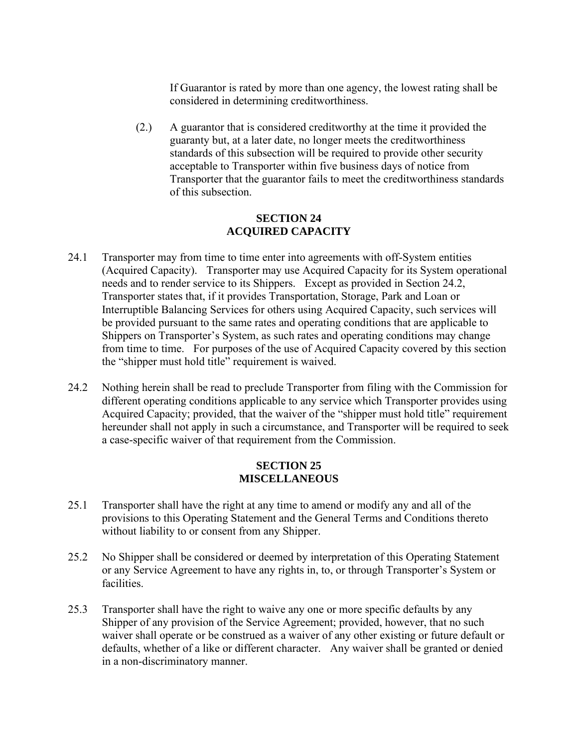If Guarantor is rated by more than one agency, the lowest rating shall be considered in determining creditworthiness.

(2.) A guarantor that is considered creditworthy at the time it provided the guaranty but, at a later date, no longer meets the creditworthiness standards of this subsection will be required to provide other security acceptable to Transporter within five business days of notice from Transporter that the guarantor fails to meet the creditworthiness standards of this subsection.

## SECTION 24
## ACQUIRED CAPACITY

24.1 Transporter may from time to time enter into agreements with off-System entities (Acquired Capacity). Transporter may use Acquired Capacity for its System operational needs and to render service to its Shippers. Except as provided in Section 24.2, Transporter states that, if it provides Transportation, Storage, Park and Loan or Interruptible Balancing Services for others using Acquired Capacity, such services will be provided pursuant to the same rates and operating conditions that are applicable to Shippers on Transporter's System, as such rates and operating conditions may change from time to time. For purposes of the use of Acquired Capacity covered by this section the "shipper must hold title" requirement is waived.

24.2 Nothing herein shall be read to preclude Transporter from filing with the Commission for different operating conditions applicable to any service which Transporter provides using Acquired Capacity; provided, that the waiver of the "shipper must hold title" requirement hereunder shall not apply in such a circumstance, and Transporter will be required to seek a case-specific waiver of that requirement from the Commission.

## SECTION 25
## MISCELLANEOUS

25.1 Transporter shall have the right at any time to amend or modify any and all of the provisions to this Operating Statement and the General Terms and Conditions thereto without liability to or consent from any Shipper.

25.2 No Shipper shall be considered or deemed by interpretation of this Operating Statement or any Service Agreement to have any rights in, to, or through Transporter's System or facilities.

25.3 Transporter shall have the right to waive any one or more specific defaults by any Shipper of any provision of the Service Agreement; provided, however, that no such waiver shall operate or be construed as a waiver of any other existing or future default or defaults, whether of a like or different character. Any waiver shall be granted or denied in a non-discriminatory manner.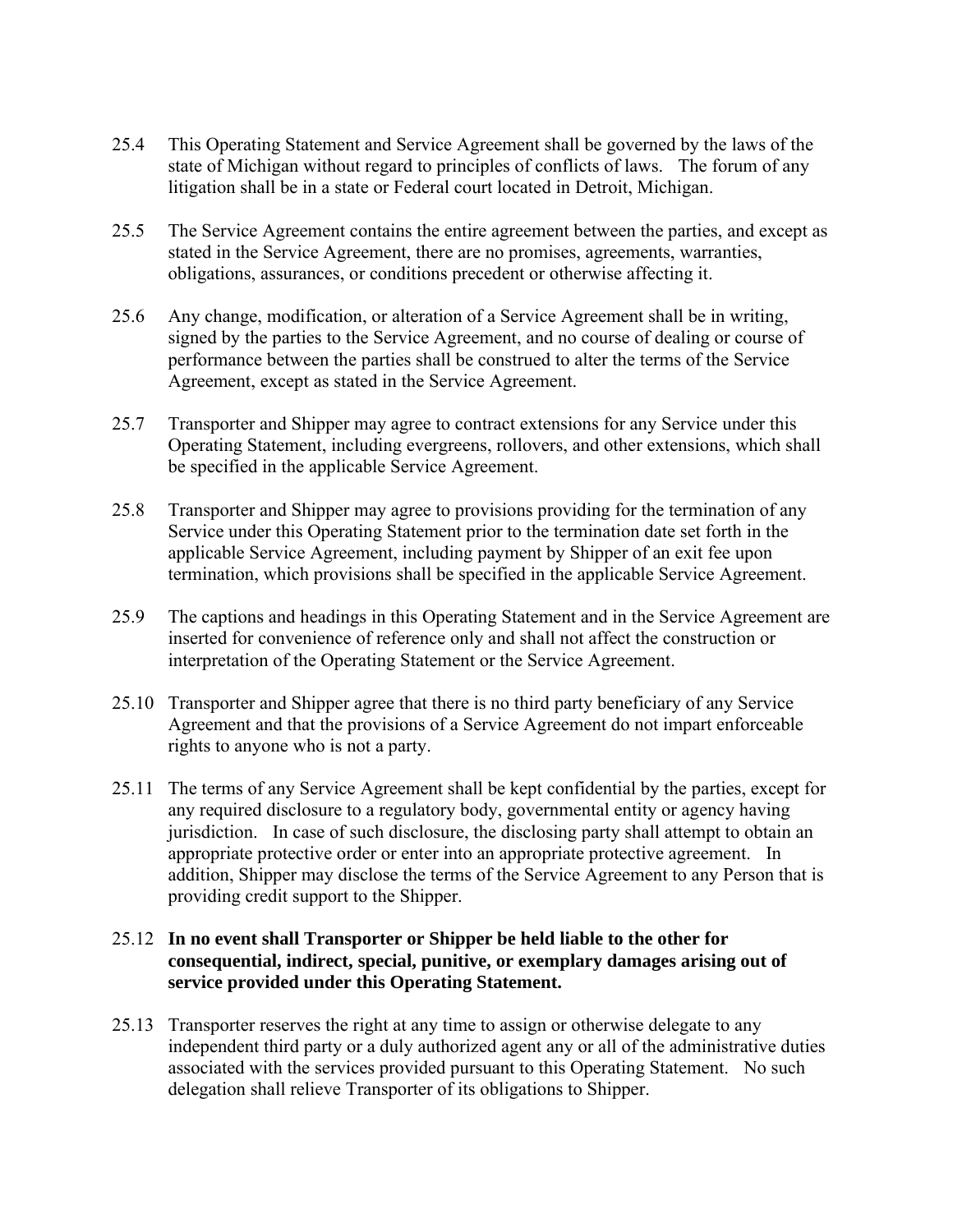25.4 This Operating Statement and Service Agreement shall be governed by the laws of the state of Michigan without regard to principles of conflicts of laws. The forum of any litigation shall be in a state or Federal court located in Detroit, Michigan.

25.5 The Service Agreement contains the entire agreement between the parties, and except as stated in the Service Agreement, there are no promises, agreements, warranties, obligations, assurances, or conditions precedent or otherwise affecting it.

25.6 Any change, modification, or alteration of a Service Agreement shall be in writing, signed by the parties to the Service Agreement, and no course of dealing or course of performance between the parties shall be construed to alter the terms of the Service Agreement, except as stated in the Service Agreement.

25.7 Transporter and Shipper may agree to contract extensions for any Service under this Operating Statement, including evergreens, rollovers, and other extensions, which shall be specified in the applicable Service Agreement.

25.8 Transporter and Shipper may agree to provisions providing for the termination of any Service under this Operating Statement prior to the termination date set forth in the applicable Service Agreement, including payment by Shipper of an exit fee upon termination, which provisions shall be specified in the applicable Service Agreement.

25.9 The captions and headings in this Operating Statement and in the Service Agreement are inserted for convenience of reference only and shall not affect the construction or interpretation of the Operating Statement or the Service Agreement.

25.10 Transporter and Shipper agree that there is no third party beneficiary of any Service Agreement and that the provisions of a Service Agreement do not impart enforceable rights to anyone who is not a party.

25.11 The terms of any Service Agreement shall be kept confidential by the parties, except for any required disclosure to a regulatory body, governmental entity or agency having jurisdiction. In case of such disclosure, the disclosing party shall attempt to obtain an appropriate protective order or enter into an appropriate protective agreement. In addition, Shipper may disclose the terms of the Service Agreement to any Person that is providing credit support to the Shipper.

25.12 **In no event shall Transporter or Shipper be held liable to the other for consequential, indirect, special, punitive, or exemplary damages arising out of service provided under this Operating Statement.**

25.13 Transporter reserves the right at any time to assign or otherwise delegate to any independent third party or a duly authorized agent any or all of the administrative duties associated with the services provided pursuant to this Operating Statement. No such delegation shall relieve Transporter of its obligations to Shipper.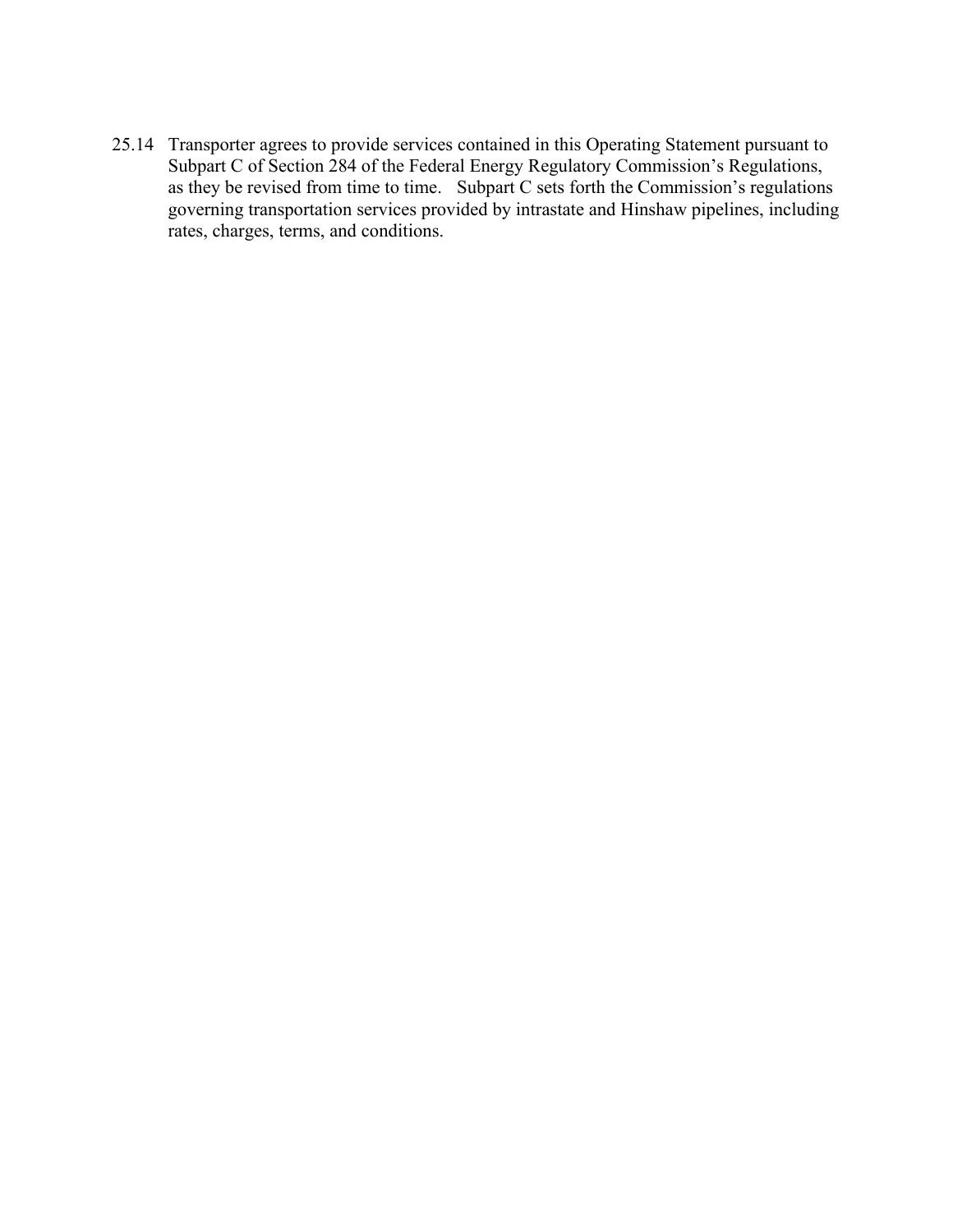25.14 Transporter agrees to provide services contained in this Operating Statement pursuant to Subpart C of Section 284 of the Federal Energy Regulatory Commission's Regulations, as they be revised from time to time. Subpart C sets forth the Commission's regulations governing transportation services provided by intrastate and Hinshaw pipelines, including rates, charges, terms, and conditions.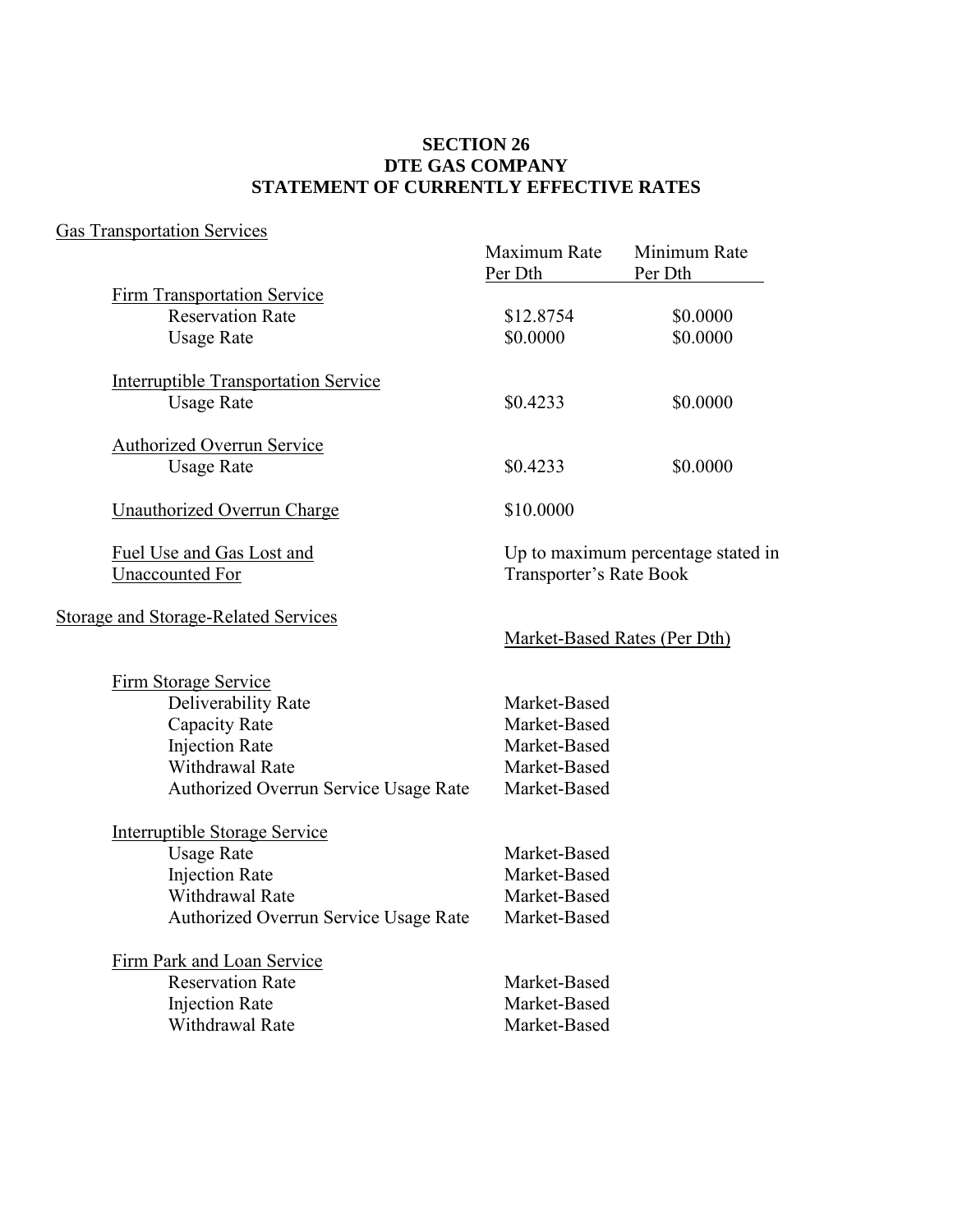# SECTION 26
# DTE GAS COMPANY
# STATEMENT OF CURRENTLY EFFECTIVE RATES

## Gas Transportation Services

| | Maximum Rate Per Dth | Minimum Rate Per Dth |
|---|---|---|
| **Firm Transportation Service** | | |
| Reservation Rate | \$12.8754 | \$0.0000 |
| Usage Rate | \$0.0000 | \$0.0000 |
| **Interruptible Transportation Service** | | |
| Usage Rate | \$0.4233 | \$0.0000 |
| **Authorized Overrun Service** | | |
| Usage Rate | \$0.4233 | \$0.0000 |
| **Unauthorized Overrun Charge** | \$10.0000 | |
| **Fuel Use and Gas Lost and Unaccounted For** | Up to maximum percentage stated in Transporter's Rate Book | |

## Storage and Storage-Related Services

| | Market-Based Rates (Per Dth) |
|---|---|
| **Firm Storage Service** | |
| Deliverability Rate | Market-Based |
| Capacity Rate | Market-Based |
| Injection Rate | Market-Based |
| Withdrawal Rate | Market-Based |
| Authorized Overrun Service Usage Rate | Market-Based |
| **Interruptible Storage Service** | |
| Usage Rate | Market-Based |
| Injection Rate | Market-Based |
| Withdrawal Rate | Market-Based |
| Authorized Overrun Service Usage Rate | Market-Based |
| **Firm Park and Loan Service** | |
| Reservation Rate | Market-Based |
| Injection Rate | Market-Based |
| Withdrawal Rate | Market-Based |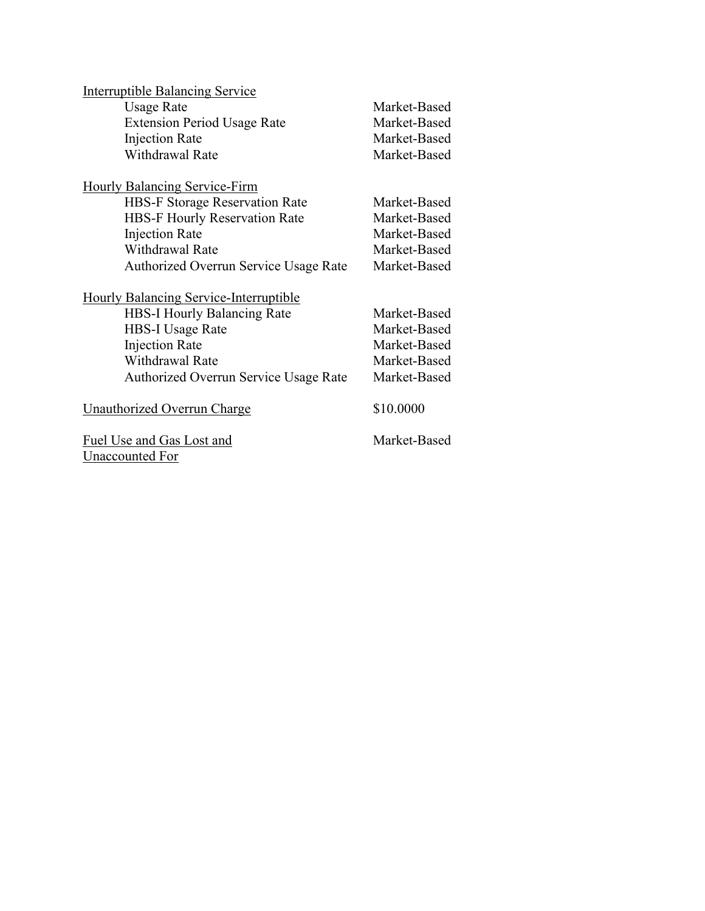| | |
|---|---|
| <u>Interruptible Balancing Service</u> | |
| Usage Rate | Market-Based |
| Extension Period Usage Rate | Market-Based |
| Injection Rate | Market-Based |
| Withdrawal Rate | Market-Based |
| | |
| <u>Hourly Balancing Service-Firm</u> | |
| HBS-F Storage Reservation Rate | Market-Based |
| HBS-F Hourly Reservation Rate | Market-Based |
| Injection Rate | Market-Based |
| Withdrawal Rate | Market-Based |
| Authorized Overrun Service Usage Rate | Market-Based |
| | |
| <u>Hourly Balancing Service-Interruptible</u> | |
| HBS-I Hourly Balancing Rate | Market-Based |
| HBS-I Usage Rate | Market-Based |
| Injection Rate | Market-Based |
| Withdrawal Rate | Market-Based |
| Authorized Overrun Service Usage Rate | Market-Based |
| | |
| <u>Unauthorized Overrun Charge</u> | $10.0000 |
| | |
| <u>Fuel Use and Gas Lost and Unaccounted For</u> | Market-Based |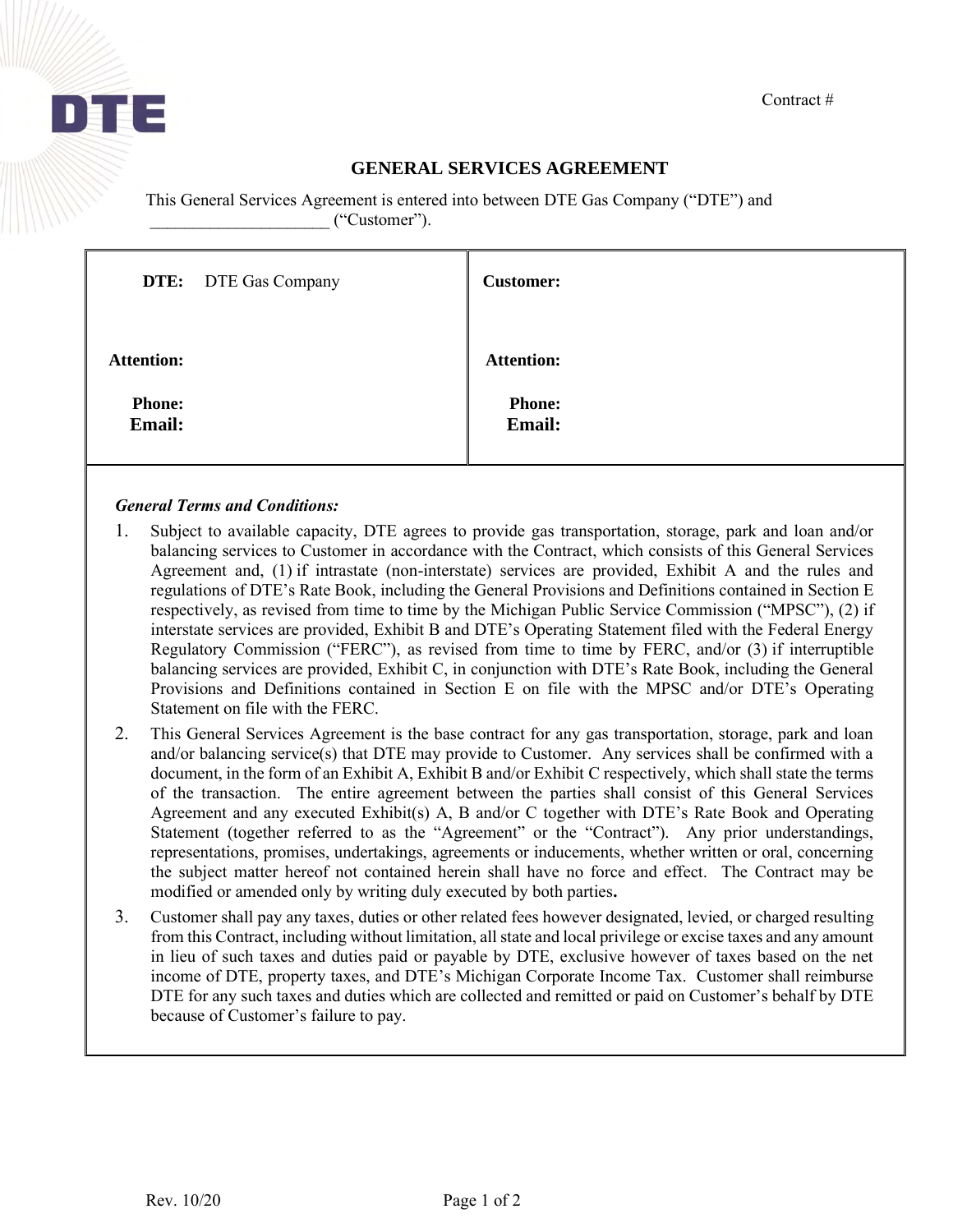DTE

Contract #

# GENERAL SERVICES AGREEMENT

This General Services Agreement is entered into between DTE Gas Company ("DTE") and _____________________ ("Customer").

| **DTE:** DTE Gas Company | **Customer:** |
|---|---|
| **Attention:** | **Attention:** |
| **Phone:**<br>**Email:** | **Phone:**<br>**Email:** |

***General Terms and Conditions:***

1. Subject to available capacity, DTE agrees to provide gas transportation, storage, park and loan and/or balancing services to Customer in accordance with the Contract, which consists of this General Services Agreement and, (1) if intrastate (non-interstate) services are provided, Exhibit A and the rules and regulations of DTE's Rate Book, including the General Provisions and Definitions contained in Section E respectively, as revised from time to time by the Michigan Public Service Commission ("MPSC"), (2) if interstate services are provided, Exhibit B and DTE's Operating Statement filed with the Federal Energy Regulatory Commission ("FERC"), as revised from time to time by FERC, and/or (3) if interruptible balancing services are provided, Exhibit C, in conjunction with DTE's Rate Book, including the General Provisions and Definitions contained in Section E on file with the MPSC and/or DTE's Operating Statement on file with the FERC.
2. This General Services Agreement is the base contract for any gas transportation, storage, park and loan and/or balancing service(s) that DTE may provide to Customer. Any services shall be confirmed with a document, in the form of an Exhibit A, Exhibit B and/or Exhibit C respectively, which shall state the terms of the transaction. The entire agreement between the parties shall consist of this General Services Agreement and any executed Exhibit(s) A, B and/or C together with DTE's Rate Book and Operating Statement (together referred to as the "Agreement" or the "Contract"). Any prior understandings, representations, promises, undertakings, agreements or inducements, whether written or oral, concerning the subject matter hereof not contained herein shall have no force and effect. The Contract may be modified or amended only by writing duly executed by both parties.
3. Customer shall pay any taxes, duties or other related fees however designated, levied, or charged resulting from this Contract, including without limitation, all state and local privilege or excise taxes and any amount in lieu of such taxes and duties paid or payable by DTE, exclusive however of taxes based on the net income of DTE, property taxes, and DTE's Michigan Corporate Income Tax. Customer shall reimburse DTE for any such taxes and duties which are collected and remitted or paid on Customer's behalf by DTE because of Customer's failure to pay.

Rev. 10/20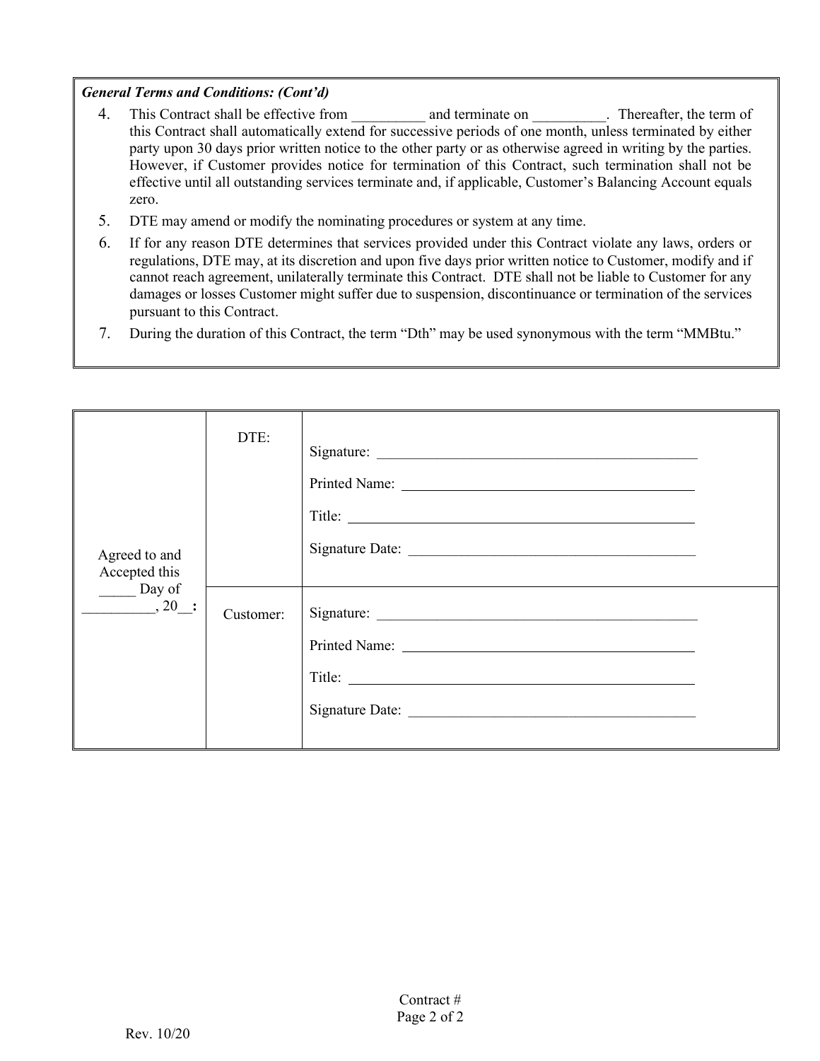***General Terms and Conditions: (Cont'd)***

4. This Contract shall be effective from __________ and terminate on __________. Thereafter, the term of this Contract shall automatically extend for successive periods of one month, unless terminated by either party upon 30 days prior written notice to the other party or as otherwise agreed in writing by the parties. However, if Customer provides notice for termination of this Contract, such termination shall not be effective until all outstanding services terminate and, if applicable, Customer's Balancing Account equals zero.
5. DTE may amend or modify the nominating procedures or system at any time.
6. If for any reason DTE determines that services provided under this Contract violate any laws, orders or regulations, DTE may, at its discretion and upon five days prior written notice to Customer, modify and if cannot reach agreement, unilaterally terminate this Contract. DTE shall not be liable to Customer for any damages or losses Customer might suffer due to suspension, discontinuance or termination of the services pursuant to this Contract.
7. During the duration of this Contract, the term "Dth" may be used synonymous with the term "MMBtu."

| Agreed to and Accepted this _____ Day of __________, 20__**:** | DTE: | Signature: ______________________________<br>Printed Name: ______________________________<br>Title: ______________________________<br>Signature Date: ______________________________ |
|---|---|---|
| | Customer: | Signature: ______________________________<br>Printed Name: ______________________________<br>Title: ______________________________<br>Signature Date: ______________________________ |

Contract #

Rev. 10/20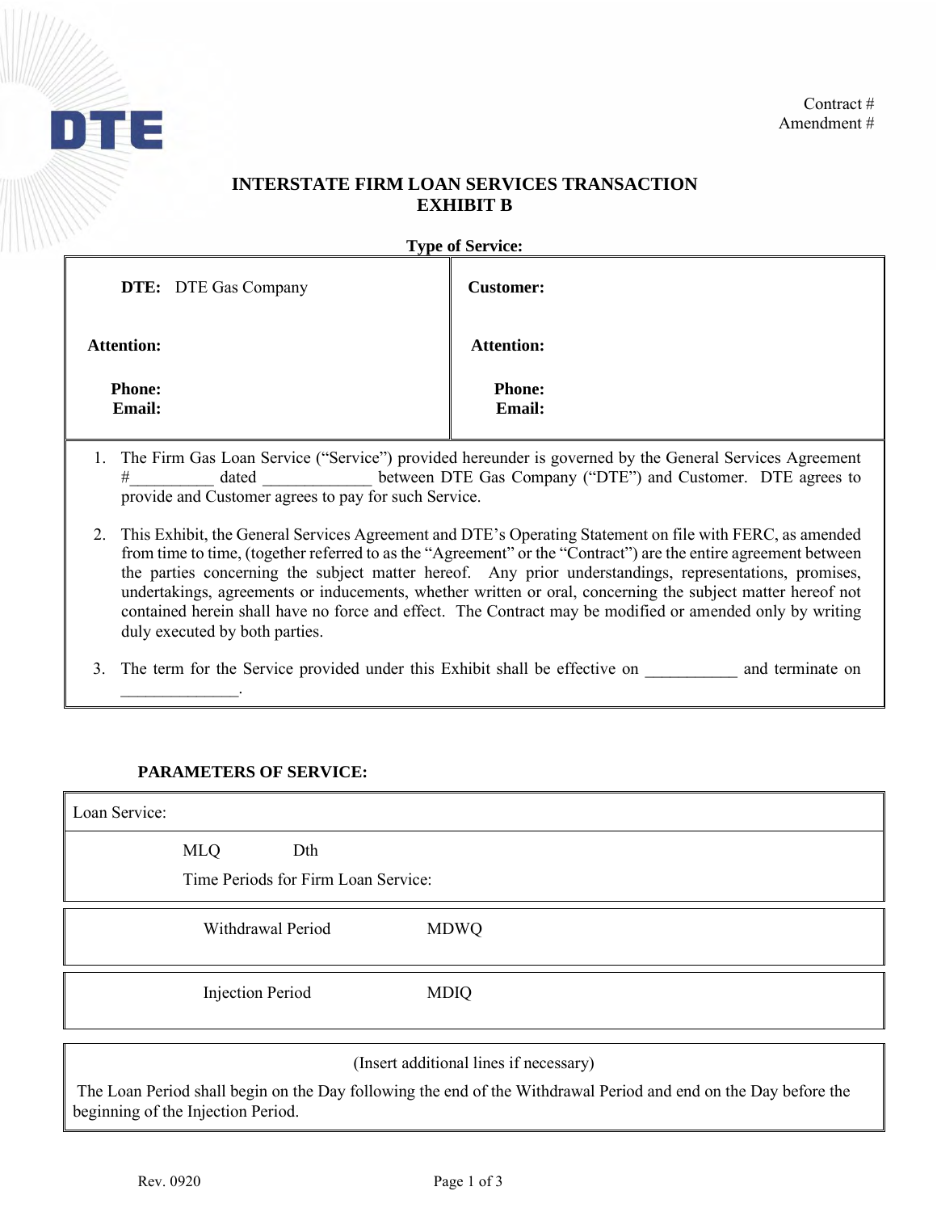Contract #
Amendment #

## INTERSTATE FIRM LOAN SERVICES TRANSACTION
## EXHIBIT B

**Type of Service:**

| **DTE:** DTE Gas Company | **Customer:** |
|---|---|
| **Attention:** | **Attention:** |
| **Phone:**<br>**Email:** | **Phone:**<br>**Email:** |

1. The Firm Gas Loan Service ("Service") provided hereunder is governed by the General Services Agreement #__________ dated _____________ between DTE Gas Company ("DTE") and Customer. DTE agrees to provide and Customer agrees to pay for such Service.

2. This Exhibit, the General Services Agreement and DTE's Operating Statement on file with FERC, as amended from time to time, (together referred to as the "Agreement" or the "Contract") are the entire agreement between the parties concerning the subject matter hereof. Any prior understandings, representations, promises, undertakings, agreements or inducements, whether written or oral, concerning the subject matter hereof not contained herein shall have no force and effect. The Contract may be modified or amended only by writing duly executed by both parties.

3. The term for the Service provided under this Exhibit shall be effective on ___________ and terminate on ______________.

**PARAMETERS OF SERVICE:**

Loan Service:

MLQ Dth

Time Periods for Firm Loan Service:

| Withdrawal Period | MDWQ |
|---|---|
| Injection Period | MDIQ |

(Insert additional lines if necessary)

The Loan Period shall begin on the Day following the end of the Withdrawal Period and end on the Day before the beginning of the Injection Period.

Rev. 0920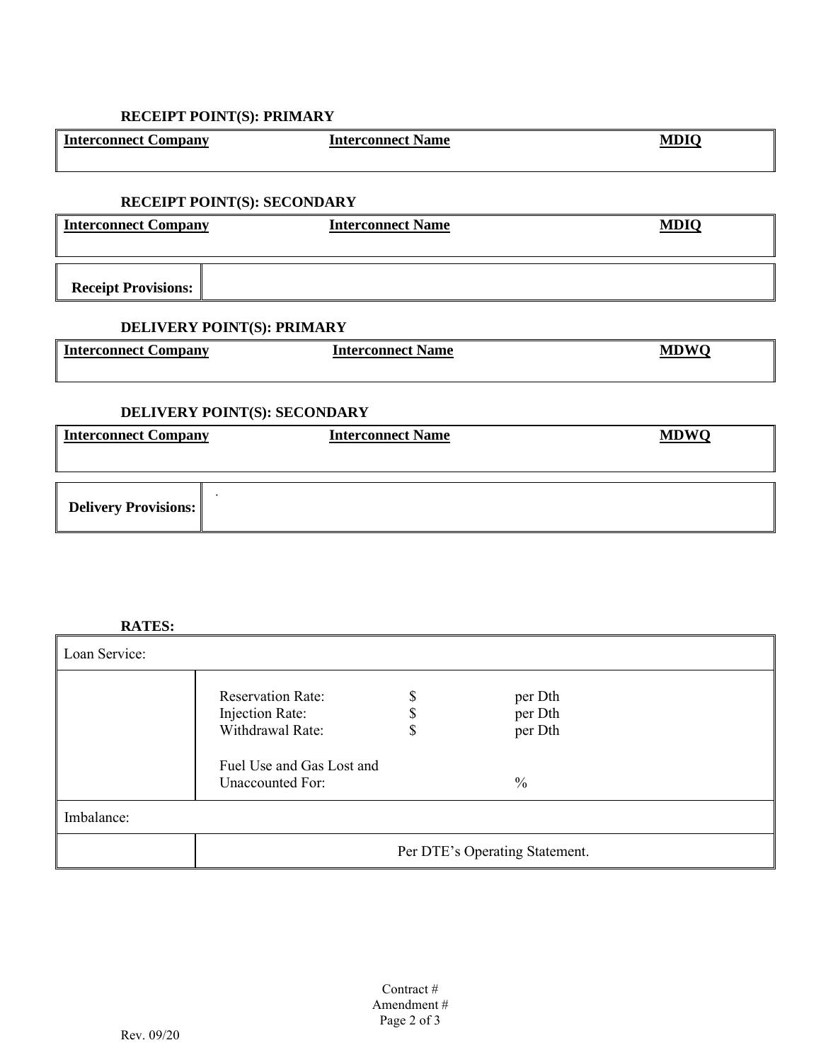**RECEIPT POINT(S): PRIMARY**

| Interconnect Company | Interconnect Name | MDIQ |
|---|---|---|
| | | |

**RECEIPT POINT(S): SECONDARY**

| Interconnect Company | Interconnect Name | MDIQ |
|---|---|---|
| | | |

| Receipt Provisions: | |
|---|---|

**DELIVERY POINT(S): PRIMARY**

| Interconnect Company | Interconnect Name | MDWQ |
|---|---|---|
| | | |

**DELIVERY POINT(S): SECONDARY**

| Interconnect Company | Interconnect Name | MDWQ |
|---|---|---|
| | | |

| Delivery Provisions: | . |
|---|---|

**RATES:**

| Loan Service: | | | |
|---|---|---|---|
| | Reservation Rate: | $ | per Dth |
| | Injection Rate: | $ | per Dth |
| | Withdrawal Rate: | $ | per Dth |
| | Fuel Use and Gas Lost and Unaccounted For: | | % |
| Imbalance: | | | |
| | Per DTE's Operating Statement. | | |

Contract #
Amendment #

Rev. 09/20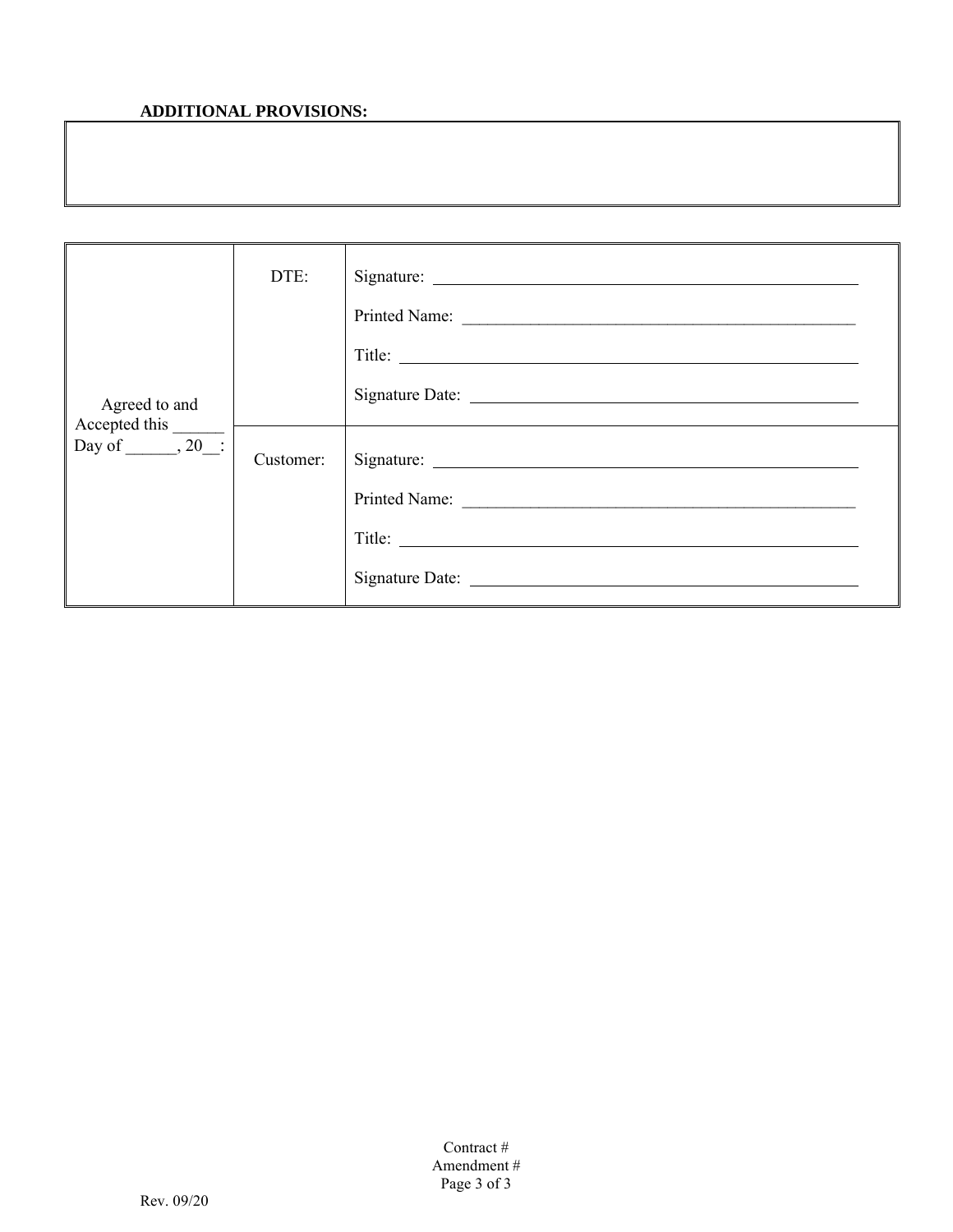**ADDITIONAL PROVISIONS:**

| |
|---|
| |

| | | |
|---|---|---|
| Agreed to and Accepted this ______ Day of ______, 20__: | DTE: | Signature: ______________________<br>Printed Name: ______________________<br>Title: ______________________<br>Signature Date: ______________________ |
| | Customer: | Signature: ______________________<br>Printed Name: ______________________<br>Title: ______________________<br>Signature Date: ______________________ |

Contract #
Amendment #

Rev. 09/20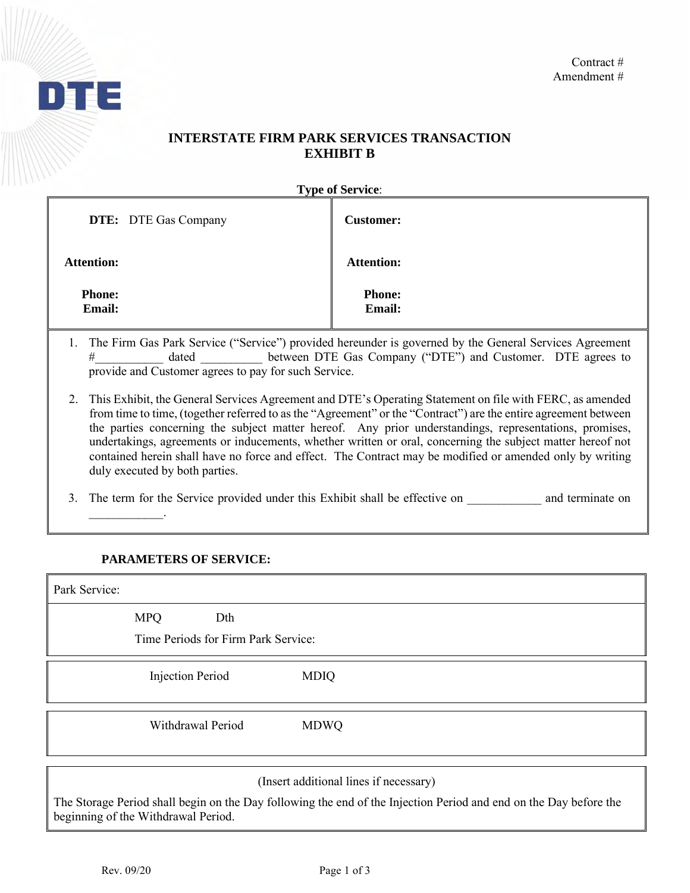Contract #
Amendment #

## INTERSTATE FIRM PARK SERVICES TRANSACTION
## EXHIBIT B

**Type of Service**:

| **DTE:** DTE Gas Company | **Customer:** |
|---|---|
| **Attention:** | **Attention:** |
| **Phone:**<br>**Email:** | **Phone:**<br>**Email:** |

1. The Firm Gas Park Service ("Service") provided hereunder is governed by the General Services Agreement #___________ dated __________ between DTE Gas Company ("DTE") and Customer. DTE agrees to provide and Customer agrees to pay for such Service.

2. This Exhibit, the General Services Agreement and DTE's Operating Statement on file with FERC, as amended from time to time, (together referred to as the "Agreement" or the "Contract") are the entire agreement between the parties concerning the subject matter hereof. Any prior understandings, representations, promises, undertakings, agreements or inducements, whether written or oral, concerning the subject matter hereof not contained herein shall have no force and effect. The Contract may be modified or amended only by writing duly executed by both parties.

3. The term for the Service provided under this Exhibit shall be effective on ____________ and terminate on ____________.

**PARAMETERS OF SERVICE:**

Park Service:

MPQ Dth

Time Periods for Firm Park Service:

| Injection Period | MDIQ |
|---|---|

| Withdrawal Period | MDWQ |
|---|---|

(Insert additional lines if necessary)

The Storage Period shall begin on the Day following the end of the Injection Period and end on the Day before the beginning of the Withdrawal Period.

Rev. 09/20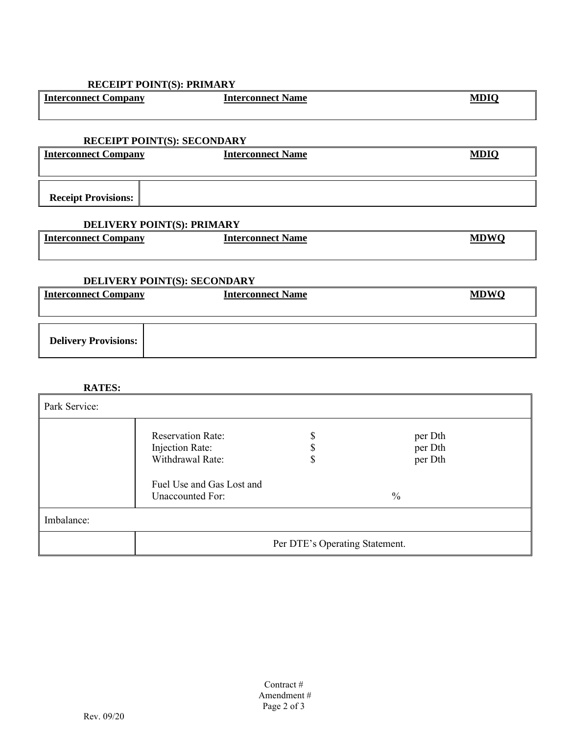**RECEIPT POINT(S): PRIMARY**

| Interconnect Company | Interconnect Name | MDIQ |
| --- | --- | --- |
| | | |

**RECEIPT POINT(S): SECONDARY**

| Interconnect Company | Interconnect Name | MDIQ |
| --- | --- | --- |
| | | |

| Receipt Provisions: | |
| --- | --- |

**DELIVERY POINT(S): PRIMARY**

| Interconnect Company | Interconnect Name | MDWQ |
| --- | --- | --- |
| | | |

**DELIVERY POINT(S): SECONDARY**

| Interconnect Company | Interconnect Name | MDWQ |
| --- | --- | --- |
| | | |

| Delivery Provisions: | |
| --- | --- |

**RATES:**

| Park Service: | | | |
| --- | --- | --- | --- |
| | Reservation Rate: | $ | per Dth |
| | Injection Rate: | $ | per Dth |
| | Withdrawal Rate: | $ | per Dth |
| | Fuel Use and Gas Lost and Unaccounted For: | % | |
| Imbalance: | | | |
| | Per DTE's Operating Statement. | | |

Contract #
Amendment #

Rev. 09/20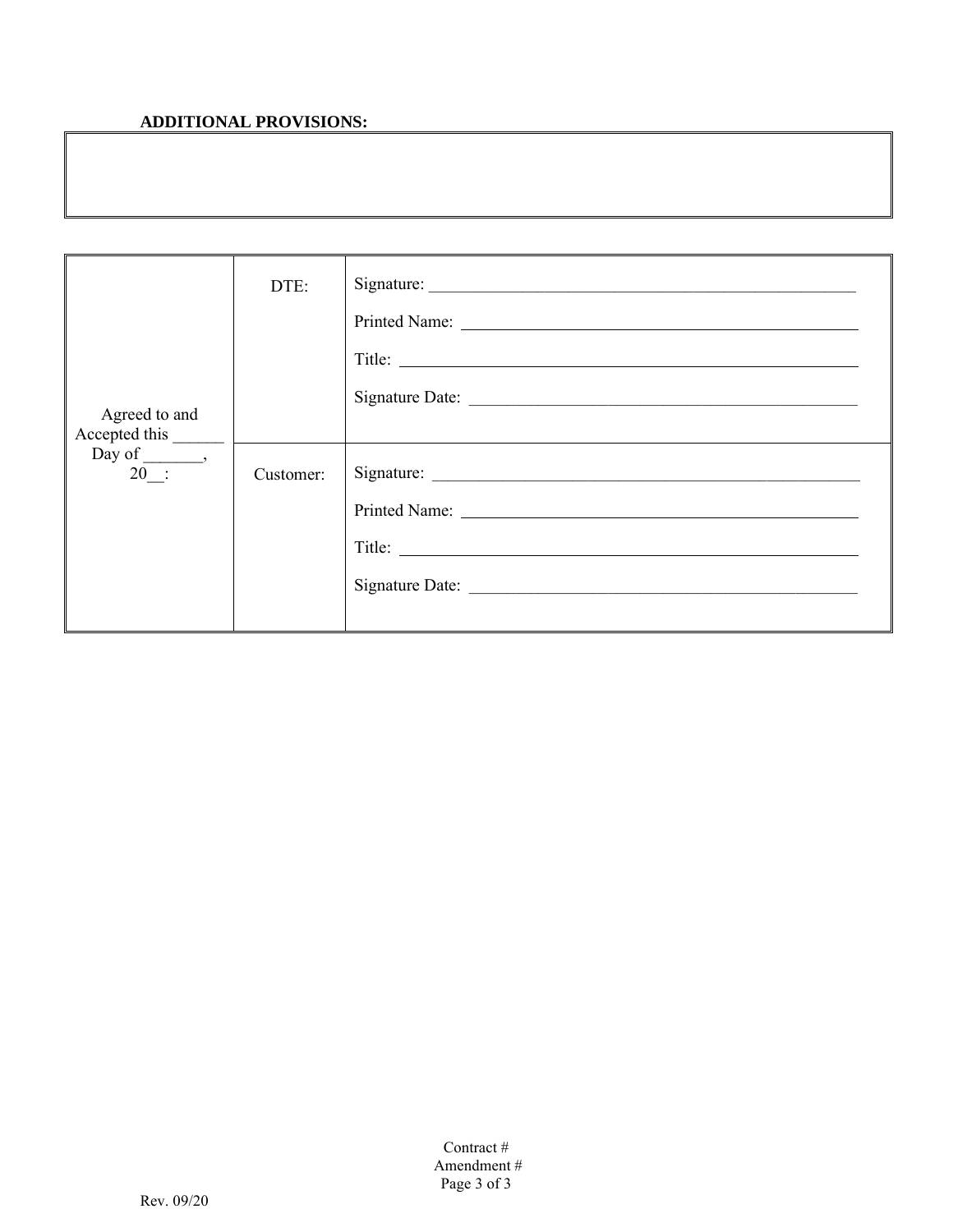**ADDITIONAL PROVISIONS:**

| |
|---|
| |

| Agreed to and Accepted this ______ Day of _______, 20__: | DTE: | Signature: ____________________<br>Printed Name: ____________________<br>Title: ____________________<br>Signature Date: ____________________ |
|---|---|---|
| | Customer: | Signature: ____________________<br>Printed Name: ____________________<br>Title: ____________________<br>Signature Date: ____________________ |

Contract #
Amendment #

Rev. 09/20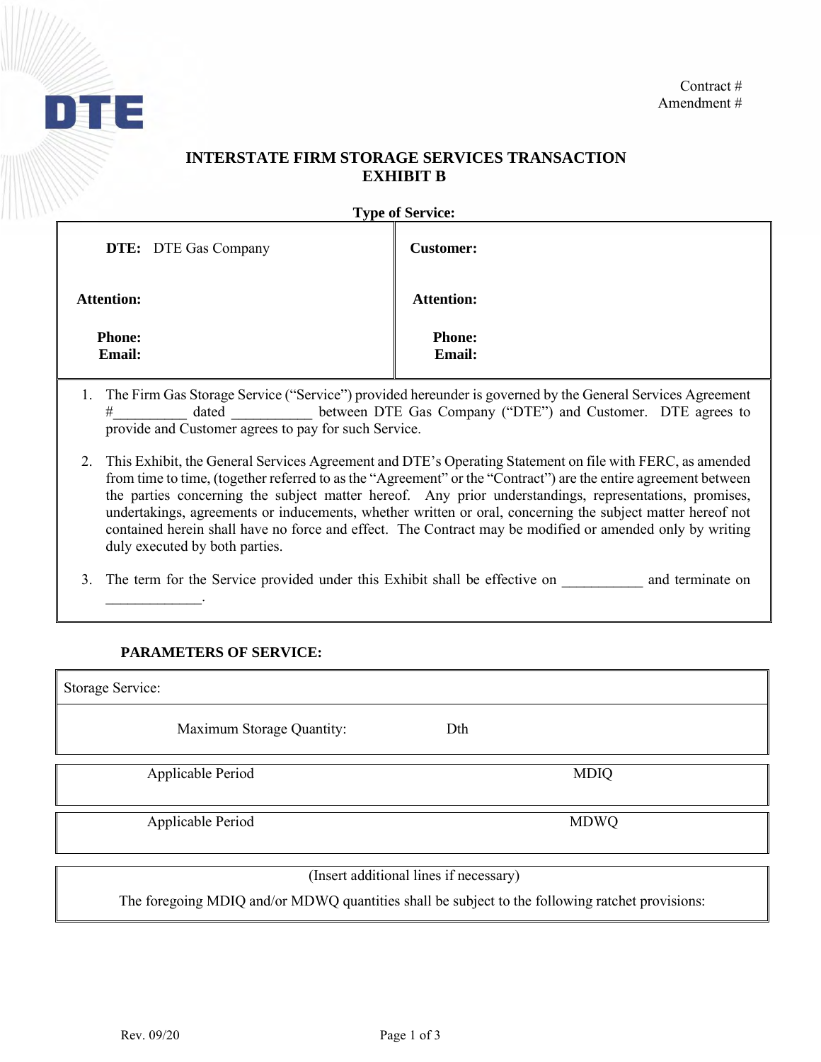Contract #
Amendment #

## INTERSTATE FIRM STORAGE SERVICES TRANSACTION
## EXHIBIT B

**Type of Service:**

| **DTE:** DTE Gas Company | **Customer:** |
|---|---|
| **Attention:** | **Attention:** |
| **Phone:**<br>**Email:** | **Phone:**<br>**Email:** |

1. The Firm Gas Storage Service ("Service") provided hereunder is governed by the General Services Agreement #__________ dated ___________ between DTE Gas Company ("DTE") and Customer. DTE agrees to provide and Customer agrees to pay for such Service.

2. This Exhibit, the General Services Agreement and DTE's Operating Statement on file with FERC, as amended from time to time, (together referred to as the "Agreement" or the "Contract") are the entire agreement between the parties concerning the subject matter hereof. Any prior understandings, representations, promises, undertakings, agreements or inducements, whether written or oral, concerning the subject matter hereof not contained herein shall have no force and effect. The Contract may be modified or amended only by writing duly executed by both parties.

3. The term for the Service provided under this Exhibit shall be effective on ___________ and terminate on _____________.

**PARAMETERS OF SERVICE:**

Storage Service:

Maximum Storage Quantity: Dth

| Applicable Period | MDIQ |
|---|---|
| | |

| Applicable Period | MDWQ |
|---|---|
| | |

(Insert additional lines if necessary)

The foregoing MDIQ and/or MDWQ quantities shall be subject to the following ratchet provisions:

Rev. 09/20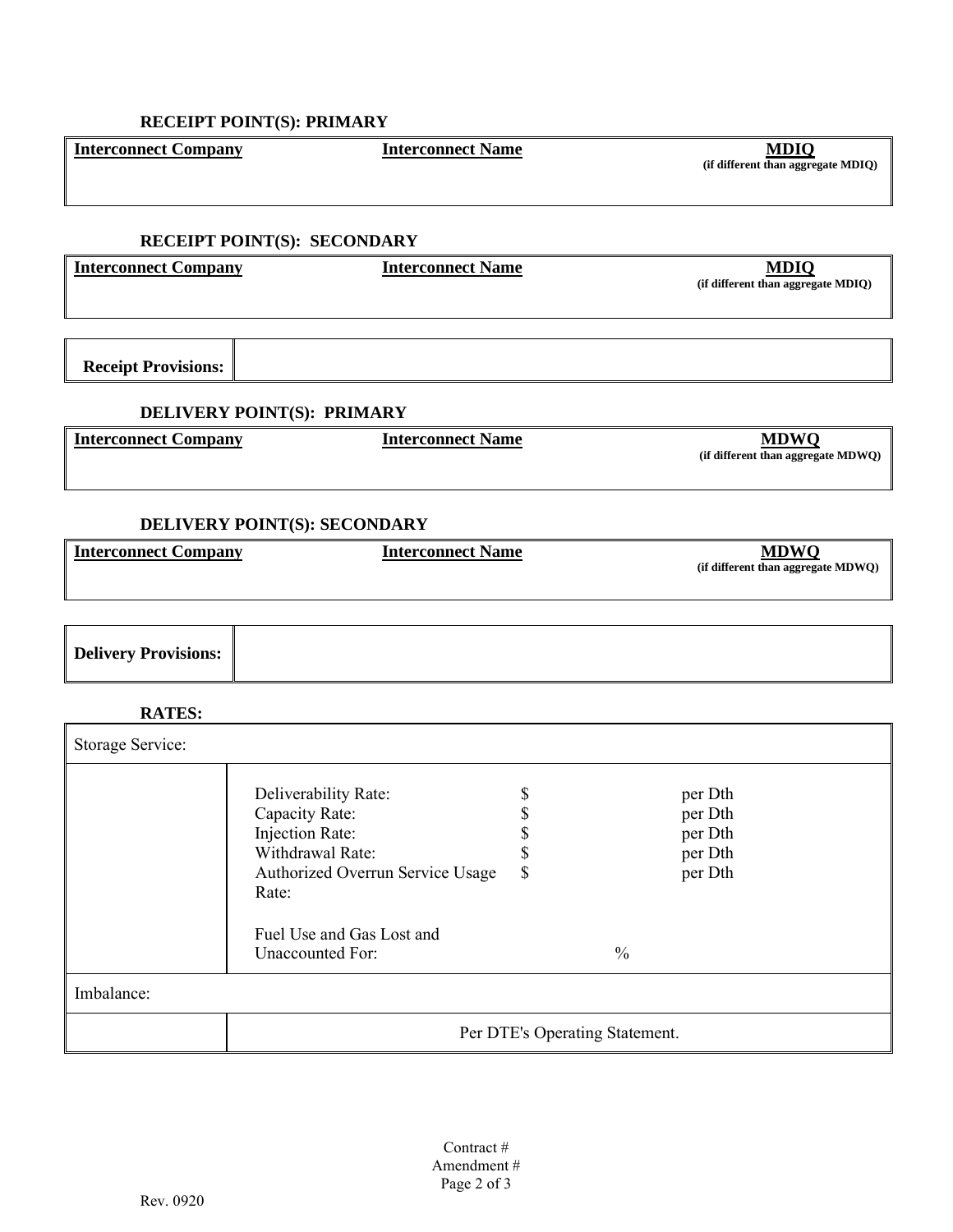**RECEIPT POINT(S): PRIMARY**

| Interconnect Company | Interconnect Name | MDIQ (if different than aggregate MDIQ) |
|---|---|---|
| | | |

**RECEIPT POINT(S): SECONDARY**

| Interconnect Company | Interconnect Name | MDIQ (if different than aggregate MDIQ) |
|---|---|---|
| | | |

| Receipt Provisions: | |
|---|---|

**DELIVERY POINT(S): PRIMARY**

| Interconnect Company | Interconnect Name | MDWQ (if different than aggregate MDWQ) |
|---|---|---|
| | | |

**DELIVERY POINT(S): SECONDARY**

| Interconnect Company | Interconnect Name | MDWQ (if different than aggregate MDWQ) |
|---|---|---|
| | | |

| Delivery Provisions: | |
|---|---|

**RATES:**

| Storage Service: | | | |
|---|---|---|---|
| | Deliverability Rate: | $ | per Dth |
| | Capacity Rate: | $ | per Dth |
| | Injection Rate: | $ | per Dth |
| | Withdrawal Rate: | $ | per Dth |
| | Authorized Overrun Service Usage Rate: | $ | per Dth |
| | Fuel Use and Gas Lost and Unaccounted For: | % | |
| Imbalance: | | | |
| | Per DTE's Operating Statement. | | |

Contract #
Amendment #

Rev. 0920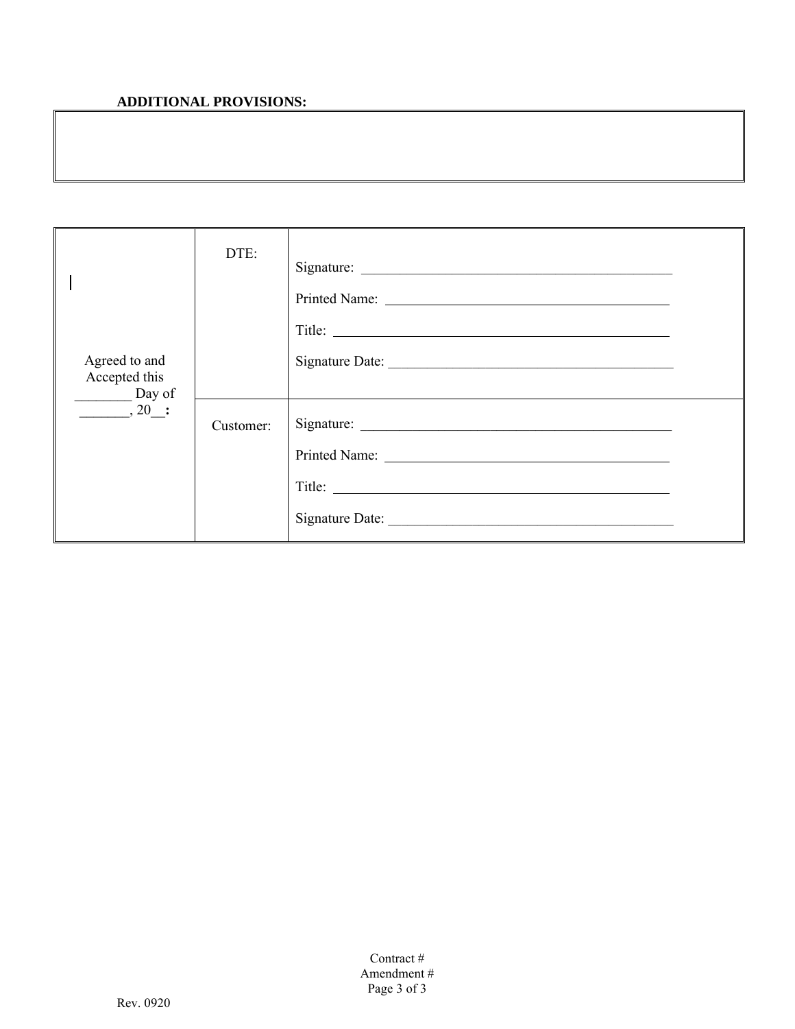**ADDITIONAL PROVISIONS:**

| |
|---|
| |

| | | |
|---|---|---|
| Agreed to and Accepted this ________ Day of _______, 20__**:** | DTE: | Signature: ____________________________________________<br>Printed Name: __________________________________________<br>Title: _________________________________________________<br>Signature Date: _________________________________________ |
| | Customer: | Signature: ____________________________________________<br>Printed Name: __________________________________________<br>Title: _________________________________________________<br>Signature Date: _________________________________________ |

Contract #
Amendment #

Rev. 0920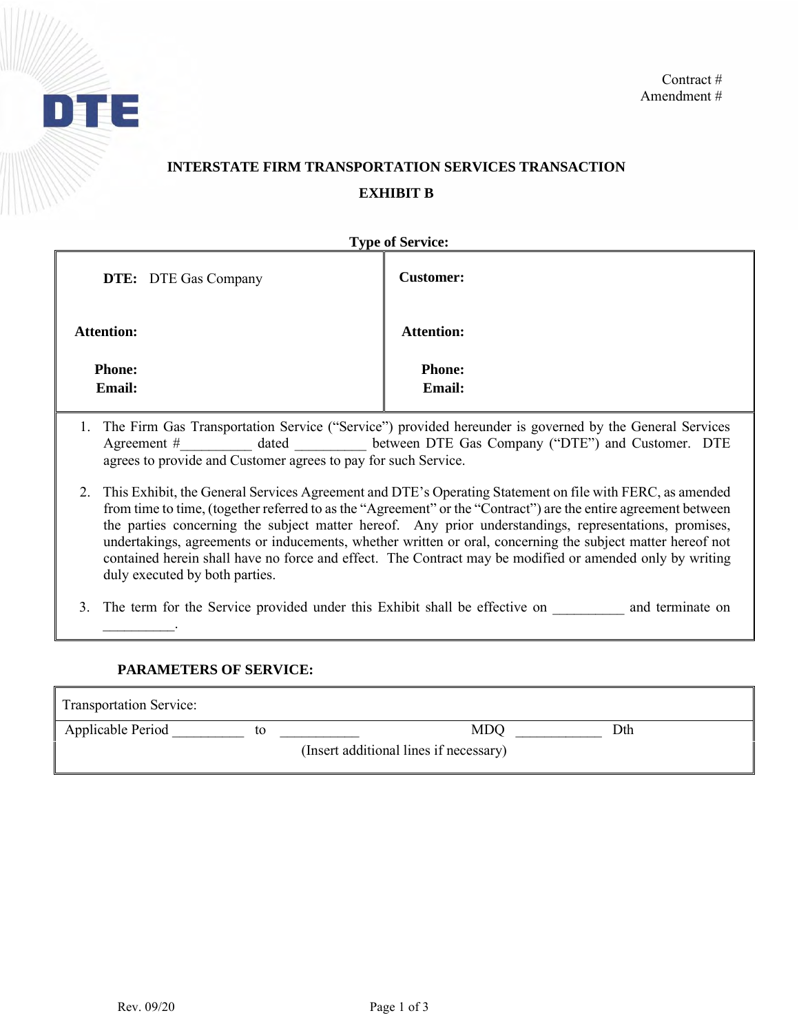Contract #
Amendment #

**INTERSTATE FIRM TRANSPORTATION SERVICES TRANSACTION**

**EXHIBIT B**

**Type of Service:**

| **DTE:** DTE Gas Company | **Customer:** |
|---|---|
| **Attention:** | **Attention:** |
| **Phone:**<br>**Email:** | **Phone:**<br>**Email:** |

1. The Firm Gas Transportation Service ("Service") provided hereunder is governed by the General Services Agreement #__________ dated __________ between DTE Gas Company ("DTE") and Customer. DTE agrees to provide and Customer agrees to pay for such Service.

2. This Exhibit, the General Services Agreement and DTE's Operating Statement on file with FERC, as amended from time to time, (together referred to as the "Agreement" or the "Contract") are the entire agreement between the parties concerning the subject matter hereof. Any prior understandings, representations, promises, undertakings, agreements or inducements, whether written or oral, concerning the subject matter hereof not contained herein shall have no force and effect. The Contract may be modified or amended only by writing duly executed by both parties.

3. The term for the Service provided under this Exhibit shall be effective on __________ and terminate on __________.

**PARAMETERS OF SERVICE:**

| Transportation Service: | | | |
|---|---|---|---|
| Applicable Period __________ | to ___________ | MDQ ____________ | Dth |
| (Insert additional lines if necessary) | | | |

Rev. 09/20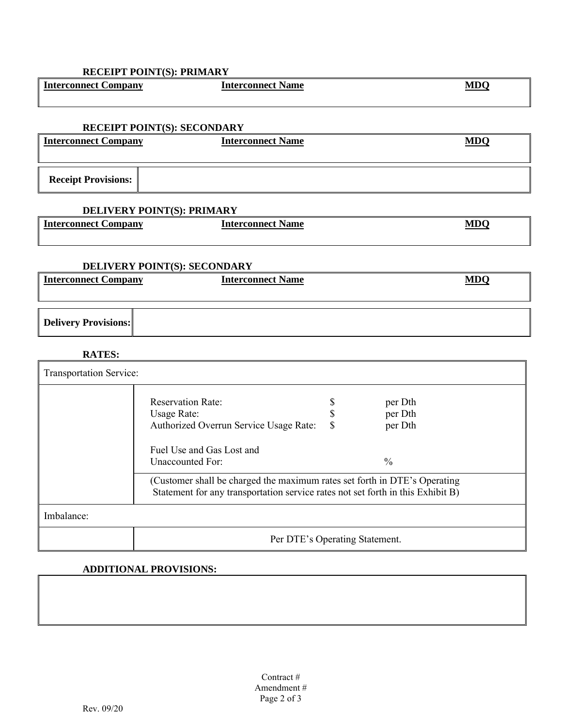**RECEIPT POINT(S): PRIMARY**

| Interconnect Company | Interconnect Name | MDQ |
| --- | --- | --- |
| | | |

**RECEIPT POINT(S): SECONDARY**

| Interconnect Company | Interconnect Name | MDQ |
| --- | --- | --- |
| | | |

| Receipt Provisions: | |
| --- | --- |

**DELIVERY POINT(S): PRIMARY**

| Interconnect Company | Interconnect Name | MDQ |
| --- | --- | --- |
| | | |

**DELIVERY POINT(S): SECONDARY**

| Interconnect Company | Interconnect Name | MDQ |
| --- | --- | --- |
| | | |

| Delivery Provisions: | |
| --- | --- |

**RATES:**

| Transportation Service: | |
| --- | --- |
| | Reservation Rate: $ per Dth<br>Usage Rate: $ per Dth<br>Authorized Overrun Service Usage Rate: $ per Dth<br><br>Fuel Use and Gas Lost and Unaccounted For: % |
| | (Customer shall be charged the maximum rates set forth in DTE's Operating Statement for any transportation service rates not set forth in this Exhibit B) |
| Imbalance: | |
| | Per DTE's Operating Statement. |

**ADDITIONAL PROVISIONS:**

| |
| --- |
| |

Contract #
Amendment #

Rev. 09/20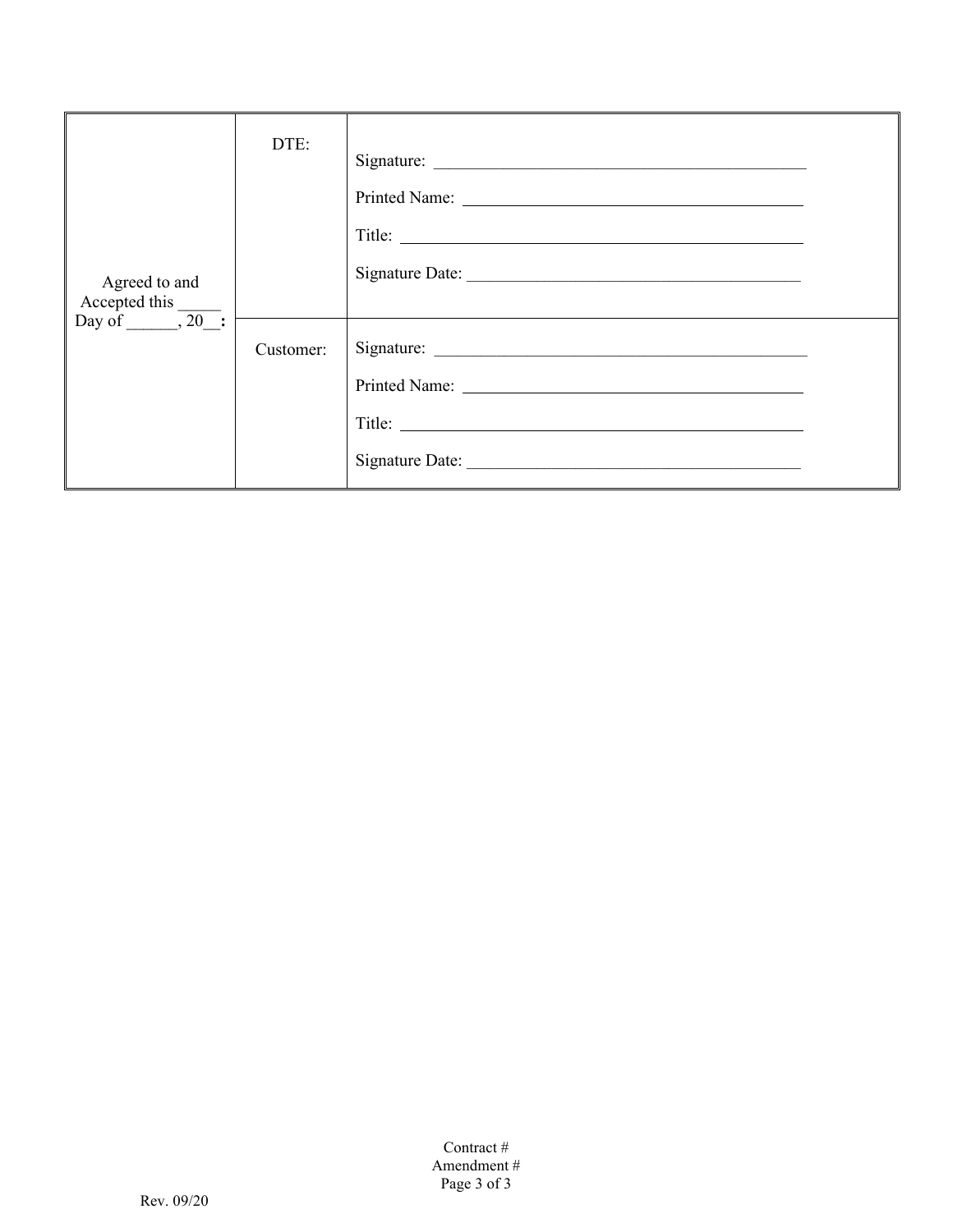| Agreed to and Accepted this _____ Day of ______, 20__**:** | DTE: | Signature: ____________________________________________<br>Printed Name: _________________________________________<br>Title: _______________________________________________<br>Signature Date: _______________________________________ |
|---|---|---|
| | Customer: | Signature: ____________________________________________<br>Printed Name: _________________________________________<br>Title: _______________________________________________<br>Signature Date: _______________________________________ |

Contract #
Amendment #

Rev. 09/20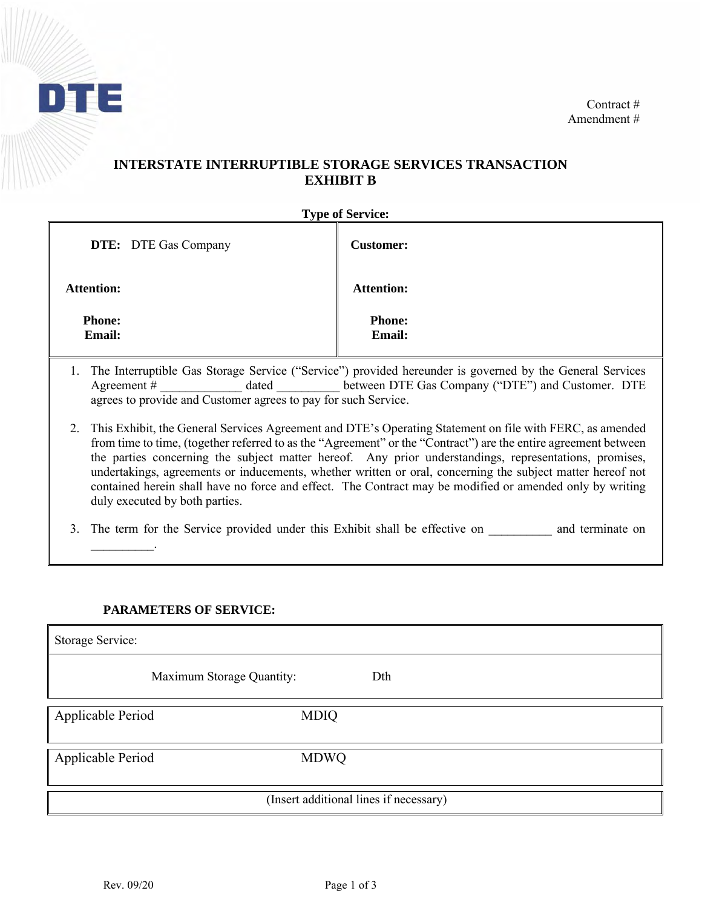Contract #
Amendment #

## INTERSTATE INTERRUPTIBLE STORAGE SERVICES TRANSACTION
## EXHIBIT B

**Type of Service:**

| **DTE:** DTE Gas Company | **Customer:** |
|---|---|
| **Attention:** | **Attention:** |
| **Phone:**<br>**Email:** | **Phone:**<br>**Email:** |

1. The Interruptible Gas Storage Service ("Service") provided hereunder is governed by the General Services Agreement # _____________ dated __________ between DTE Gas Company ("DTE") and Customer. DTE agrees to provide and Customer agrees to pay for such Service.

2. This Exhibit, the General Services Agreement and DTE's Operating Statement on file with FERC, as amended from time to time, (together referred to as the "Agreement" or the "Contract") are the entire agreement between the parties concerning the subject matter hereof. Any prior understandings, representations, promises, undertakings, agreements or inducements, whether written or oral, concerning the subject matter hereof not contained herein shall have no force and effect. The Contract may be modified or amended only by writing duly executed by both parties.

3. The term for the Service provided under this Exhibit shall be effective on __________ and terminate on __________.

**PARAMETERS OF SERVICE:**

| Storage Service: | |
|---|---|
| Maximum Storage Quantity: | Dth |

| Applicable Period | MDIQ |
|---|---|

| Applicable Period | MDWQ |
|---|---|

(Insert additional lines if necessary)

Rev. 09/20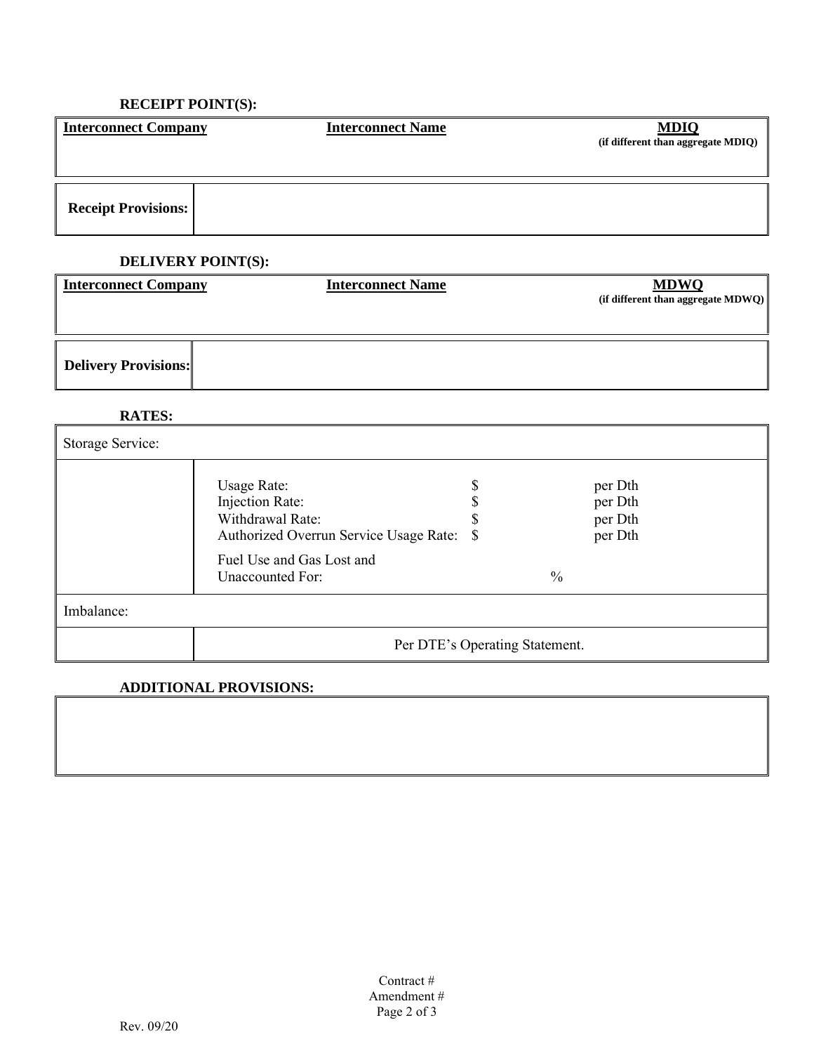**RECEIPT POINT(S):**

| Interconnect Company | Interconnect Name | MDIQ (if different than aggregate MDIQ) |
|---|---|---|
| | | |

| Receipt Provisions: | |
|---|---|

**DELIVERY POINT(S):**

| Interconnect Company | Interconnect Name | MDWQ (if different than aggregate MDWQ) |
|---|---|---|
| | | |

| Delivery Provisions: | |
|---|---|

**RATES:**

| Storage Service: | | | |
|---|---|---|---|
| | Usage Rate: | $ | per Dth |
| | Injection Rate: | $ | per Dth |
| | Withdrawal Rate: | $ | per Dth |
| | Authorized Overrun Service Usage Rate: | $ | per Dth |
| | Fuel Use and Gas Lost and Unaccounted For: | % | |
| Imbalance: | | | |
| | Per DTE's Operating Statement. | | |

**ADDITIONAL PROVISIONS:**

| |
|---|
| |

Contract #
Amendment #

Rev. 09/20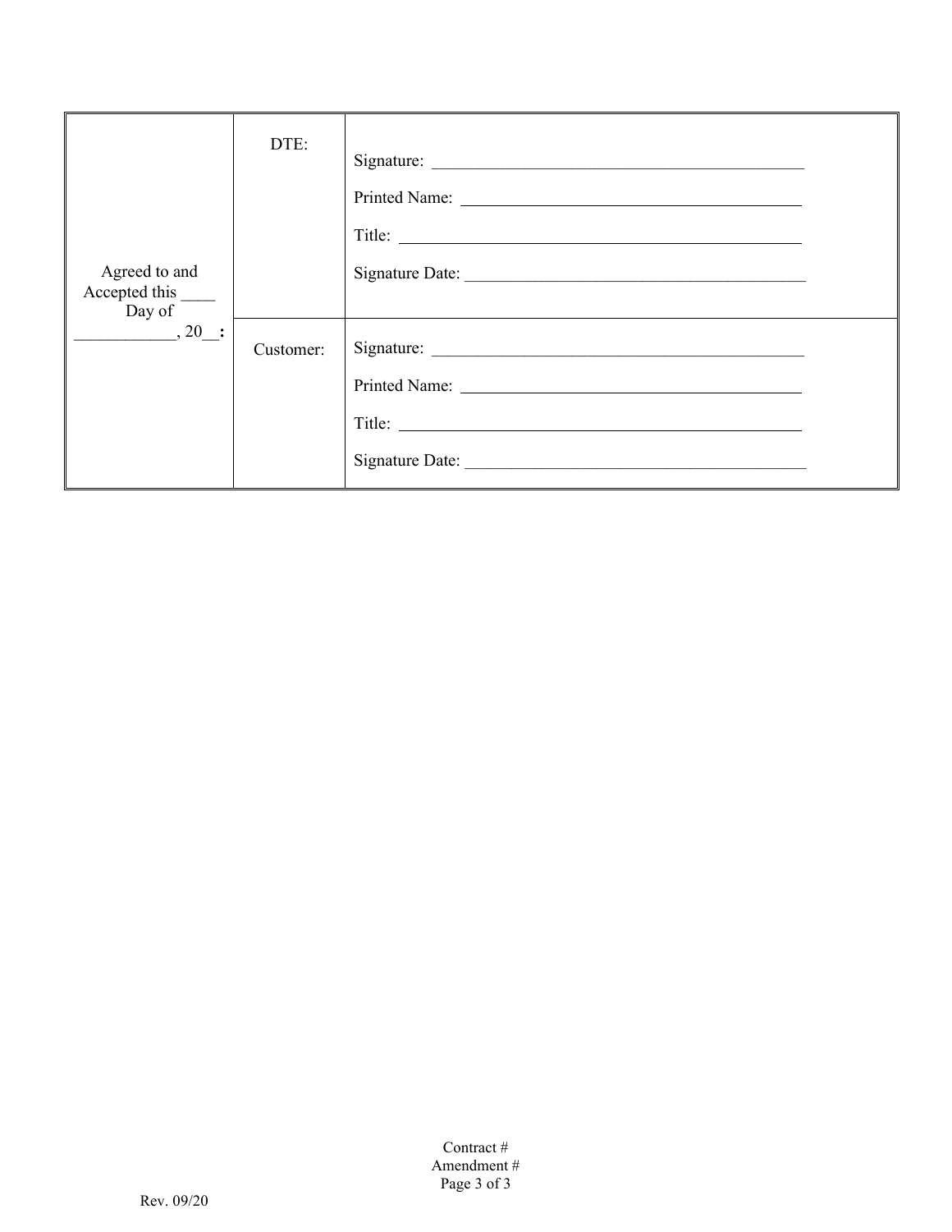| Agreed to and Accepted this ____ Day of ___________, 20__**:** | DTE: | Signature: ___________________________________________<br>Printed Name: ________________________________________<br>Title: _______________________________________________<br>Signature Date: ______________________________________ |
|---|---|---|
| | Customer: | Signature: ___________________________________________<br>Printed Name: ________________________________________<br>Title: _______________________________________________<br>Signature Date: ______________________________________ |

Contract #
Amendment #

Rev. 09/20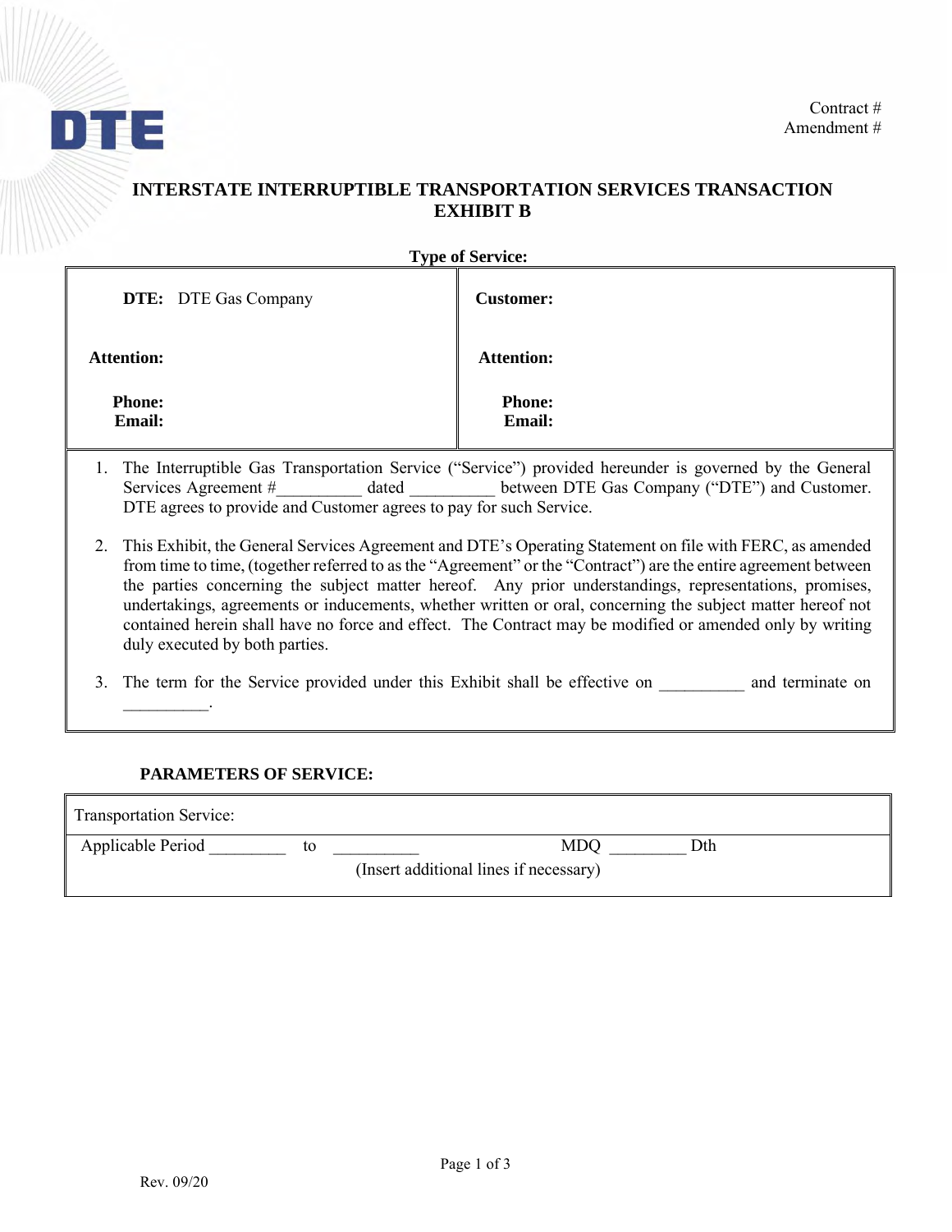DTE

Contract #
Amendment #

# INTERSTATE INTERRUPTIBLE TRANSPORTATION SERVICES TRANSACTION EXHIBIT B

**Type of Service:**

| **DTE:** DTE Gas Company | **Customer:** |
|---|---|
| **Attention:** | **Attention:** |
| **Phone:**<br>**Email:** | **Phone:**<br>**Email:** |

1. The Interruptible Gas Transportation Service ("Service") provided hereunder is governed by the General Services Agreement #__________ dated __________ between DTE Gas Company ("DTE") and Customer. DTE agrees to provide and Customer agrees to pay for such Service.

2. This Exhibit, the General Services Agreement and DTE's Operating Statement on file with FERC, as amended from time to time, (together referred to as the "Agreement" or the "Contract") are the entire agreement between the parties concerning the subject matter hereof. Any prior understandings, representations, promises, undertakings, agreements or inducements, whether written or oral, concerning the subject matter hereof not contained herein shall have no force and effect. The Contract may be modified or amended only by writing duly executed by both parties.

3. The term for the Service provided under this Exhibit shall be effective on __________ and terminate on __________.

**PARAMETERS OF SERVICE:**

| Transportation Service: |
|---|
| Applicable Period _________ to __________ MDQ _________ Dth |
| (Insert additional lines if necessary) |

Rev. 09/20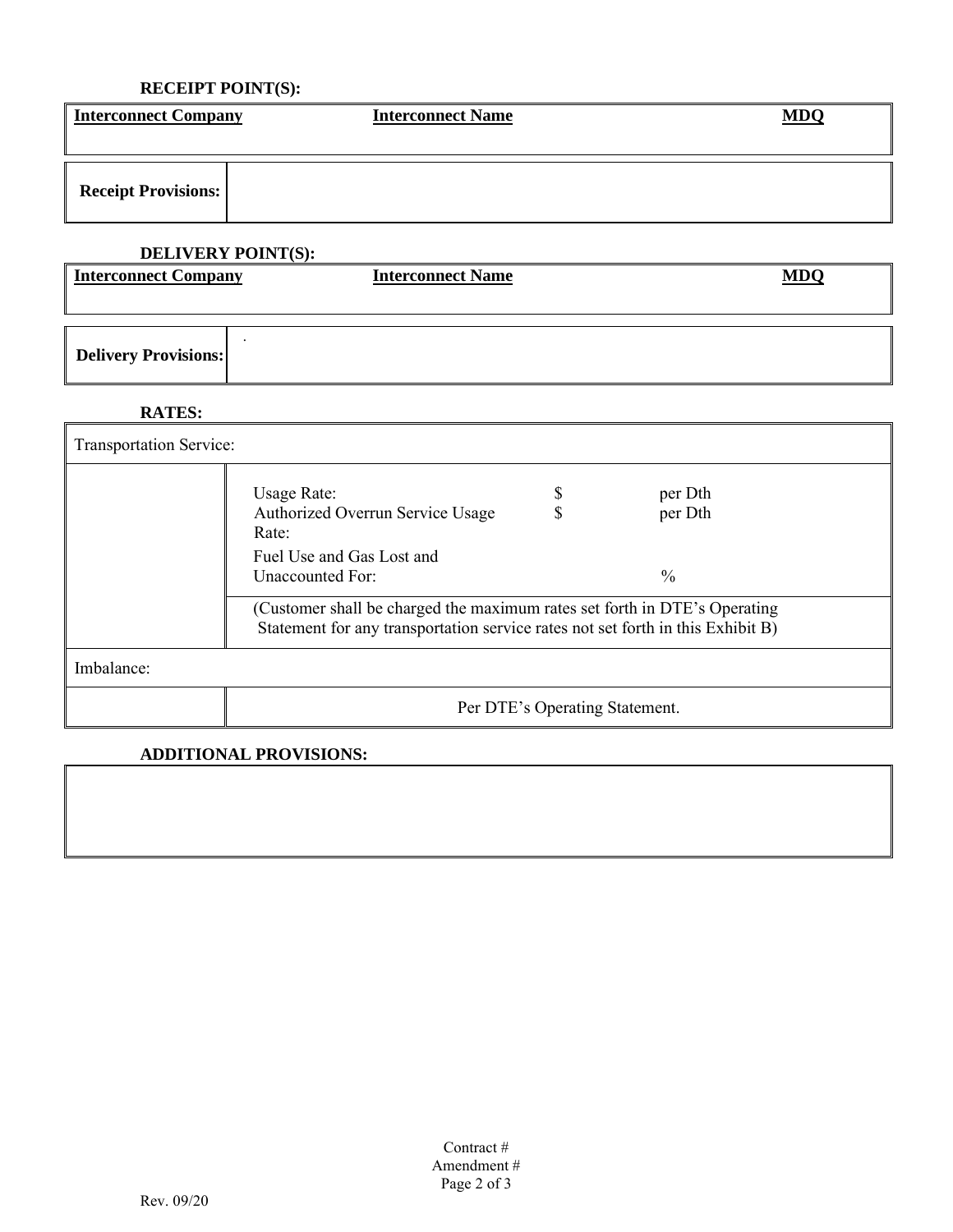**RECEIPT POINT(S):**

| Interconnect Company | Interconnect Name | MDQ |
|---|---|---|
| | | |

| Receipt Provisions: | |
|---|---|

**DELIVERY POINT(S):**

| Interconnect Company | Interconnect Name | MDQ |
|---|---|---|
| | | |

| Delivery Provisions: | . |
|---|---|

**RATES:**

| Transportation Service: | | | |
|---|---|---|---|
| | Usage Rate: | $ | per Dth |
| | Authorized Overrun Service Usage Rate: | $ | per Dth |
| | Fuel Use and Gas Lost and Unaccounted For: | | % |
| | (Customer shall be charged the maximum rates set forth in DTE's Operating Statement for any transportation service rates not set forth in this Exhibit B) | | |
| Imbalance: | | | |
| | Per DTE's Operating Statement. | | |

**ADDITIONAL PROVISIONS:**

| |
|---|
| |

Contract #
Amendment #

Rev. 09/20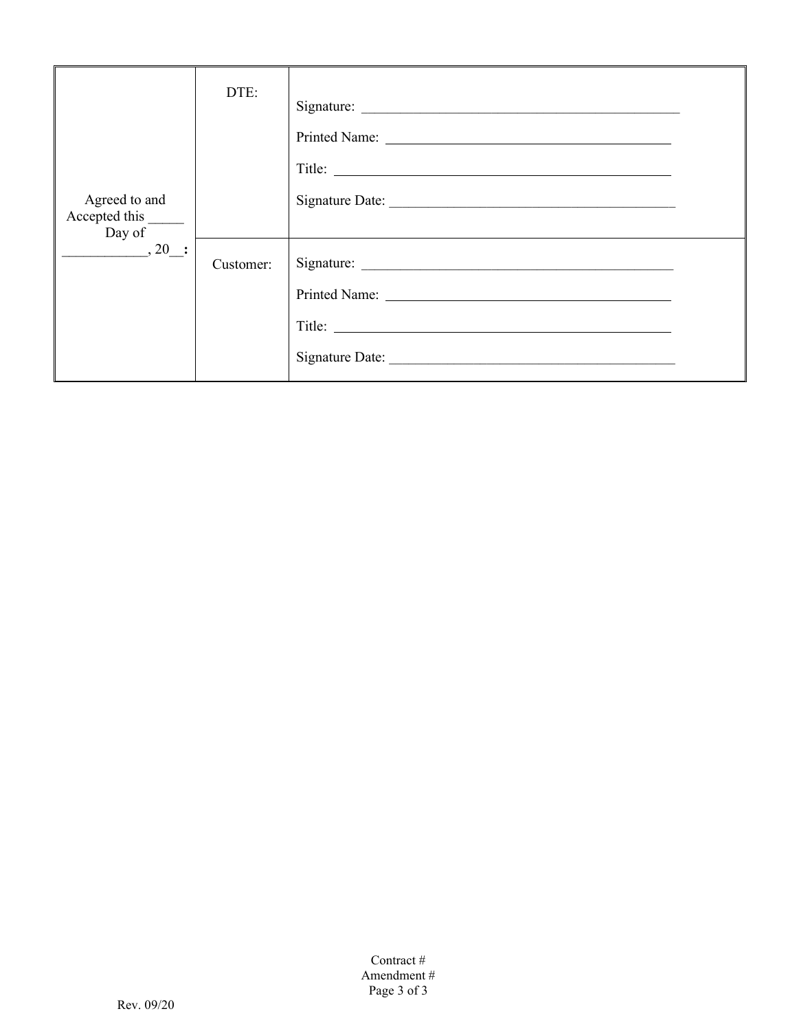| Agreed to and Accepted this _____ Day of ___________, 20__: | DTE: | Signature: ____________________________________________<br>Printed Name: ________________________________________<br>Title: _______________________________________________<br>Signature Date: _______________________________________ |
|---|---|---|
| | Customer: | Signature: ____________________________________________<br>Printed Name: ________________________________________<br>Title: _______________________________________________<br>Signature Date: _______________________________________ |

Contract #
Amendment #

Rev. 09/20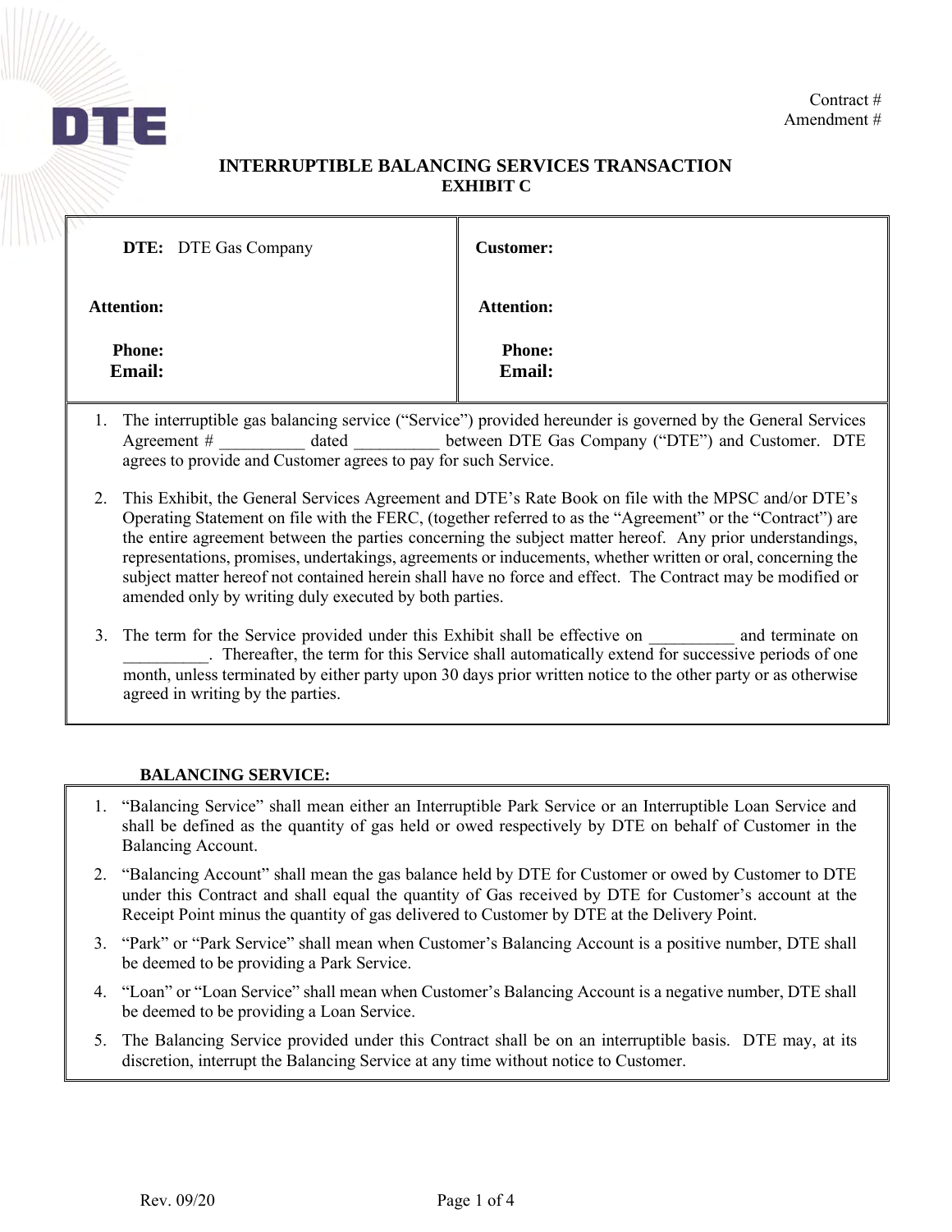DTE

Contract #
Amendment #

# INTERRUPTIBLE BALANCING SERVICES TRANSACTION
## EXHIBIT C

| **DTE:** DTE Gas Company | **Customer:** |
|---|---|
| **Attention:** | **Attention:** |
| **Phone:** | **Phone:** |
| **Email:** | **Email:** |

1. The interruptible gas balancing service ("Service") provided hereunder is governed by the General Services Agreement # __________ dated __________ between DTE Gas Company ("DTE") and Customer. DTE agrees to provide and Customer agrees to pay for such Service.
2. This Exhibit, the General Services Agreement and DTE's Rate Book on file with the MPSC and/or DTE's Operating Statement on file with the FERC, (together referred to as the "Agreement" or the "Contract") are the entire agreement between the parties concerning the subject matter hereof. Any prior understandings, representations, promises, undertakings, agreements or inducements, whether written or oral, concerning the subject matter hereof not contained herein shall have no force and effect. The Contract may be modified or amended only by writing duly executed by both parties.
3. The term for the Service provided under this Exhibit shall be effective on __________ and terminate on __________. Thereafter, the term for this Service shall automatically extend for successive periods of one month, unless terminated by either party upon 30 days prior written notice to the other party or as otherwise agreed in writing by the parties.

**BALANCING SERVICE:**

1. "Balancing Service" shall mean either an Interruptible Park Service or an Interruptible Loan Service and shall be defined as the quantity of gas held or owed respectively by DTE on behalf of Customer in the Balancing Account.
2. "Balancing Account" shall mean the gas balance held by DTE for Customer or owed by Customer to DTE under this Contract and shall equal the quantity of Gas received by DTE for Customer's account at the Receipt Point minus the quantity of gas delivered to Customer by DTE at the Delivery Point.
3. "Park" or "Park Service" shall mean when Customer's Balancing Account is a positive number, DTE shall be deemed to be providing a Park Service.
4. "Loan" or "Loan Service" shall mean when Customer's Balancing Account is a negative number, DTE shall be deemed to be providing a Loan Service.
5. The Balancing Service provided under this Contract shall be on an interruptible basis. DTE may, at its discretion, interrupt the Balancing Service at any time without notice to Customer.

Rev. 09/20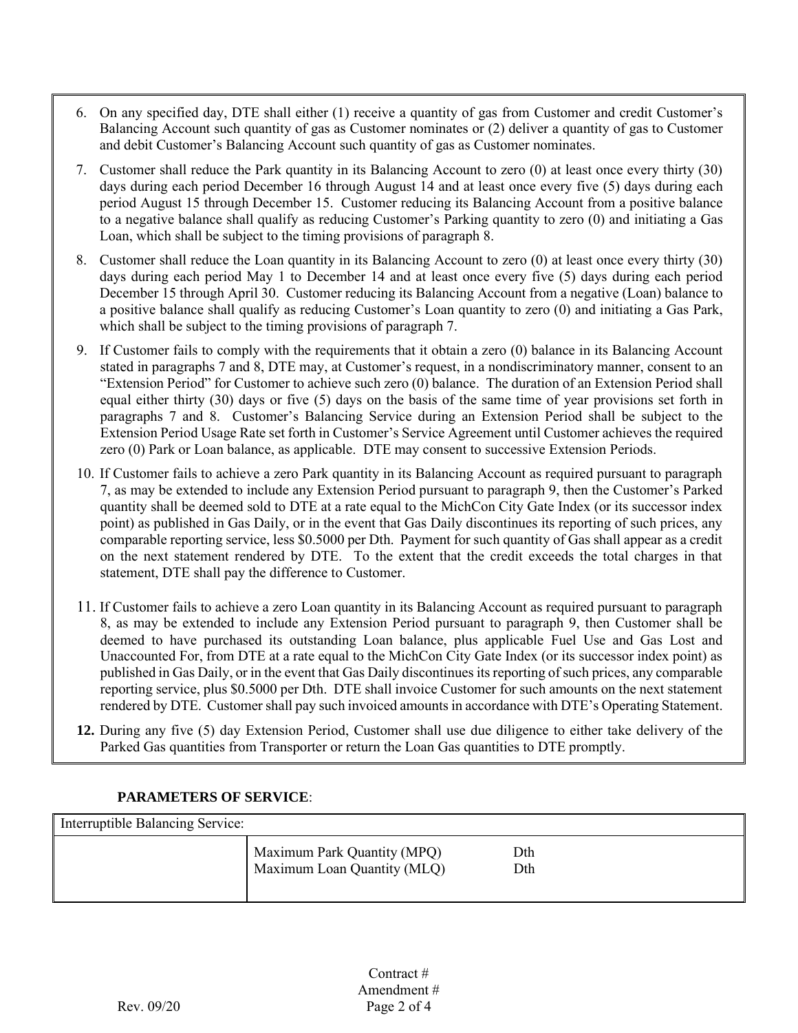6. On any specified day, DTE shall either (1) receive a quantity of gas from Customer and credit Customer's Balancing Account such quantity of gas as Customer nominates or (2) deliver a quantity of gas to Customer and debit Customer's Balancing Account such quantity of gas as Customer nominates.
7. Customer shall reduce the Park quantity in its Balancing Account to zero (0) at least once every thirty (30) days during each period December 16 through August 14 and at least once every five (5) days during each period August 15 through December 15. Customer reducing its Balancing Account from a positive balance to a negative balance shall qualify as reducing Customer's Parking quantity to zero (0) and initiating a Gas Loan, which shall be subject to the timing provisions of paragraph 8.
8. Customer shall reduce the Loan quantity in its Balancing Account to zero (0) at least once every thirty (30) days during each period May 1 to December 14 and at least once every five (5) days during each period December 15 through April 30. Customer reducing its Balancing Account from a negative (Loan) balance to a positive balance shall qualify as reducing Customer's Loan quantity to zero (0) and initiating a Gas Park, which shall be subject to the timing provisions of paragraph 7.
9. If Customer fails to comply with the requirements that it obtain a zero (0) balance in its Balancing Account stated in paragraphs 7 and 8, DTE may, at Customer's request, in a nondiscriminatory manner, consent to an "Extension Period" for Customer to achieve such zero (0) balance. The duration of an Extension Period shall equal either thirty (30) days or five (5) days on the basis of the same time of year provisions set forth in paragraphs 7 and 8. Customer's Balancing Service during an Extension Period shall be subject to the Extension Period Usage Rate set forth in Customer's Service Agreement until Customer achieves the required zero (0) Park or Loan balance, as applicable. DTE may consent to successive Extension Periods.
10. If Customer fails to achieve a zero Park quantity in its Balancing Account as required pursuant to paragraph 7, as may be extended to include any Extension Period pursuant to paragraph 9, then the Customer's Parked quantity shall be deemed sold to DTE at a rate equal to the MichCon City Gate Index (or its successor index point) as published in Gas Daily, or in the event that Gas Daily discontinues its reporting of such prices, any comparable reporting service, less $0.5000 per Dth. Payment for such quantity of Gas shall appear as a credit on the next statement rendered by DTE. To the extent that the credit exceeds the total charges in that statement, DTE shall pay the difference to Customer.
11. If Customer fails to achieve a zero Loan quantity in its Balancing Account as required pursuant to paragraph 8, as may be extended to include any Extension Period pursuant to paragraph 9, then Customer shall be deemed to have purchased its outstanding Loan balance, plus applicable Fuel Use and Gas Lost and Unaccounted For, from DTE at a rate equal to the MichCon City Gate Index (or its successor index point) as published in Gas Daily, or in the event that Gas Daily discontinues its reporting of such prices, any comparable reporting service, plus $0.5000 per Dth. DTE shall invoice Customer for such amounts on the next statement rendered by DTE. Customer shall pay such invoiced amounts in accordance with DTE's Operating Statement.
12. During any five (5) day Extension Period, Customer shall use due diligence to either take delivery of the Parked Gas quantities from Transporter or return the Loan Gas quantities to DTE promptly.

**PARAMETERS OF SERVICE**:

| Interruptible Balancing Service: | | |
|---|---|---|
| | Maximum Park Quantity (MPQ)<br>Maximum Loan Quantity (MLQ) | Dth<br>Dth |

Contract #
Amendment #

Rev. 09/20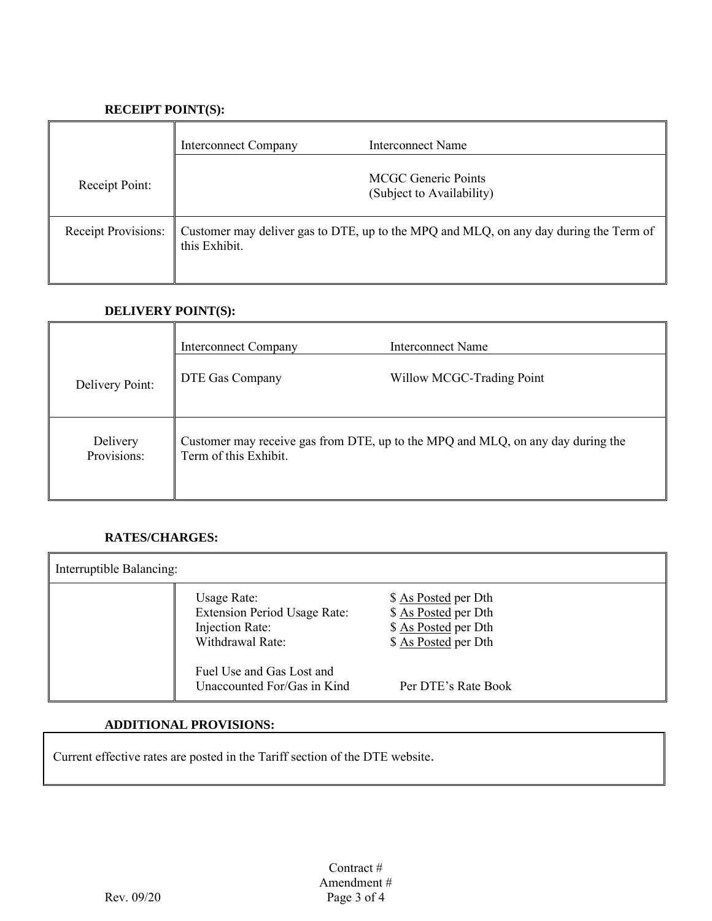**RECEIPT POINT(S):**

| | | |
|---|---|---|
| Receipt Point: | Interconnect Company | Interconnect Name |
| | | MCGC Generic Points (Subject to Availability) |
| Receipt Provisions: | Customer may deliver gas to DTE, up to the MPQ and MLQ, on any day during the Term of this Exhibit. | |

**DELIVERY POINT(S):**

| | | |
|---|---|---|
| Delivery Point: | Interconnect Company | Interconnect Name |
| | DTE Gas Company | Willow MCGC-Trading Point |
| Delivery Provisions: | Customer may receive gas from DTE, up to the MPQ and MLQ, on any day during the Term of this Exhibit. | |

**RATES/CHARGES:**

| Interruptible Balancing: | | |
|---|---|---|
| | Usage Rate: | $ As Posted per Dth |
| | Extension Period Usage Rate: | $ As Posted per Dth |
| | Injection Rate: | $ As Posted per Dth |
| | Withdrawal Rate: | $ As Posted per Dth |
| | Fuel Use and Gas Lost and Unaccounted For/Gas in Kind | Per DTE's Rate Book |

**ADDITIONAL PROVISIONS:**

| |
|---|
| Current effective rates are posted in the Tariff section of the DTE website. |

Contract #
Amendment #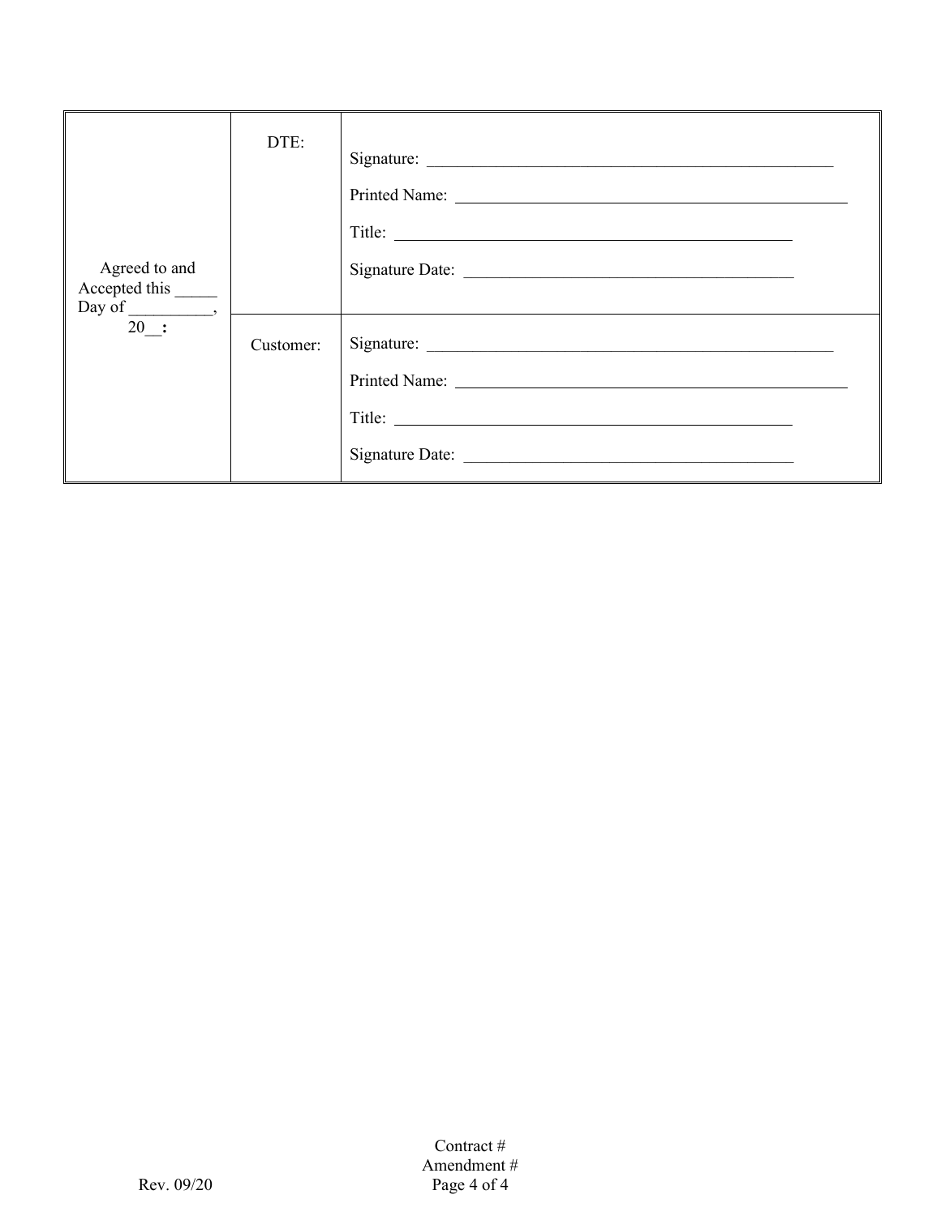| Agreed to and Accepted this _____ Day of __________, 20__: | DTE: | Signature: ______________________________<br>Printed Name: ______________________________<br>Title: ______________________________<br>Signature Date: ______________________________ |
|---|---|---|
| | Customer: | Signature: ______________________________<br>Printed Name: ______________________________<br>Title: ______________________________<br>Signature Date: ______________________________ |

Rev. 09/20

Contract #
Amendment #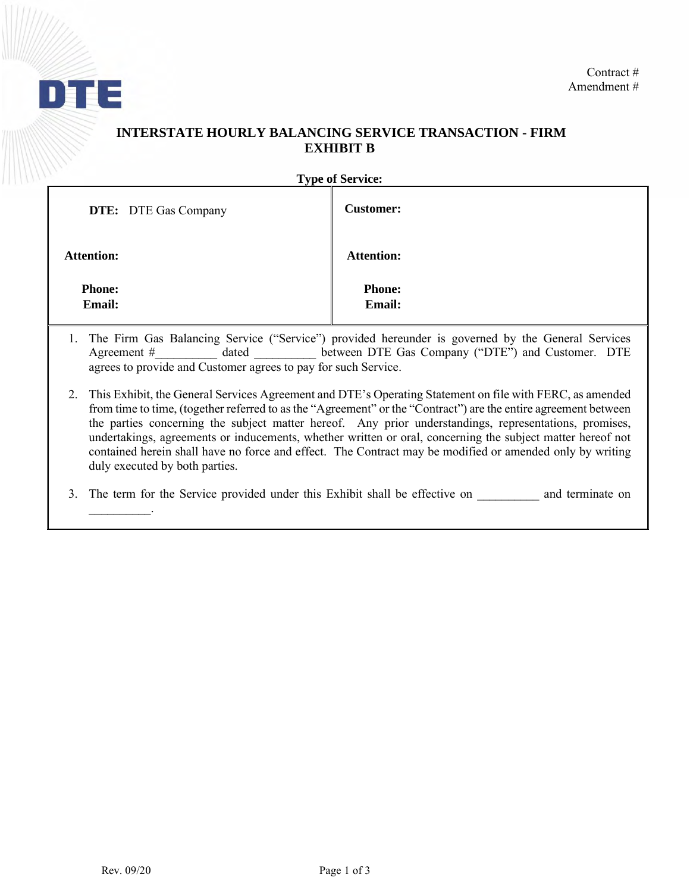Contract #
Amendment #

# INTERSTATE HOURLY BALANCING SERVICE TRANSACTION - FIRM
# EXHIBIT B

**Type of Service:**

| **DTE:** DTE Gas Company | **Customer:** |
|---|---|
| **Attention:** | **Attention:** |
| **Phone:**<br>**Email:** | **Phone:**<br>**Email:** |

1. The Firm Gas Balancing Service ("Service") provided hereunder is governed by the General Services Agreement #__________ dated __________ between DTE Gas Company ("DTE") and Customer. DTE agrees to provide and Customer agrees to pay for such Service.

2. This Exhibit, the General Services Agreement and DTE's Operating Statement on file with FERC, as amended from time to time, (together referred to as the "Agreement" or the "Contract") are the entire agreement between the parties concerning the subject matter hereof. Any prior understandings, representations, promises, undertakings, agreements or inducements, whether written or oral, concerning the subject matter hereof not contained herein shall have no force and effect. The Contract may be modified or amended only by writing duly executed by both parties.

3. The term for the Service provided under this Exhibit shall be effective on __________ and terminate on __________.

Rev. 09/20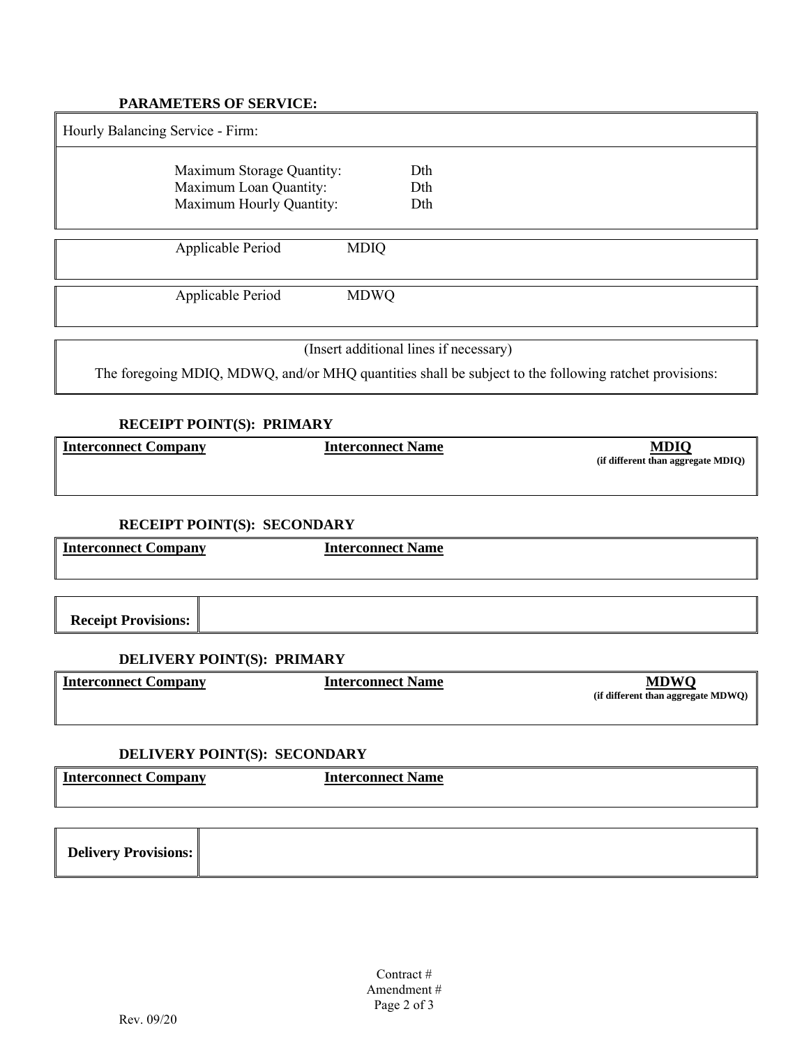**PARAMETERS OF SERVICE:**

| Hourly Balancing Service - Firm: | |
|---|---|
| Maximum Storage Quantity: | Dth |
| Maximum Loan Quantity: | Dth |
| Maximum Hourly Quantity: | Dth |

| Applicable Period | MDIQ |
|---|---|
| | |

| Applicable Period | MDWQ |
|---|---|
| | |

(Insert additional lines if necessary)

The foregoing MDIQ, MDWQ, and/or MHQ quantities shall be subject to the following ratchet provisions:

**RECEIPT POINT(S): PRIMARY**

| **Interconnect Company** | **Interconnect Name** | **MDIQ** (if different than aggregate MDIQ) |
|---|---|---|
| | | |

**RECEIPT POINT(S): SECONDARY**

| **Interconnect Company** | **Interconnect Name** |
|---|---|
| | |

| **Receipt Provisions:** | |
|---|---|

**DELIVERY POINT(S): PRIMARY**

| **Interconnect Company** | **Interconnect Name** | **MDWQ** (if different than aggregate MDWQ) |
|---|---|---|
| | | |

**DELIVERY POINT(S): SECONDARY**

| **Interconnect Company** | **Interconnect Name** |
|---|---|
| | |

| **Delivery Provisions:** | |
|---|---|

Contract #
Amendment #

Rev. 09/20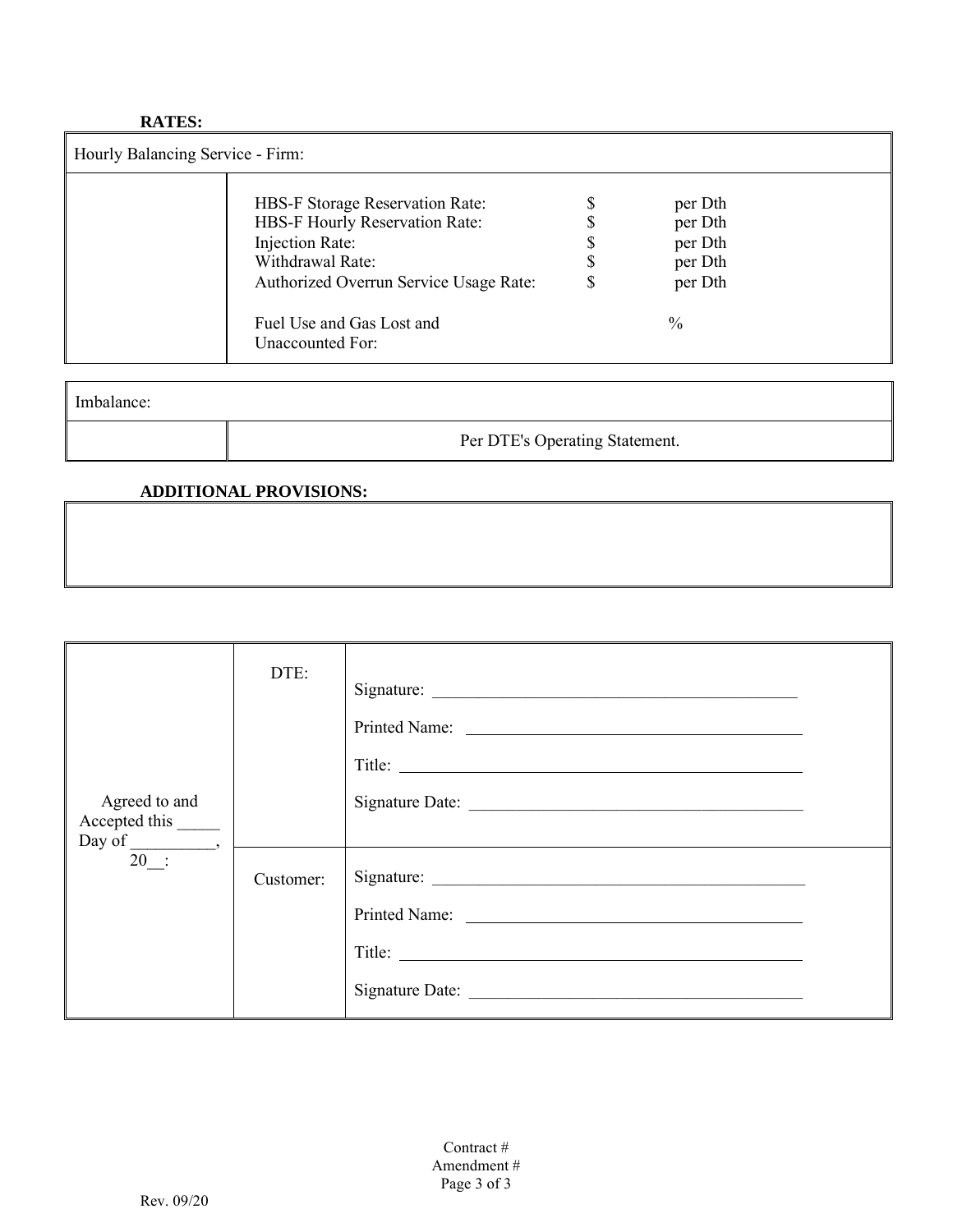**RATES:**

| Hourly Balancing Service - Firm: | | | |
|---|---|---|---|
| | HBS-F Storage Reservation Rate: | $ | per Dth |
| | HBS-F Hourly Reservation Rate: | $ | per Dth |
| | Injection Rate: | $ | per Dth |
| | Withdrawal Rate: | $ | per Dth |
| | Authorized Overrun Service Usage Rate: | $ | per Dth |
| | Fuel Use and Gas Lost and Unaccounted For: | | % |

| Imbalance: | |
|---|---|
| | Per DTE's Operating Statement. |

**ADDITIONAL PROVISIONS:**

| |
|---|
| |

| | | |
|---|---|---|
| Agreed to and Accepted this _____ Day of __________, 20__: | DTE: | Signature: ______________________________ <br> Printed Name: ______________________________ <br> Title: ______________________________ <br> Signature Date: ______________________________ |
| | Customer: | Signature: ______________________________ <br> Printed Name: ______________________________ <br> Title: ______________________________ <br> Signature Date: ______________________________ |

Contract #
Amendment #

Rev. 09/20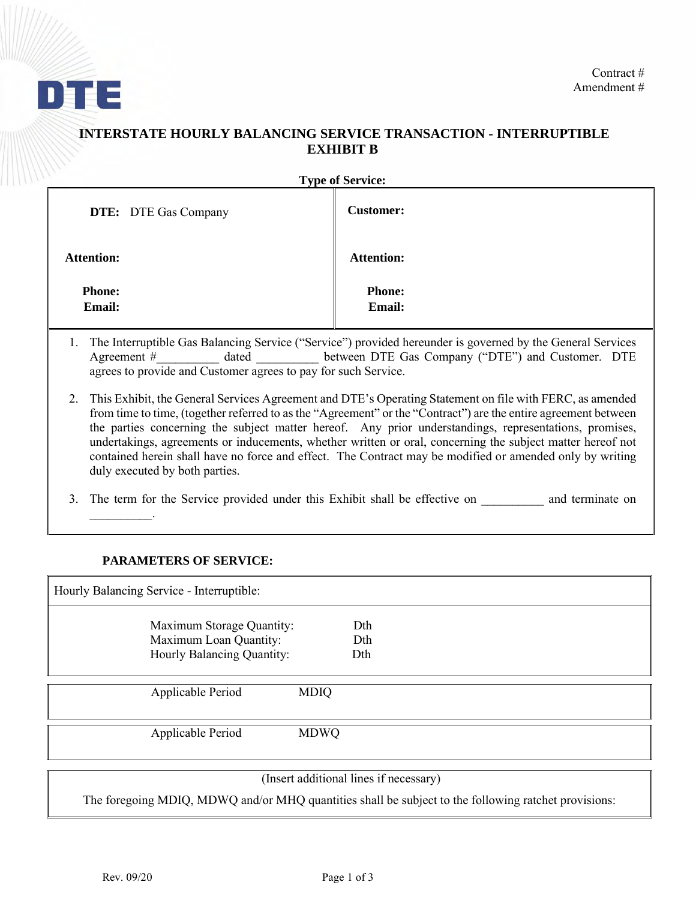DTE

Contract #
Amendment #

## INTERSTATE HOURLY BALANCING SERVICE TRANSACTION - INTERRUPTIBLE
## EXHIBIT B

**Type of Service:**

| **DTE:** DTE Gas Company | **Customer:** |
|---|---|
| **Attention:** | **Attention:** |
| **Phone:**<br>**Email:** | **Phone:**<br>**Email:** |

1. The Interruptible Gas Balancing Service ("Service") provided hereunder is governed by the General Services Agreement #__________ dated __________ between DTE Gas Company ("DTE") and Customer. DTE agrees to provide and Customer agrees to pay for such Service.

2. This Exhibit, the General Services Agreement and DTE's Operating Statement on file with FERC, as amended from time to time, (together referred to as the "Agreement" or the "Contract") are the entire agreement between the parties concerning the subject matter hereof. Any prior understandings, representations, promises, undertakings, agreements or inducements, whether written or oral, concerning the subject matter hereof not contained herein shall have no force and effect. The Contract may be modified or amended only by writing duly executed by both parties.

3. The term for the Service provided under this Exhibit shall be effective on __________ and terminate on __________.

**PARAMETERS OF SERVICE:**

Hourly Balancing Service - Interruptible:

| | |
|---|---|
| Maximum Storage Quantity: | Dth |
| Maximum Loan Quantity: | Dth |
| Hourly Balancing Quantity: | Dth |

| Applicable Period | MDIQ |
|---|---|
| | |

| Applicable Period | MDWQ |
|---|---|
| | |

(Insert additional lines if necessary)

The foregoing MDIQ, MDWQ and/or MHQ quantities shall be subject to the following ratchet provisions:

Rev. 09/20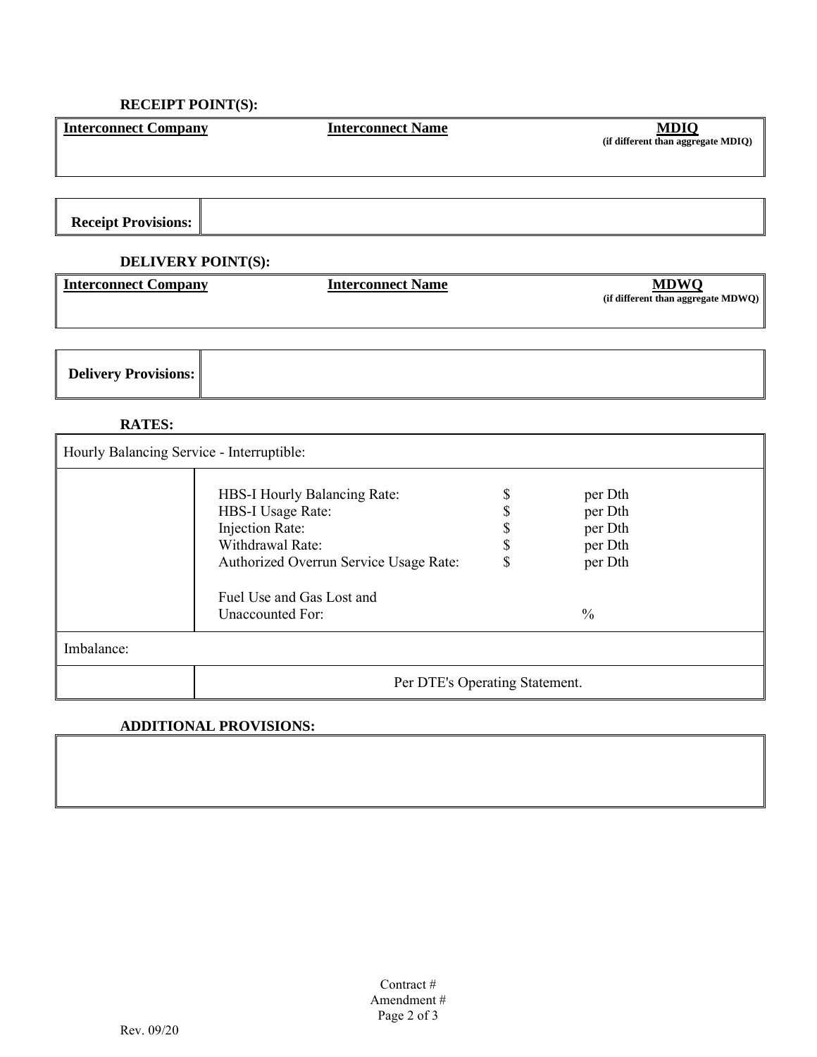**RECEIPT POINT(S):**

| Interconnect Company | Interconnect Name | MDIQ (if different than aggregate MDIQ) |
|---|---|---|
| | | |

| Receipt Provisions: | |
|---|---|

**DELIVERY POINT(S):**

| Interconnect Company | Interconnect Name | MDWQ (if different than aggregate MDWQ) |
|---|---|---|
| | | |

| Delivery Provisions: | |
|---|---|

**RATES:**

| Hourly Balancing Service - Interruptible: | | | |
|---|---|---|---|
| | HBS-I Hourly Balancing Rate: | $ | per Dth |
| | HBS-I Usage Rate: | $ | per Dth |
| | Injection Rate: | $ | per Dth |
| | Withdrawal Rate: | $ | per Dth |
| | Authorized Overrun Service Usage Rate: | $ | per Dth |
| | Fuel Use and Gas Lost and Unaccounted For: | | % |
| Imbalance: | | | |
| | Per DTE's Operating Statement. | | |

**ADDITIONAL PROVISIONS:**

| |
|---|
| |

Contract #
Amendment #

Rev. 09/20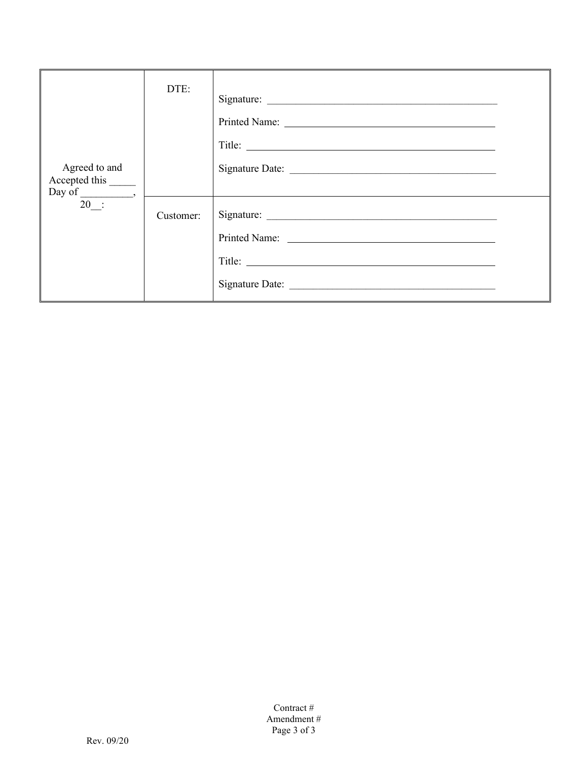| | | |
|---|---|---|
| Agreed to and Accepted this _____ Day of __________, 20__: | DTE: | Signature: ____________________________________________<br>Printed Name: ____________________________________________<br>Title: ____________________________________________<br>Signature Date: ____________________________________________ |
| | Customer: | Signature: ____________________________________________<br>Printed Name: ____________________________________________<br>Title: ____________________________________________<br>Signature Date: ____________________________________________ |

Contract #
Amendment #

Rev. 09/20